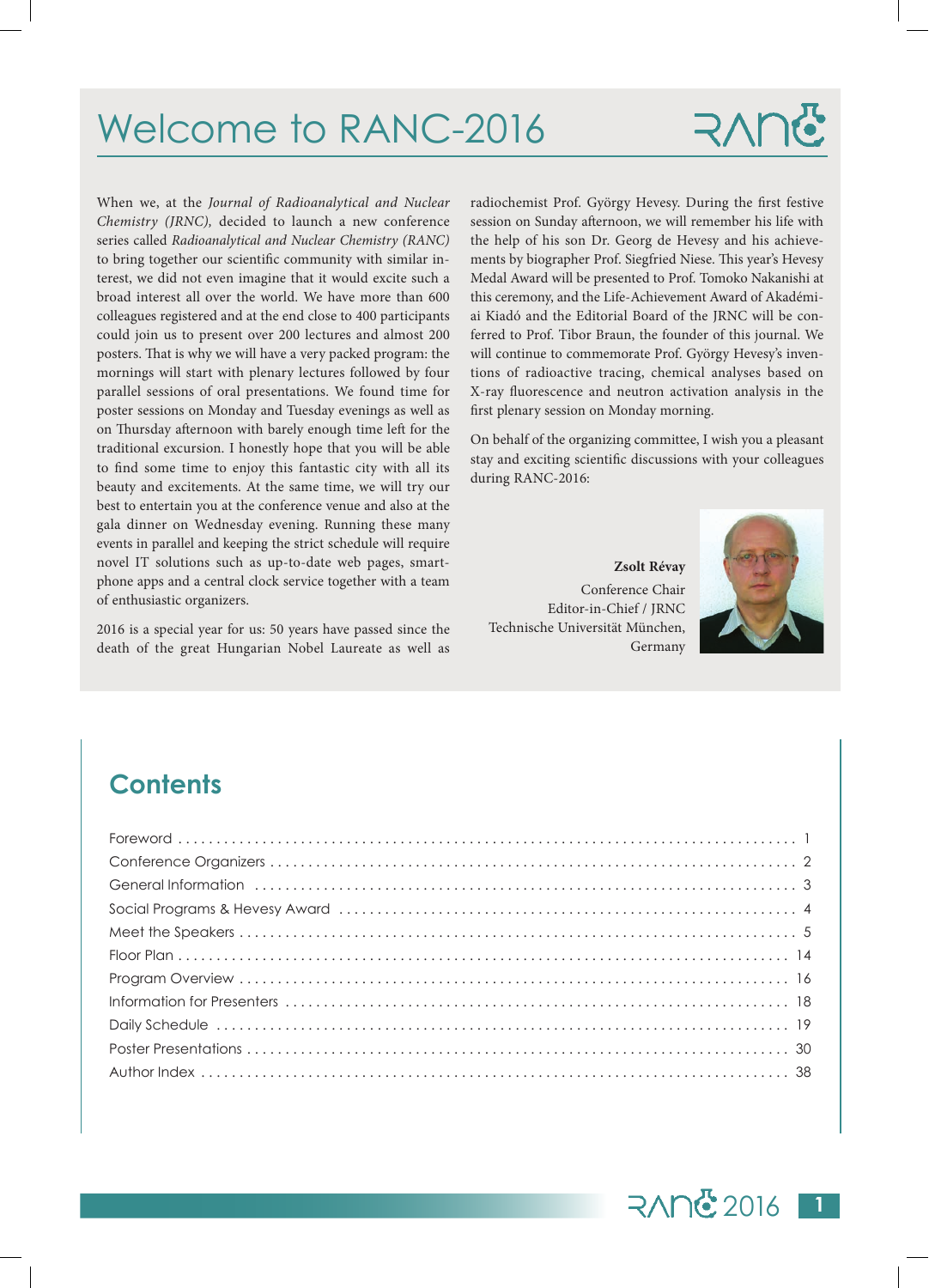# Welcome to RANC-2016

When we, at the *Journal of Radioanalytical and Nuclear Chemistry (JRNC),* decided to launch a new conference series called *Radioanalytical and Nuclear Chemistry (RANC)* to bring together our scientific community with similar interest, we did not even imagine that it would excite such a broad interest all over the world. We have more than 600 colleagues registered and at the end close to 400 participants could join us to present over 200 lectures and almost 200 posters. That is why we will have a very packed program: the mornings will start with plenary lectures followed by four parallel sessions of oral presentations. We found time for poster sessions on Monday and Tuesday evenings as well as on Thursday afternoon with barely enough time left for the traditional excursion. I honestly hope that you will be able to find some time to enjoy this fantastic city with all its beauty and excitements. At the same time, we will try our best to entertain you at the conference venue and also at the gala dinner on Wednesday evening. Running these many events in parallel and keeping the strict schedule will require novel IT solutions such as up-to-date web pages, smartphone apps and a central clock service together with a team of enthusiastic organizers.

2016 is a special year for us: 50 years have passed since the death of the great Hungarian Nobel Laureate as well as radiochemist Prof. György Hevesy. During the first festive session on Sunday afternoon, we will remember his life with the help of his son Dr. Georg de Hevesy and his achievements by biographer Prof. Siegfried Niese. This year's Hevesy Medal Award will be presented to Prof. Tomoko Nakanishi at this ceremony, and the Life-Achievement Award of Akadémiai Kiadó and the Editorial Board of the JRNC will be conferred to Prof. Tibor Braun, the founder of this journal. We will continue to commemorate Prof. György Hevesy's inventions of radioactive tracing, chemical analyses based on X-ray fluorescence and neutron activation analysis in the first plenary session on Monday morning.

On behalf of the organizing committee, I wish you a pleasant stay and exciting scientific discussions with your colleagues during RANC-2016:

**Zsolt Révay**
Conference Chair
Editor-in-Chief / JRNC
Technische Universität München,
Germany

## Contents

| | |
|---|---|
| Foreword | 1 |
| Conference Organizers | 2 |
| General Information | 3 |
| Social Programs & Hevesy Award | 4 |
| Meet the Speakers | 5 |
| Floor Plan | 14 |
| Program Overview | 16 |
| Information for Presenters | 18 |
| Daily Schedule | 19 |
| Poster Presentations | 30 |
| Author Index | 38 |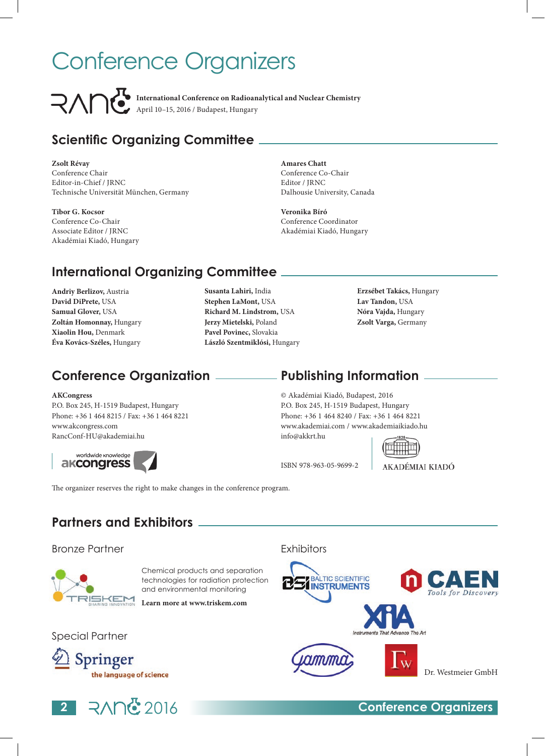# Conference Organizers

**International Conference on Radioanalytical and Nuclear Chemistry**
April 10–15, 2016 / Budapest, Hungary

## Scientific Organizing Committee

**Zsolt Révay**
Conference Chair
Editor-in-Chief / JRNC
Technische Universität München, Germany

**Tibor G. Kocsor**
Conference Co-Chair
Associate Editor / JRNC
Akadémiai Kiadó, Hungary

**Amares Chatt**
Conference Co-Chair
Editor / JRNC
Dalhousie University, Canada

**Veronika Bíró**
Conference Coordinator
Akadémiai Kiadó, Hungary

## International Organizing Committee

**Andriy Berlizov,** Austria
**David DiPrete,** USA
**Samual Glover,** USA
**Zoltán Homonnay,** Hungary
**Xiaolin Hou,** Denmark
**Éva Kovács-Széles,** Hungary
**Susanta Lahiri,** India
**Stephen LaMont,** USA
**Richard M. Lindstrom,** USA
**Jerzy Mietelski,** Poland
**Pavel Povinec,** Slovakia
**László Szentmiklósi,** Hungary
**Erzsébet Takács,** Hungary
**Lav Tandon,** USA
**Nóra Vajda,** Hungary
**Zsolt Varga,** Germany

## Conference Organization

**AKCongress**
P.O. Box 245, H-1519 Budapest, Hungary
Phone: +36 1 464 8215 / Fax: +36 1 464 8221
www.akcongress.com
RancConf-HU@akademiai.hu

worldwide knowledge akcongress

## Publishing Information

© Akadémiai Kiadó, Budapest, 2016
P.O. Box 245, H-1519 Budapest, Hungary
Phone: +36 1 464 8240 / Fax: +36 1 464 8221
www.akademiai.com / www.akademiaikiado.hu
info@akkrt.hu

ISBN 978-963-05-9699-2

AKADÉMIAI KIADÓ

The organizer reserves the right to make changes in the conference program.

## Partners and Exhibitors

### Bronze Partner

TRISKEM – Sharing Innovation

Chemical products and separation technologies for radiation protection and environmental monitoring

**Learn more at www.triskem.com**

### Special Partner

Springer – the language of science

### Exhibitors

Baltic Scientific Instruments

CAEN – Tools for Discovery

XIA – Instruments That Advance The Art

Gamma

Dr. Westmeier GmbH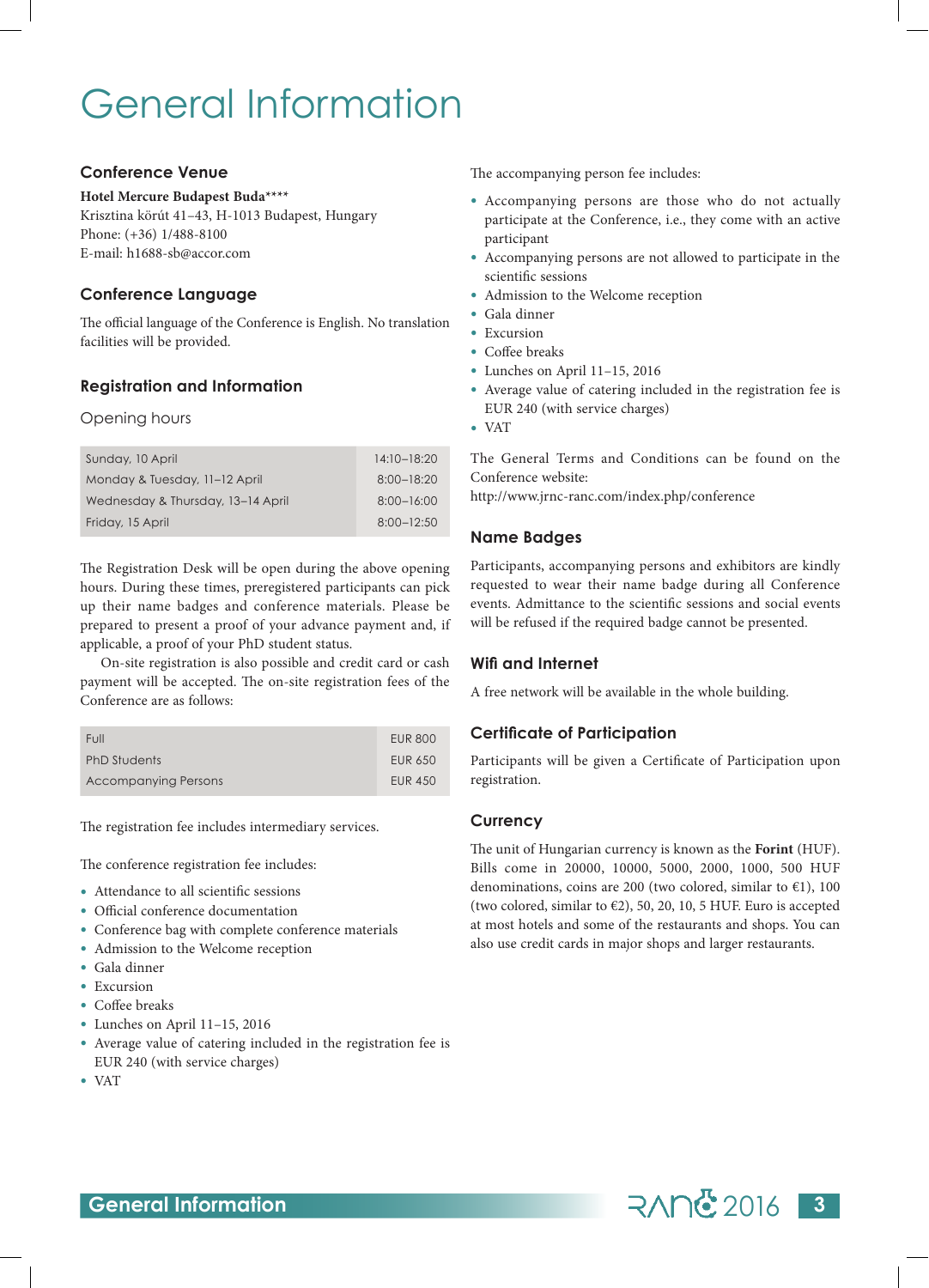# General Information

## Conference Venue

**Hotel Mercure Budapest Buda****\*\***

Krisztina körút 41–43, H-1013 Budapest, Hungary
Phone: (+36) 1/488-8100
E-mail: h1688-sb@accor.com

## Conference Language

The official language of the Conference is English. No translation facilities will be provided.

## Registration and Information

### Opening hours

| | |
|---|---|
| Sunday, 10 April | 14:10–18:20 |
| Monday & Tuesday, 11–12 April | 8:00–18:20 |
| Wednesday & Thursday, 13–14 April | 8:00–16:00 |
| Friday, 15 April | 8:00–12:50 |

The Registration Desk will be open during the above opening hours. During these times, preregistered participants can pick up their name badges and conference materials. Please be prepared to present a proof of your advance payment and, if applicable, a proof of your PhD student status.

On-site registration is also possible and credit card or cash payment will be accepted. The on-site registration fees of the Conference are as follows:

| | |
|---|---|
| Full | EUR 800 |
| PhD Students | EUR 650 |
| Accompanying Persons | EUR 450 |

The registration fee includes intermediary services.

The conference registration fee includes:

- Attendance to all scientific sessions
- Official conference documentation
- Conference bag with complete conference materials
- Admission to the Welcome reception
- Gala dinner
- Excursion
- Coffee breaks
- Lunches on April 11–15, 2016
- Average value of catering included in the registration fee is EUR 240 (with service charges)
- VAT

The accompanying person fee includes:

- Accompanying persons are those who do not actually participate at the Conference, i.e., they come with an active participant
- Accompanying persons are not allowed to participate in the scientific sessions
- Admission to the Welcome reception
- Gala dinner
- Excursion
- Coffee breaks
- Lunches on April 11–15, 2016
- Average value of catering included in the registration fee is EUR 240 (with service charges)
- VAT

The General Terms and Conditions can be found on the Conference website:
http://www.jrnc-ranc.com/index.php/conference

## Name Badges

Participants, accompanying persons and exhibitors are kindly requested to wear their name badge during all Conference events. Admittance to the scientific sessions and social events will be refused if the required badge cannot be presented.

## Wifi and Internet

A free network will be available in the whole building.

## Certificate of Participation

Participants will be given a Certificate of Participation upon registration.

## Currency

The unit of Hungarian currency is known as the **Forint** (HUF). Bills come in 20000, 10000, 5000, 2000, 1000, 500 HUF denominations, coins are 200 (two colored, similar to €1), 100 (two colored, similar to €2), 50, 20, 10, 5 HUF. Euro is accepted at most hotels and some of the restaurants and shops. You can also use credit cards in major shops and larger restaurants.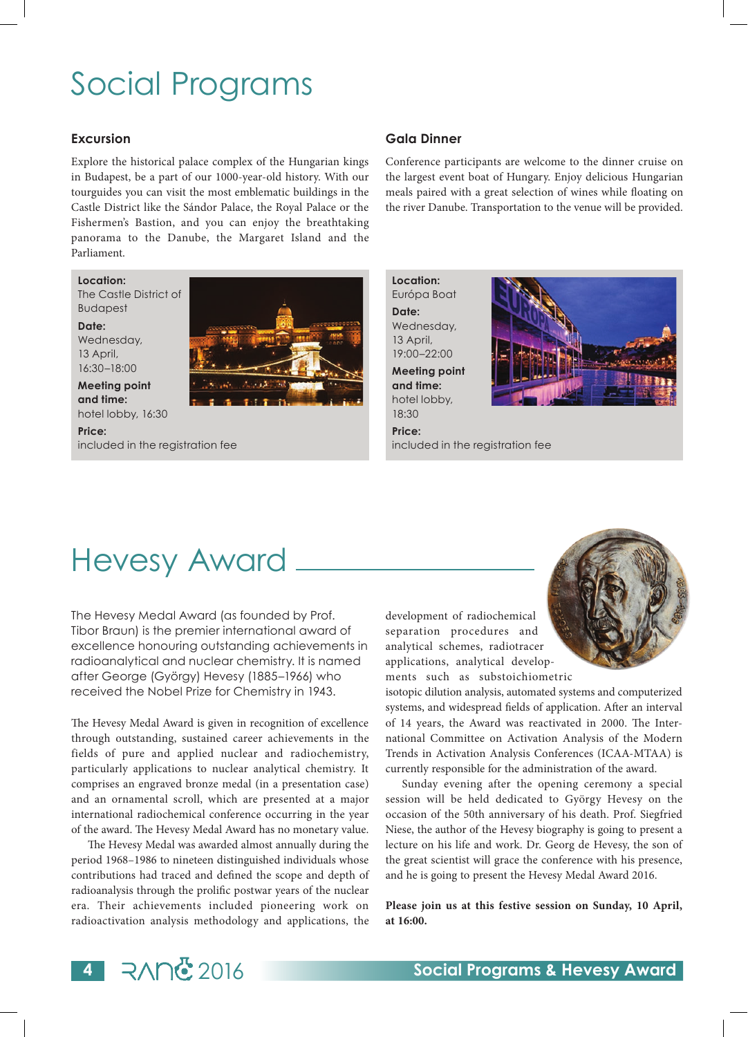# Social Programs

## Excursion

Explore the historical palace complex of the Hungarian kings in Budapest, be a part of our 1000-year-old history. With our tourguides you can visit the most emblematic buildings in the Castle District like the Sándor Palace, the Royal Palace or the Fishermen's Bastion, and you can enjoy the breathtaking panorama to the Danube, the Margaret Island and the Parliament.

**Location:**
The Castle District of Budapest

**Date:**
Wednesday, 13 April, 16:30–18:00

**Meeting point and time:**
hotel lobby, 16:30

**Price:**
included in the registration fee

## Gala Dinner

Conference participants are welcome to the dinner cruise on the largest event boat of Hungary. Enjoy delicious Hungarian meals paired with a great selection of wines while floating on the river Danube. Transportation to the venue will be provided.

**Location:**
Európa Boat

**Date:**
Wednesday, 13 April, 19:00–22:00

**Meeting point and time:**
hotel lobby, 18:30

**Price:**
included in the registration fee

# Hevesy Award

The Hevesy Medal Award (as founded by Prof. Tibor Braun) is the premier international award of excellence honouring outstanding achievements in radioanalytical and nuclear chemistry. It is named after George (György) Hevesy (1885–1966) who received the Nobel Prize for Chemistry in 1943.

The Hevesy Medal Award is given in recognition of excellence through outstanding, sustained career achievements in the fields of pure and applied nuclear and radiochemistry, particularly applications to nuclear analytical chemistry. It comprises an engraved bronze medal (in a presentation case) and an ornamental scroll, which are presented at a major international radiochemical conference occurring in the year of the award. The Hevesy Medal Award has no monetary value.

The Hevesy Medal was awarded almost annually during the period 1968–1986 to nineteen distinguished individuals whose contributions had traced and defined the scope and depth of radioanalysis through the prolific postwar years of the nuclear era. Their achievements included pioneering work on radioactivation analysis methodology and applications, the development of radiochemical separation procedures and analytical schemes, radiotracer applications, analytical developments such as substoichiometric isotopic dilution analysis, automated systems and computerized systems, and widespread fields of application. After an interval of 14 years, the Award was reactivated in 2000. The International Committee on Activation Analysis of the Modern Trends in Activation Analysis Conferences (ICAA-MTAA) is currently responsible for the administration of the award.

Sunday evening after the opening ceremony a special session will be held dedicated to György Hevesy on the occasion of the 50th anniversary of his death. Prof. Siegfried Niese, the author of the Hevesy biography is going to present a lecture on his life and work. Dr. Georg de Hevesy, the son of the great scientist will grace the conference with his presence, and he is going to present the Hevesy Medal Award 2016.

**Please join us at this festive session on Sunday, 10 April, at 16:00.**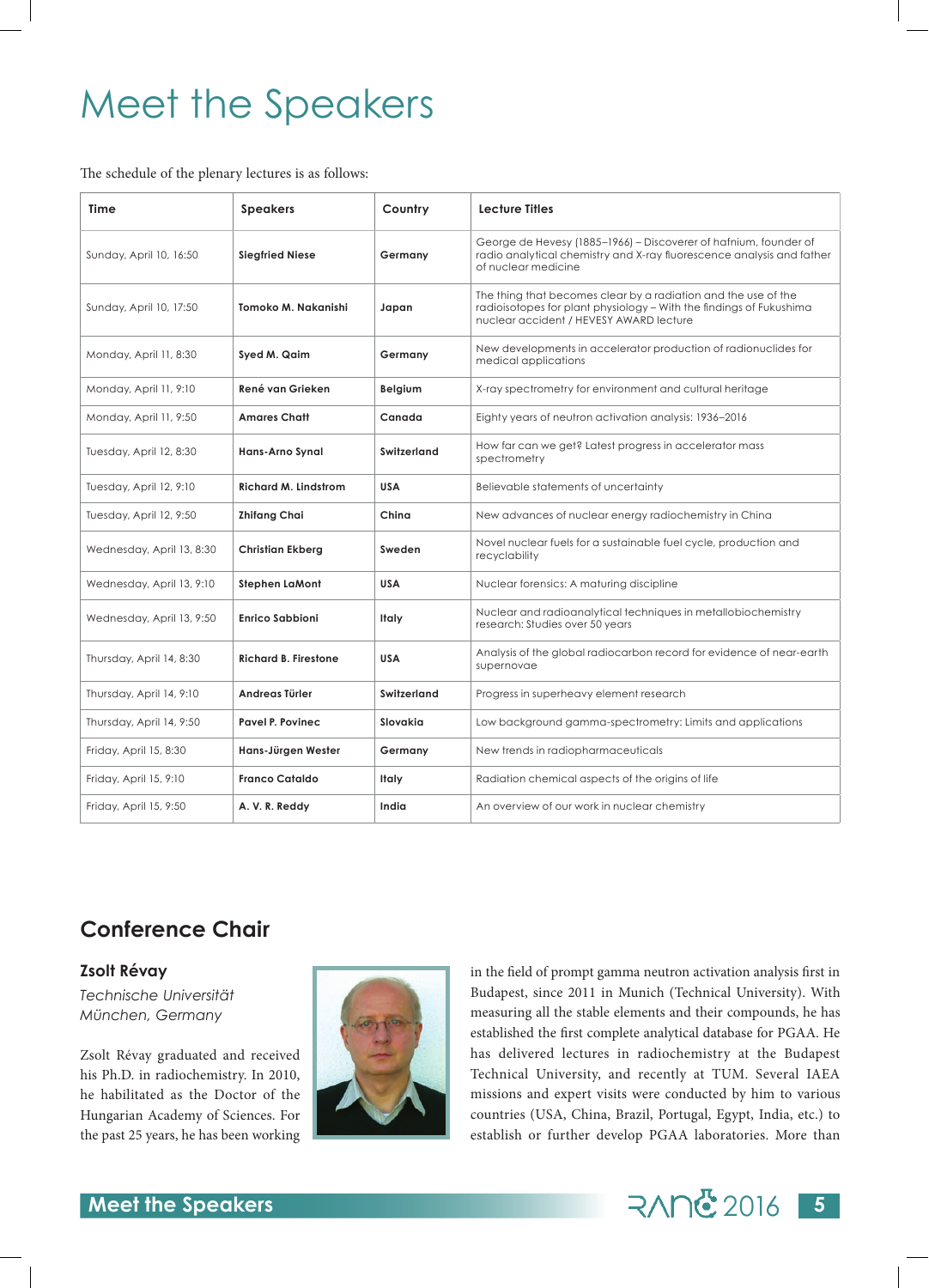# Meet the Speakers

The schedule of the plenary lectures is as follows:

| Time | Speakers | Country | Lecture Titles |
|---|---|---|---|
| Sunday, April 10, 16:50 | **Siegfried Niese** | **Germany** | George de Hevesy (1885–1966) – Discoverer of hafnium, founder of radio analytical chemistry and X-ray fluorescence analysis and father of nuclear medicine |
| Sunday, April 10, 17:50 | **Tomoko M. Nakanishi** | **Japan** | The thing that becomes clear by a radiation and the use of the radioisotopes for plant physiology – With the findings of Fukushima nuclear accident / HEVESY AWARD lecture |
| Monday, April 11, 8:30 | **Syed M. Qaim** | **Germany** | New developments in accelerator production of radionuclides for medical applications |
| Monday, April 11, 9:10 | **René van Grieken** | **Belgium** | X-ray spectrometry for environment and cultural heritage |
| Monday, April 11, 9:50 | **Amares Chatt** | **Canada** | Eighty years of neutron activation analysis: 1936–2016 |
| Tuesday, April 12, 8:30 | **Hans-Arno Synal** | **Switzerland** | How far can we get? Latest progress in accelerator mass spectrometry |
| Tuesday, April 12, 9:10 | **Richard M. Lindstrom** | **USA** | Believable statements of uncertainty |
| Tuesday, April 12, 9:50 | **Zhifang Chai** | **China** | New advances of nuclear energy radiochemistry in China |
| Wednesday, April 13, 8:30 | **Christian Ekberg** | **Sweden** | Novel nuclear fuels for a sustainable fuel cycle, production and recyclability |
| Wednesday, April 13, 9:10 | **Stephen LaMont** | **USA** | Nuclear forensics: A maturing discipline |
| Wednesday, April 13, 9:50 | **Enrico Sabbioni** | **Italy** | Nuclear and radioanalytical techniques in metallobiochemistry research: Studies over 50 years |
| Thursday, April 14, 8:30 | **Richard B. Firestone** | **USA** | Analysis of the global radiocarbon record for evidence of near-earth supernovae |
| Thursday, April 14, 9:10 | **Andreas Türler** | **Switzerland** | Progress in superheavy element research |
| Thursday, April 14, 9:50 | **Pavel P. Povinec** | **Slovakia** | Low background gamma-spectrometry: Limits and applications |
| Friday, April 15, 8:30 | **Hans-Jürgen Wester** | **Germany** | New trends in radiopharmaceuticals |
| Friday, April 15, 9:10 | **Franco Cataldo** | **Italy** | Radiation chemical aspects of the origins of life |
| Friday, April 15, 9:50 | **A. V. R. Reddy** | **India** | An overview of our work in nuclear chemistry |

## Conference Chair

### Zsolt Révay

*Technische Universität München, Germany*

Zsolt Révay graduated and received his Ph.D. in radiochemistry. In 2010, he habilitated as the Doctor of the Hungarian Academy of Sciences. For the past 25 years, he has been working in the field of prompt gamma neutron activation analysis first in Budapest, since 2011 in Munich (Technical University). With measuring all the stable elements and their compounds, he has established the first complete analytical database for PGAA. He has delivered lectures in radiochemistry at the Budapest Technical University, and recently at TUM. Several IAEA missions and expert visits were conducted by him to various countries (USA, China, Brazil, Portugal, Egypt, India, etc.) to establish or further develop PGAA laboratories. More than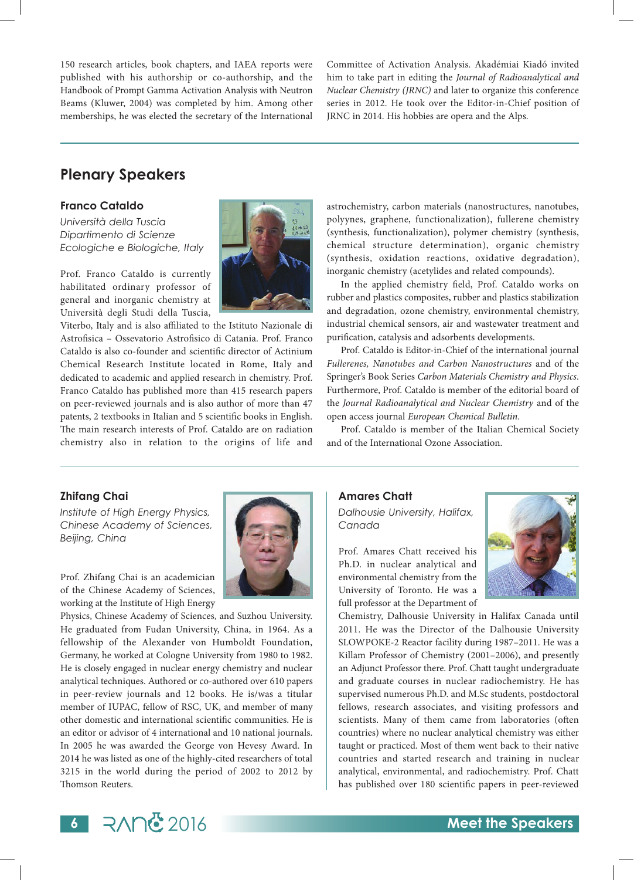150 research articles, book chapters, and IAEA reports were published with his authorship or co-authorship, and the Handbook of Prompt Gamma Activation Analysis with Neutron Beams (Kluwer, 2004) was completed by him. Among other memberships, he was elected the secretary of the International Committee of Activation Analysis. Akadémiai Kiadó invited him to take part in editing the *Journal of Radioanalytical and Nuclear Chemistry (JRNC)* and later to organize this conference series in 2012. He took over the Editor-in-Chief position of JRNC in 2014. His hobbies are opera and the Alps.

## Plenary Speakers

### Franco Cataldo

*Università della Tuscia*
*Dipartimento di Scienze Ecologiche e Biologiche, Italy*

Prof. Franco Cataldo is currently habilitated ordinary professor of general and inorganic chemistry at Università degli Studi della Tuscia, Viterbo, Italy and is also affiliated to the Istituto Nazionale di Astrofisica – Ossevatorio Astrofisico di Catania. Prof. Franco Cataldo is also co-founder and scientific director of Actinium Chemical Research Institute located in Rome, Italy and dedicated to academic and applied research in chemistry. Prof. Franco Cataldo has published more than 415 research papers on peer-reviewed journals and is also author of more than 47 patents, 2 textbooks in Italian and 5 scientific books in English. The main research interests of Prof. Cataldo are on radiation chemistry also in relation to the origins of life and astrochemistry, carbon materials (nanostructures, nanotubes, polyynes, graphene, functionalization), fullerene chemistry (synthesis, functionalization), polymer chemistry (synthesis, chemical structure determination), organic chemistry (synthesis, oxidation reactions, oxidative degradation), inorganic chemistry (acetylides and related compounds).

In the applied chemistry field, Prof. Cataldo works on rubber and plastics composites, rubber and plastics stabilization and degradation, ozone chemistry, environmental chemistry, industrial chemical sensors, air and wastewater treatment and purification, catalysis and adsorbents developments.

Prof. Cataldo is Editor-in-Chief of the international journal *Fullerenes, Nanotubes and Carbon Nanostructures* and of the Springer's Book Series *Carbon Materials Chemistry and Physics*. Furthermore, Prof. Cataldo is member of the editorial board of the *Journal Radioanalytical and Nuclear Chemistry* and of the open access journal *European Chemical Bulletin*.

Prof. Cataldo is member of the Italian Chemical Society and of the International Ozone Association.

### Zhifang Chai

*Institute of High Energy Physics, Chinese Academy of Sciences, Beijing, China*

Prof. Zhifang Chai is an academician of the Chinese Academy of Sciences, working at the Institute of High Energy Physics, Chinese Academy of Sciences, and Suzhou University. He graduated from Fudan University, China, in 1964. As a fellowship of the Alexander von Humboldt Foundation, Germany, he worked at Cologne University from 1980 to 1982. He is closely engaged in nuclear energy chemistry and nuclear analytical techniques. Authored or co-authored over 610 papers in peer-review journals and 12 books. He is/was a titular member of IUPAC, fellow of RSC, UK, and member of many other domestic and international scientific communities. He is an editor or advisor of 4 international and 10 national journals. In 2005 he was awarded the George von Hevesy Award. In 2014 he was listed as one of the highly-cited researchers of total 3215 in the world during the period of 2002 to 2012 by Thomson Reuters.

### Amares Chatt

*Dalhousie University, Halifax, Canada*

Prof. Amares Chatt received his Ph.D. in nuclear analytical and environmental chemistry from the University of Toronto. He was a full professor at the Department of Chemistry, Dalhousie University in Halifax Canada until 2011. He was the Director of the Dalhousie University SLOWPOKE-2 Reactor facility during 1987–2011. He was a Killam Professor of Chemistry (2001–2006), and presently an Adjunct Professor there. Prof. Chatt taught undergraduate and graduate courses in nuclear radiochemistry. He has supervised numerous Ph.D. and M.Sc students, postdoctoral fellows, research associates, and visiting professors and scientists. Many of them came from laboratories (often countries) where no nuclear analytical chemistry was either taught or practiced. Most of them went back to their native countries and started research and training in nuclear analytical, environmental, and radiochemistry. Prof. Chatt has published over 180 scientific papers in peer-reviewed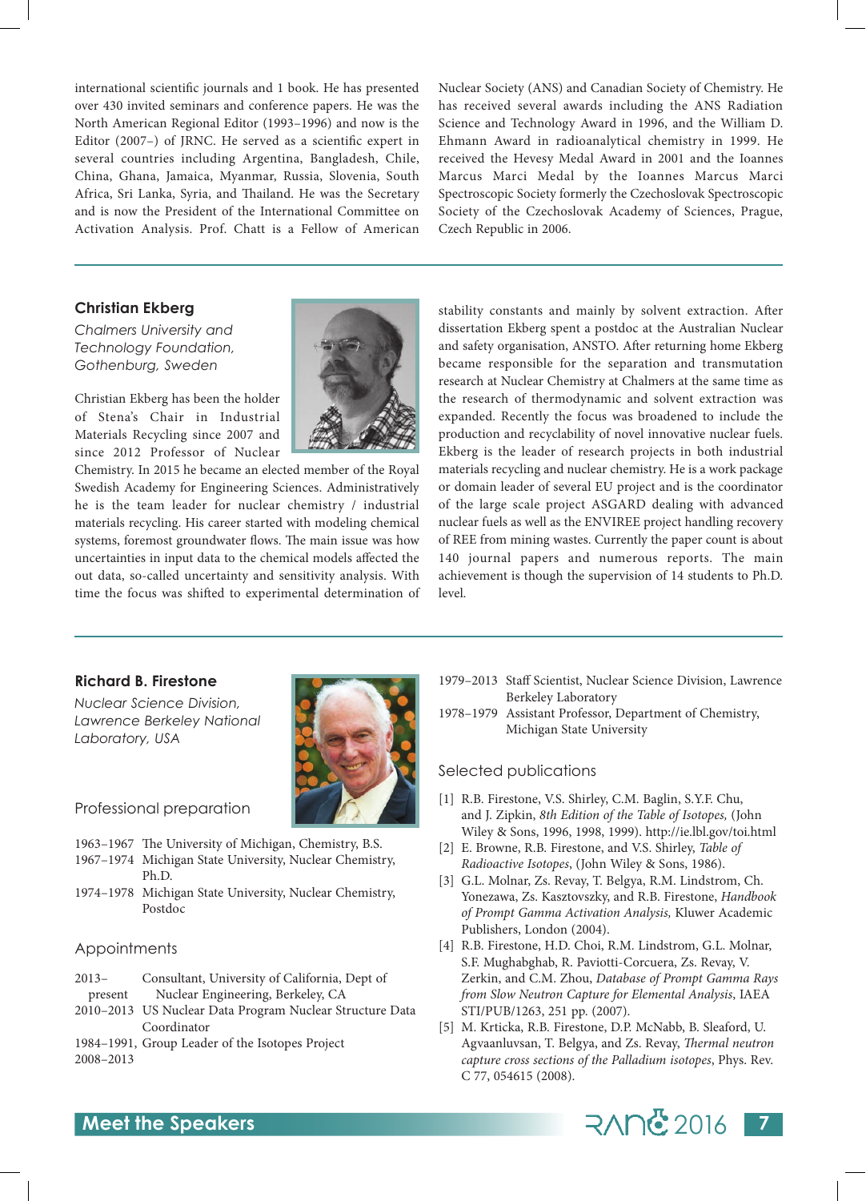international scientific journals and 1 book. He has presented over 430 invited seminars and conference papers. He was the North American Regional Editor (1993–1996) and now is the Editor (2007–) of JRNC. He served as a scientific expert in several countries including Argentina, Bangladesh, Chile, China, Ghana, Jamaica, Myanmar, Russia, Slovenia, South Africa, Sri Lanka, Syria, and Thailand. He was the Secretary and is now the President of the International Committee on Activation Analysis. Prof. Chatt is a Fellow of American Nuclear Society (ANS) and Canadian Society of Chemistry. He has received several awards including the ANS Radiation Science and Technology Award in 1996, and the William D. Ehmann Award in radioanalytical chemistry in 1999. He received the Hevesy Medal Award in 2001 and the Ioannes Marcus Marci Medal by the Ioannes Marcus Marci Spectroscopic Society formerly the Czechoslovak Spectroscopic Society of the Czechoslovak Academy of Sciences, Prague, Czech Republic in 2006.

## Christian Ekberg

*Chalmers University and Technology Foundation, Gothenburg, Sweden*

Christian Ekberg has been the holder of Stena's Chair in Industrial Materials Recycling since 2007 and since 2012 Professor of Nuclear Chemistry. In 2015 he became an elected member of the Royal Swedish Academy for Engineering Sciences. Administratively he is the team leader for nuclear chemistry / industrial materials recycling. His career started with modeling chemical systems, foremost groundwater flows. The main issue was how uncertainties in input data to the chemical models affected the out data, so-called uncertainty and sensitivity analysis. With time the focus was shifted to experimental determination of stability constants and mainly by solvent extraction. After dissertation Ekberg spent a postdoc at the Australian Nuclear and safety organisation, ANSTO. After returning home Ekberg became responsible for the separation and transmutation research at Nuclear Chemistry at Chalmers at the same time as the research of thermodynamic and solvent extraction was expanded. Recently the focus was broadened to include the production and recyclability of novel innovative nuclear fuels. Ekberg is the leader of research projects in both industrial materials recycling and nuclear chemistry. He is a work package or domain leader of several EU project and is the coordinator of the large scale project ASGARD dealing with advanced nuclear fuels as well as the ENVIREE project handling recovery of REE from mining wastes. Currently the paper count is about 140 journal papers and numerous reports. The main achievement is though the supervision of 14 students to Ph.D. level.

## Richard B. Firestone

*Nuclear Science Division, Lawrence Berkeley National Laboratory, USA*

### Professional preparation

- 1963–1967 The University of Michigan, Chemistry, B.S.
- 1967–1974 Michigan State University, Nuclear Chemistry, Ph.D.
- 1974–1978 Michigan State University, Nuclear Chemistry, Postdoc

### Appointments

- 2013–present Consultant, University of California, Dept of Nuclear Engineering, Berkeley, CA
- 2010–2013 US Nuclear Data Program Nuclear Structure Data Coordinator
- 1984–1991, 2008–2013 Group Leader of the Isotopes Project
- 1979–2013 Staff Scientist, Nuclear Science Division, Lawrence Berkeley Laboratory
- 1978–1979 Assistant Professor, Department of Chemistry, Michigan State University

### Selected publications

[1] R.B. Firestone, V.S. Shirley, C.M. Baglin, S.Y.F. Chu, and J. Zipkin, *8th Edition of the Table of Isotopes,* (John Wiley & Sons, 1996, 1998, 1999). http://ie.lbl.gov/toi.html

[2] E. Browne, R.B. Firestone, and V.S. Shirley, *Table of Radioactive Isotopes*, (John Wiley & Sons, 1986).

[3] G.L. Molnar, Zs. Revay, T. Belgya, R.M. Lindstrom, Ch. Yonezawa, Zs. Kasztovszky, and R.B. Firestone, *Handbook of Prompt Gamma Activation Analysis,* Kluwer Academic Publishers, London (2004).

[4] R.B. Firestone, H.D. Choi, R.M. Lindstrom, G.L. Molnar, S.F. Mughabghab, R. Paviotti-Corcuera, Zs. Revay, V. Zerkin, and C.M. Zhou, *Database of Prompt Gamma Rays from Slow Neutron Capture for Elemental Analysis*, IAEA STI/PUB/1263, 251 pp. (2007).

[5] M. Krticka, R.B. Firestone, D.P. McNabb, B. Sleaford, U. Agvaanluvsan, T. Belgya, and Zs. Revay, *Thermal neutron capture cross sections of the Palladium isotopes*, Phys. Rev. C 77, 054615 (2008).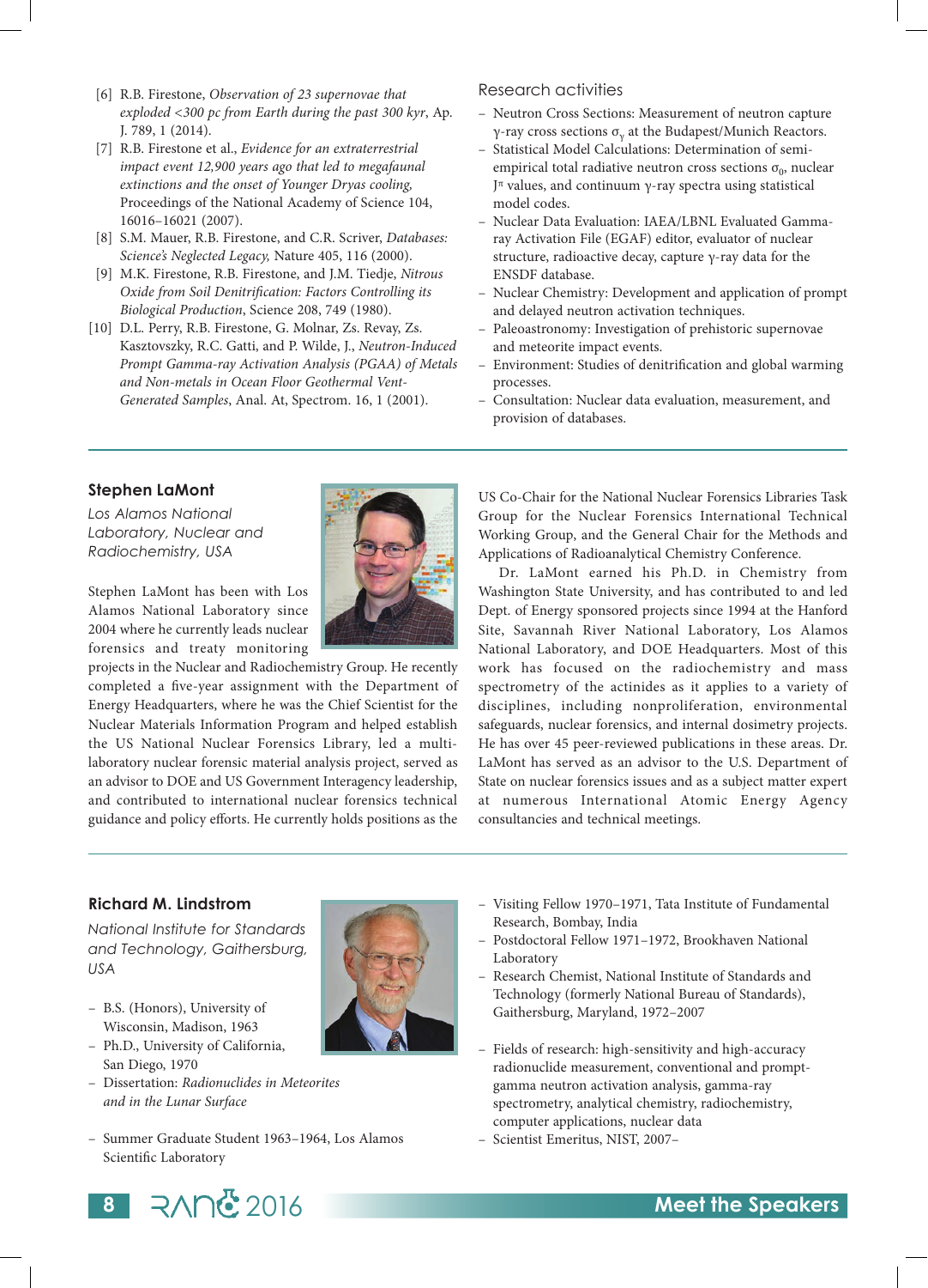[6] R.B. Firestone, *Observation of 23 supernovae that exploded <300 pc from Earth during the past 300 kyr*, Ap. J. 789, 1 (2014).

[7] R.B. Firestone et al., *Evidence for an extraterrestrial impact event 12,900 years ago that led to megafaunal extinctions and the onset of Younger Dryas cooling,* Proceedings of the National Academy of Science 104, 16016–16021 (2007).

[8] S.M. Mauer, R.B. Firestone, and C.R. Scriver, *Databases: Science's Neglected Legacy,* Nature 405, 116 (2000).

[9] M.K. Firestone, R.B. Firestone, and J.M. Tiedje, *Nitrous Oxide from Soil Denitrification: Factors Controlling its Biological Production*, Science 208, 749 (1980).

[10] D.L. Perry, R.B. Firestone, G. Molnar, Zs. Revay, Zs. Kasztovszky, R.C. Gatti, and P. Wilde, J., *Neutron-Induced Prompt Gamma-ray Activation Analysis (PGAA) of Metals and Non-metals in Ocean Floor Geothermal Vent-Generated Samples*, Anal. At, Spectrom. 16, 1 (2001).

Research activities

- Neutron Cross Sections: Measurement of neutron capture γ-ray cross sections $\sigma_\gamma$ at the Budapest/Munich Reactors.
- Statistical Model Calculations: Determination of semi-empirical total radiative neutron cross sections $\sigma_0$, nuclear $J^\pi$ values, and continuum γ-ray spectra using statistical model codes.
- Nuclear Data Evaluation: IAEA/LBNL Evaluated Gamma-ray Activation File (EGAF) editor, evaluator of nuclear structure, radioactive decay, capture γ-ray data for the ENSDF database.
- Nuclear Chemistry: Development and application of prompt and delayed neutron activation techniques.
- Paleoastronomy: Investigation of prehistoric supernovae and meteorite impact events.
- Environment: Studies of denitrification and global warming processes.
- Consultation: Nuclear data evaluation, measurement, and provision of databases.

## Stephen LaMont

*Los Alamos National Laboratory, Nuclear and Radiochemistry, USA*

Stephen LaMont has been with Los Alamos National Laboratory since 2004 where he currently leads nuclear forensics and treaty monitoring projects in the Nuclear and Radiochemistry Group. He recently completed a five-year assignment with the Department of Energy Headquarters, where he was the Chief Scientist for the Nuclear Materials Information Program and helped establish the US National Nuclear Forensics Library, led a multi-laboratory nuclear forensic material analysis project, served as an advisor to DOE and US Government Interagency leadership, and contributed to international nuclear forensics technical guidance and policy efforts. He currently holds positions as the US Co-Chair for the National Nuclear Forensics Libraries Task Group for the Nuclear Forensics International Technical Working Group, and the General Chair for the Methods and Applications of Radioanalytical Chemistry Conference.

Dr. LaMont earned his Ph.D. in Chemistry from Washington State University, and has contributed to and led Dept. of Energy sponsored projects since 1994 at the Hanford Site, Savannah River National Laboratory, Los Alamos National Laboratory, and DOE Headquarters. Most of this work has focused on the radiochemistry and mass spectrometry of the actinides as it applies to a variety of disciplines, including nonproliferation, environmental safeguards, nuclear forensics, and internal dosimetry projects. He has over 45 peer-reviewed publications in these areas. Dr. LaMont has served as an advisor to the U.S. Department of State on nuclear forensics issues and as a subject matter expert at numerous International Atomic Energy Agency consultancies and technical meetings.

## Richard M. Lindstrom

*National Institute for Standards and Technology, Gaithersburg, USA*

- B.S. (Honors), University of Wisconsin, Madison, 1963
- Ph.D., University of California, San Diego, 1970
- Dissertation: *Radionuclides in Meteorites and in the Lunar Surface*

- Summer Graduate Student 1963–1964, Los Alamos Scientific Laboratory
- Visiting Fellow 1970–1971, Tata Institute of Fundamental Research, Bombay, India
- Postdoctoral Fellow 1971–1972, Brookhaven National Laboratory
- Research Chemist, National Institute of Standards and Technology (formerly National Bureau of Standards), Gaithersburg, Maryland, 1972–2007

- Fields of research: high-sensitivity and high-accuracy radionuclide measurement, conventional and prompt-gamma neutron activation analysis, gamma-ray spectrometry, analytical chemistry, radiochemistry, computer applications, nuclear data
- Scientist Emeritus, NIST, 2007–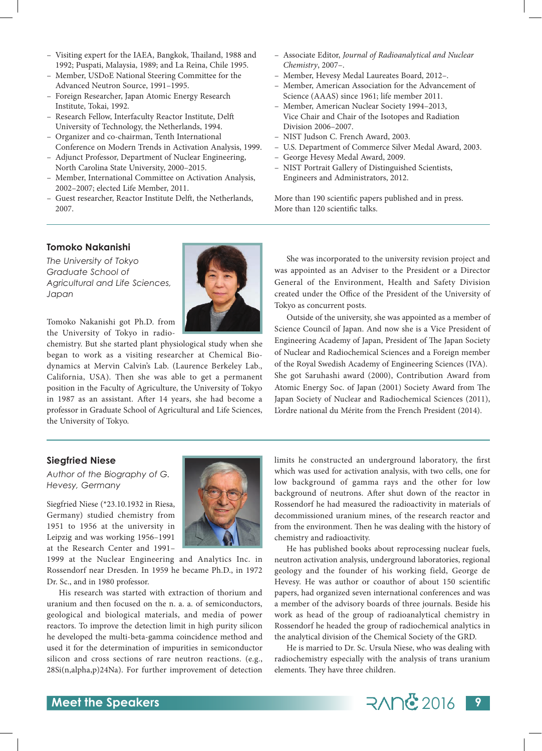- Visiting expert for the IAEA, Bangkok, Thailand, 1988 and 1992; Puspati, Malaysia, 1989; and La Reina, Chile 1995.
- Member, USDoE National Steering Committee for the Advanced Neutron Source, 1991–1995.
- Foreign Researcher, Japan Atomic Energy Research Institute, Tokai, 1992.
- Research Fellow, Interfaculty Reactor Institute, Delft University of Technology, the Netherlands, 1994.
- Organizer and co-chairman, Tenth International Conference on Modern Trends in Activation Analysis, 1999.
- Adjunct Professor, Department of Nuclear Engineering, North Carolina State University, 2000–2015.
- Member, International Committee on Activation Analysis, 2002–2007; elected Life Member, 2011.
- Guest researcher, Reactor Institute Delft, the Netherlands, 2007.
- Associate Editor, *Journal of Radioanalytical and Nuclear Chemistry*, 2007–.
- Member, Hevesy Medal Laureates Board, 2012–.
- Member, American Association for the Advancement of Science (AAAS) since 1961; life member 2011.
- Member, American Nuclear Society 1994–2013, Vice Chair and Chair of the Isotopes and Radiation Division 2006–2007.
- NIST Judson C. French Award, 2003.
- U.S. Department of Commerce Silver Medal Award, 2003.
- George Hevesy Medal Award, 2009.
- NIST Portrait Gallery of Distinguished Scientists, Engineers and Administrators, 2012.

More than 190 scientific papers published and in press.
More than 120 scientific talks.

## Tomoko Nakanishi

*The University of Tokyo Graduate School of Agricultural and Life Sciences, Japan*

Tomoko Nakanishi got Ph.D. from the University of Tokyo in radiochemistry. But she started plant physiological study when she began to work as a visiting researcher at Chemical Biodynamics at Mervin Calvin's Lab. (Laurence Berkeley Lab., California, USA). Then she was able to get a permanent position in the Faculty of Agriculture, the University of Tokyo in 1987 as an assistant. After 14 years, she had become a professor in Graduate School of Agricultural and Life Sciences, the University of Tokyo.

She was incorporated to the university revision project and was appointed as an Adviser to the President or a Director General of the Environment, Health and Safety Division created under the Office of the President of the University of Tokyo as concurrent posts.

Outside of the university, she was appointed as a member of Science Council of Japan. And now she is a Vice President of Engineering Academy of Japan, President of The Japan Society of Nuclear and Radiochemical Sciences and a Foreign member of the Royal Swedish Academy of Engineering Sciences (IVA). She got Saruhashi award (2000), Contribution Award from Atomic Energy Soc. of Japan (2001) Society Award from The Japan Society of Nuclear and Radiochemical Sciences (2011), L'ordre national du Mérite from the French President (2014).

## Siegfried Niese

*Author of the Biography of G. Hevesy, Germany*

Siegfried Niese (*23.10.1932 in Riesa, Germany) studied chemistry from 1951 to 1956 at the university in Leipzig and was working 1956–1991 at the Research Center and 1991–1999 at the Nuclear Engineering and Analytics Inc. in Rossendorf near Dresden. In 1959 he became Ph.D., in 1972 Dr. Sc., and in 1980 professor.

His research was started with extraction of thorium and uranium and then focused on the n. a. a. of semiconductors, geological and biological materials, and media of power reactors. To improve the detection limit in high purity silicon he developed the multi-beta-gamma coincidence method and used it for the determination of impurities in semiconductor silicon and cross sections of rare neutron reactions. (e.g., 28Si(n,alpha,p)24Na). For further improvement of detection limits he constructed an underground laboratory, the first which was used for activation analysis, with two cells, one for low background of gamma rays and the other for low background of neutrons. After shut down of the reactor in Rossendorf he had measured the radioactivity in materials of decommissioned uranium mines, of the research reactor and from the environment. Then he was dealing with the history of chemistry and radioactivity.

He has published books about reprocessing nuclear fuels, neutron activation analysis, underground laboratories, regional geology and the founder of his working field, George de Hevesy. He was author or coauthor of about 150 scientific papers, had organized seven international conferences and was a member of the advisory boards of three journals. Beside his work as head of the group of radioanalytical chemistry in Rossendorf he headed the group of radiochemical analytics in the analytical division of the Chemical Society of the GRD.

He is married to Dr. Sc. Ursula Niese, who was dealing with radiochemistry especially with the analysis of trans uranium elements. They have three children.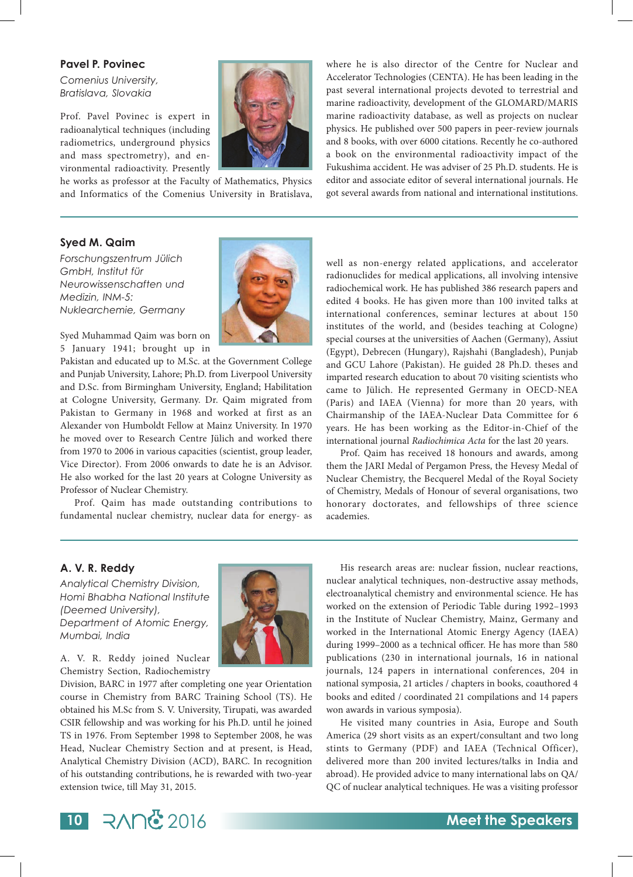## Pavel P. Povinec

*Comenius University, Bratislava, Slovakia*

Prof. Pavel Povinec is expert in radioanalytical techniques (including radiometrics, underground physics and mass spectrometry), and environmental radioactivity. Presently he works as professor at the Faculty of Mathematics, Physics and Informatics of the Comenius University in Bratislava, where he is also director of the Centre for Nuclear and Accelerator Technologies (CENTA). He has been leading in the past several international projects devoted to terrestrial and marine radioactivity, development of the GLOMARD/MARIS marine radioactivity database, as well as projects on nuclear physics. He published over 500 papers in peer-review journals and 8 books, with over 6000 citations. Recently he co-authored a book on the environmental radioactivity impact of the Fukushima accident. He was adviser of 25 Ph.D. students. He is editor and associate editor of several international journals. He got several awards from national and international institutions.

## Syed M. Qaim

*Forschungszentrum Jülich GmbH, Institut für Neurowissenschaften und Medizin, INM-5: Nuklearchemie, Germany*

Syed Muhammad Qaim was born on 5 January 1941; brought up in Pakistan and educated up to M.Sc. at the Government College and Punjab University, Lahore; Ph.D. from Liverpool University and D.Sc. from Birmingham University, England; Habilitation at Cologne University, Germany. Dr. Qaim migrated from Pakistan to Germany in 1968 and worked at first as an Alexander von Humboldt Fellow at Mainz University. In 1970 he moved over to Research Centre Jülich and worked there from 1970 to 2006 in various capacities (scientist, group leader, Vice Director). From 2006 onwards to date he is an Advisor. He also worked for the last 20 years at Cologne University as Professor of Nuclear Chemistry.

Prof. Qaim has made outstanding contributions to fundamental nuclear chemistry, nuclear data for energy- as well as non-energy related applications, and accelerator radionuclides for medical applications, all involving intensive radiochemical work. He has published 386 research papers and edited 4 books. He has given more than 100 invited talks at international conferences, seminar lectures at about 150 institutes of the world, and (besides teaching at Cologne) special courses at the universities of Aachen (Germany), Assiut (Egypt), Debrecen (Hungary), Rajshahi (Bangladesh), Punjab and GCU Lahore (Pakistan). He guided 28 Ph.D. theses and imparted research education to about 70 visiting scientists who came to Jülich. He represented Germany in OECD-NEA (Paris) and IAEA (Vienna) for more than 20 years, with Chairmanship of the IAEA-Nuclear Data Committee for 6 years. He has been working as the Editor-in-Chief of the international journal *Radiochimica Acta* for the last 20 years.

Prof. Qaim has received 18 honours and awards, among them the JARI Medal of Pergamon Press, the Hevesy Medal of Nuclear Chemistry, the Becquerel Medal of the Royal Society of Chemistry, Medals of Honour of several organisations, two honorary doctorates, and fellowships of three science academies.

## A. V. R. Reddy

*Analytical Chemistry Division, Homi Bhabha National Institute (Deemed University), Department of Atomic Energy, Mumbai, India*

A. V. R. Reddy joined Nuclear Chemistry Section, Radiochemistry Division, BARC in 1977 after completing one year Orientation course in Chemistry from BARC Training School (TS). He obtained his M.Sc from S. V. University, Tirupati, was awarded CSIR fellowship and was working for his Ph.D. until he joined TS in 1976. From September 1998 to September 2008, he was Head, Nuclear Chemistry Section and at present, is Head, Analytical Chemistry Division (ACD), BARC. In recognition of his outstanding contributions, he is rewarded with two-year extension twice, till May 31, 2015.

His research areas are: nuclear fission, nuclear reactions, nuclear analytical techniques, non-destructive assay methods, electroanalytical chemistry and environmental science. He has worked on the extension of Periodic Table during 1992–1993 in the Institute of Nuclear Chemistry, Mainz, Germany and worked in the International Atomic Energy Agency (IAEA) during 1999–2000 as a technical officer. He has more than 580 publications (230 in international journals, 16 in national journals, 124 papers in international conferences, 204 in national symposia, 21 articles / chapters in books, coauthored 4 books and edited / coordinated 21 compilations and 14 papers won awards in various symposia).

He visited many countries in Asia, Europe and South America (29 short visits as an expert/consultant and two long stints to Germany (PDF) and IAEA (Technical Officer), delivered more than 200 invited lectures/talks in India and abroad). He provided advice to many international labs on QA/QC of nuclear analytical techniques. He was a visiting professor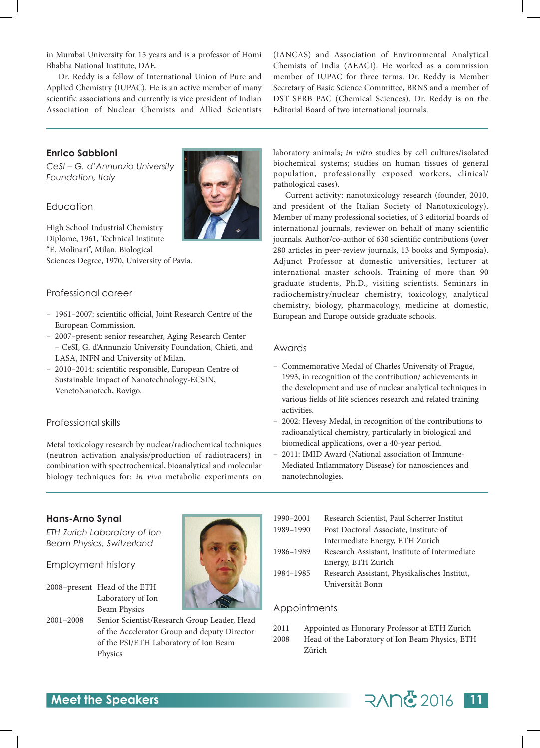in Mumbai University for 15 years and is a professor of Homi Bhabha National Institute, DAE.

Dr. Reddy is a fellow of International Union of Pure and Applied Chemistry (IUPAC). He is an active member of many scientific associations and currently is vice president of Indian Association of Nuclear Chemists and Allied Scientists (IANCAS) and Association of Environmental Analytical Chemists of India (AEACI). He worked as a commission member of IUPAC for three terms. Dr. Reddy is Member Secretary of Basic Science Committee, BRNS and a member of DST SERB PAC (Chemical Sciences). Dr. Reddy is on the Editorial Board of two international journals.

---

## Enrico Sabbioni

*CeSI – G. d'Annunzio University Foundation, Italy*

### Education

High School Industrial Chemistry Diplome, 1961, Technical Institute "E. Molinari", Milan. Biological Sciences Degree, 1970, University of Pavia.

### Professional career

- 1961–2007: scientific official, Joint Research Centre of the European Commission.
- 2007–present: senior researcher, Aging Research Center – CeSI, G. d'Annunzio University Foundation, Chieti, and LASA, INFN and University of Milan.
- 2010–2014: scientific responsible, European Centre of Sustainable Impact of Nanotechnology-ECSIN, VenetoNanotech, Rovigo.

### Professional skills

Metal toxicology research by nuclear/radiochemical techniques (neutron activation analysis/production of radiotracers) in combination with spectrochemical, bioanalytical and molecular biology techniques for: *in vivo* metabolic experiments on laboratory animals; *in vitro* studies by cell cultures/isolated biochemical systems; studies on human tissues of general population, professionally exposed workers, clinical/pathological cases).

Current activity: nanotoxicology research (founder, 2010, and president of the Italian Society of Nanotoxicology). Member of many professional societies, of 3 editorial boards of international journals, reviewer on behalf of many scientific journals. Author/co-author of 630 scientific contributions (over 280 articles in peer-review journals, 13 books and Symposia). Adjunct Professor at domestic universities, lecturer at international master schools. Training of more than 90 graduate students, Ph.D., visiting scientists. Seminars in radiochemistry/nuclear chemistry, toxicology, analytical chemistry, biology, pharmacology, medicine at domestic, European and Europe outside graduate schools.

### Awards

- Commemorative Medal of Charles University of Prague, 1993, in recognition of the contribution/ achievements in the development and use of nuclear analytical techniques in various fields of life sciences research and related training activities.
- 2002: Hevesy Medal, in recognition of the contributions to radioanalytical chemistry, particularly in biological and biomedical applications, over a 40-year period.
- 2011: IMID Award (National association of Immune-Mediated Inflammatory Disease) for nanosciences and nanotechnologies.

---

## Hans-Arno Synal

*ETH Zurich Laboratory of Ion Beam Physics, Switzerland*

### Employment history

| | |
|---|---|
| 2008–present | Head of the ETH Laboratory of Ion Beam Physics |
| 2001–2008 | Senior Scientist/Research Group Leader, Head of the Accelerator Group and deputy Director of the PSI/ETH Laboratory of Ion Beam Physics |
| 1990–2001 | Research Scientist, Paul Scherrer Institut |
| 1989–1990 | Post Doctoral Associate, Institute of Intermediate Energy, ETH Zurich |
| 1986–1989 | Research Assistant, Institute of Intermediate Energy, ETH Zurich |
| 1984–1985 | Research Assistant, Physikalisches Institut, Universität Bonn |

### Appointments

| | |
|---|---|
| 2011 | Appointed as Honorary Professor at ETH Zurich |
| 2008 | Head of the Laboratory of Ion Beam Physics, ETH Zürich |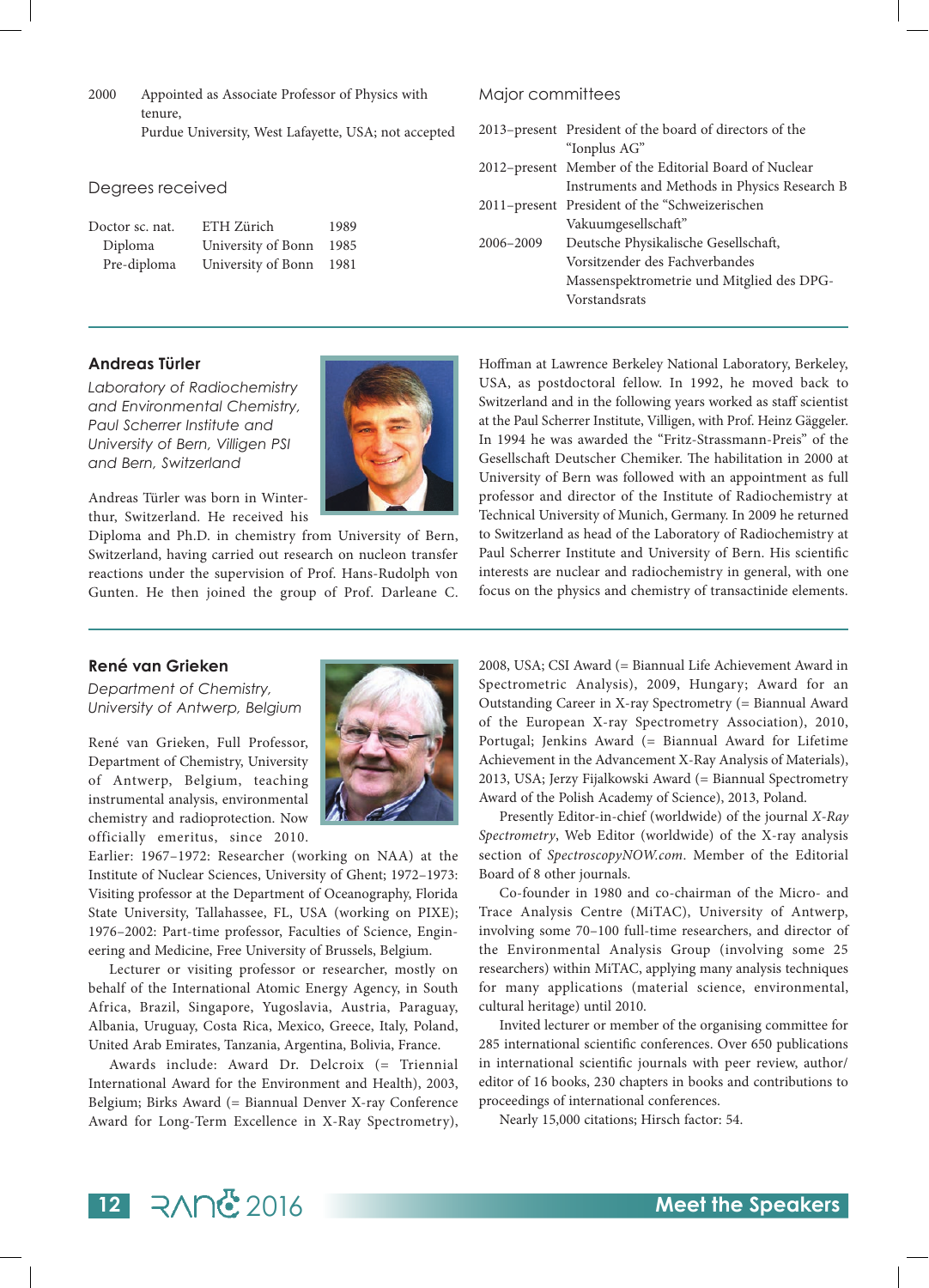| | |
|---|---|
| 2000 | Appointed as Associate Professor of Physics with tenure, Purdue University, West Lafayette, USA; not accepted |

## Degrees received

| | | |
|---|---|---|
| Doctor sc. nat. | ETH Zürich | 1989 |
| Diploma | University of Bonn | 1985 |
| Pre-diploma | University of Bonn | 1981 |

## Major committees

| | |
|---|---|
| 2013–present | President of the board of directors of the "Ionplus AG" |
| 2012–present | Member of the Editorial Board of Nuclear Instruments and Methods in Physics Research B |
| 2011–present | President of the "Schweizerischen Vakuumgesellschaft" |
| 2006–2009 | Deutsche Physikalische Gesellschaft, Vorsitzender des Fachverbandes Massenspektrometrie und Mitglied des DPG-Vorstandsrats |

---

## Andreas Türler

*Laboratory of Radiochemistry and Environmental Chemistry, Paul Scherrer Institute and University of Bern, Villigen PSI and Bern, Switzerland*

Andreas Türler was born in Winterthur, Switzerland. He received his Diploma and Ph.D. in chemistry from University of Bern, Switzerland, having carried out research on nucleon transfer reactions under the supervision of Prof. Hans-Rudolph von Gunten. He then joined the group of Prof. Darleane C. Hoffman at Lawrence Berkeley National Laboratory, Berkeley, USA, as postdoctoral fellow. In 1992, he moved back to Switzerland and in the following years worked as staff scientist at the Paul Scherrer Institute, Villigen, with Prof. Heinz Gäggeler. In 1994 he was awarded the "Fritz-Strassmann-Preis" of the Gesellschaft Deutscher Chemiker. The habilitation in 2000 at University of Bern was followed with an appointment as full professor and director of the Institute of Radiochemistry at Technical University of Munich, Germany. In 2009 he returned to Switzerland as head of the Laboratory of Radiochemistry at Paul Scherrer Institute and University of Bern. His scientific interests are nuclear and radiochemistry in general, with one focus on the physics and chemistry of transactinide elements.

---

## René van Grieken

*Department of Chemistry, University of Antwerp, Belgium*

René van Grieken, Full Professor, Department of Chemistry, University of Antwerp, Belgium, teaching instrumental analysis, environmental chemistry and radioprotection. Now officially emeritus, since 2010. Earlier: 1967–1972: Researcher (working on NAA) at the Institute of Nuclear Sciences, University of Ghent; 1972–1973: Visiting professor at the Department of Oceanography, Florida State University, Tallahassee, FL, USA (working on PIXE); 1976–2002: Part-time professor, Faculties of Science, Engineering and Medicine, Free University of Brussels, Belgium.

Lecturer or visiting professor or researcher, mostly on behalf of the International Atomic Energy Agency, in South Africa, Brazil, Singapore, Yugoslavia, Austria, Paraguay, Albania, Uruguay, Costa Rica, Mexico, Greece, Italy, Poland, United Arab Emirates, Tanzania, Argentina, Bolivia, France.

Awards include: Award Dr. Delcroix (= Triennial International Award for the Environment and Health), 2003, Belgium; Birks Award (= Biannual Denver X-ray Conference Award for Long-Term Excellence in X-Ray Spectrometry), 2008, USA; CSI Award (= Biannual Life Achievement Award in Spectrometric Analysis), 2009, Hungary; Award for an Outstanding Career in X-ray Spectrometry (= Biannual Award of the European X-ray Spectrometry Association), 2010, Portugal; Jenkins Award (= Biannual Award for Lifetime Achievement in the Advancement X-Ray Analysis of Materials), 2013, USA; Jerzy Fijalkowski Award (= Biannual Spectrometry Award of the Polish Academy of Science), 2013, Poland.

Presently Editor-in-chief (worldwide) of the journal *X-Ray Spectrometry*, Web Editor (worldwide) of the X-ray analysis section of *SpectroscopyNOW.com*. Member of the Editorial Board of 8 other journals.

Co-founder in 1980 and co-chairman of the Micro- and Trace Analysis Centre (MiTAC), University of Antwerp, involving some 70–100 full-time researchers, and director of the Environmental Analysis Group (involving some 25 researchers) within MiTAC, applying many analysis techniques for many applications (material science, environmental, cultural heritage) until 2010.

Invited lecturer or member of the organising committee for 285 international scientific conferences. Over 650 publications in international scientific journals with peer review, author/editor of 16 books, 230 chapters in books and contributions to proceedings of international conferences.

Nearly 15,000 citations; Hirsch factor: 54.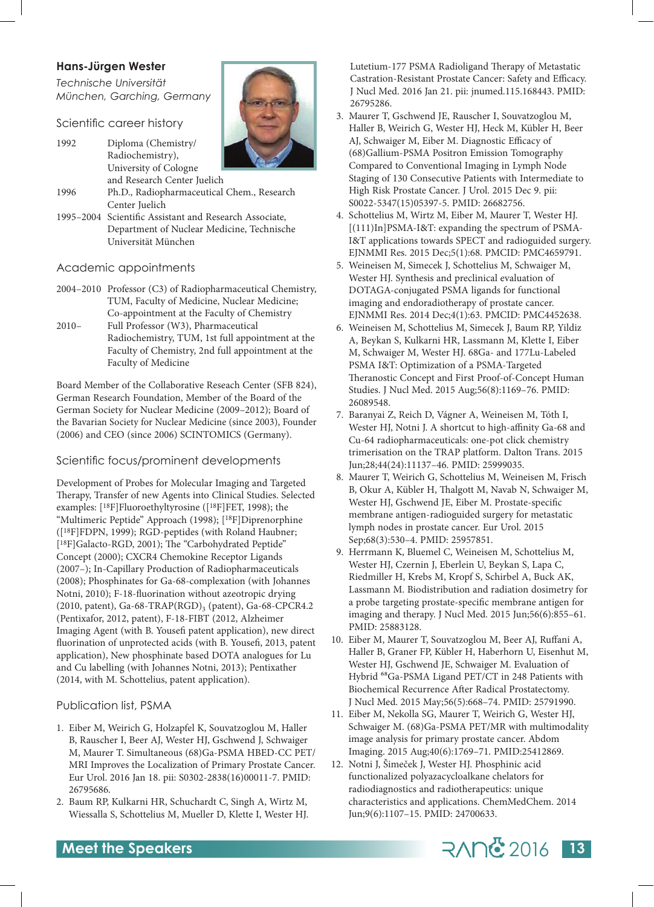## Hans-Jürgen Wester

*Technische Universität München, Garching, Germany*

### Scientific career history

| | |
|---|---|
| 1992 | Diploma (Chemistry/ Radiochemistry), University of Cologne and Research Center Juelich |
| 1996 | Ph.D., Radiopharmaceutical Chem., Research Center Juelich |
| 1995–2004 | Scientific Assistant and Research Associate, Department of Nuclear Medicine, Technische Universität München |

### Academic appointments

| | |
|---|---|
| 2004–2010 | Professor (C3) of Radiopharmaceutical Chemistry, TUM, Faculty of Medicine, Nuclear Medicine; Co-appointment at the Faculty of Chemistry |
| 2010– | Full Professor (W3), Pharmaceutical Radiochemistry, TUM, 1st full appointment at the Faculty of Chemistry, 2nd full appointment at the Faculty of Medicine |

Board Member of the Collaborative Reseach Center (SFB 824), German Research Foundation, Member of the Board of the German Society for Nuclear Medicine (2009–2012); Board of the Bavarian Society for Nuclear Medicine (since 2003), Founder (2006) and CEO (since 2006) SCINTOMICS (Germany).

### Scientific focus/prominent developments

Development of Probes for Molecular Imaging and Targeted Therapy, Transfer of new Agents into Clinical Studies. Selected examples: [$^{18}$F]Fluoroethyltyrosine ([$^{18}$F]FET, 1998); the "Multimeric Peptide" Approach (1998); [$^{18}$F]Diprenorphine ([$^{18}$F]FDPN, 1999); RGD-peptides (with Roland Haubner; [$^{18}$F]Galacto-RGD, 2001); The "Carbohydrated Peptide" Concept (2000); CXCR4 Chemokine Receptor Ligands (2007–); In-Capillary Production of Radiopharmaceuticals (2008); Phosphinates for Ga-68-complexation (with Johannes Notni, 2010); F-18-fluorination without azeotropic drying (2010, patent), Ga-68-TRAP(RGD)$_3$ (patent), Ga-68-CPCR4.2 (Pentixafor, 2012, patent), F-18-FIBT (2012, Alzheimer Imaging Agent (with B. Yousefi patent application), new direct fluorination of unprotected acids (with B. Yousefi, 2013, patent application), New phosphinate based DOTA analogues for Lu and Cu labelling (with Johannes Notni, 2013); Pentixather (2014, with M. Schottelius, patent application).

### Publication list, PSMA

1. Eiber M, Weirich G, Holzapfel K, Souvatzoglou M, Haller B, Rauscher I, Beer AJ, Wester HJ, Gschwend J, Schwaiger M, Maurer T. Simultaneous (68)Ga-PSMA HBED-CC PET/MRI Improves the Localization of Primary Prostate Cancer. Eur Urol. 2016 Jan 18. pii: S0302-2838(16)00011-7. PMID: 26795686.
2. Baum RP, Kulkarni HR, Schuchardt C, Singh A, Wirtz M, Wiessalla S, Schottelius M, Mueller D, Klette I, Wester HJ. Lutetium-177 PSMA Radioligand Therapy of Metastatic Castration-Resistant Prostate Cancer: Safety and Efficacy. J Nucl Med. 2016 Jan 21. pii: jnumed.115.168443. PMID: 26795286.
3. Maurer T, Gschwend JE, Rauscher I, Souvatzoglou M, Haller B, Weirich G, Wester HJ, Heck M, Kübler H, Beer AJ, Schwaiger M, Eiber M. Diagnostic Efficacy of (68)Gallium-PSMA Positron Emission Tomography Compared to Conventional Imaging in Lymph Node Staging of 130 Consecutive Patients with Intermediate to High Risk Prostate Cancer. J Urol. 2015 Dec 9. pii: S0022-5347(15)05397-5. PMID: 26682756.
4. Schottelius M, Wirtz M, Eiber M, Maurer T, Wester HJ. [(111)In]PSMA-I&T: expanding the spectrum of PSMA-I&T applications towards SPECT and radioguided surgery. EJNMMI Res. 2015 Dec;5(1):68. PMCID: PMC4659791.
5. Weineisen M, Simecek J, Schottelius M, Schwaiger M, Wester HJ. Synthesis and preclinical evaluation of DOTAGA-conjugated PSMA ligands for functional imaging and endoradiotherapy of prostate cancer. EJNMMI Res. 2014 Dec;4(1):63. PMCID: PMC4452638.
6. Weineisen M, Schottelius M, Simecek J, Baum RP, Yildiz A, Beykan S, Kulkarni HR, Lassmann M, Klette I, Eiber M, Schwaiger M, Wester HJ. 68Ga- and 177Lu-Labeled PSMA I&T: Optimization of a PSMA-Targeted Theranostic Concept and First Proof-of-Concept Human Studies. J Nucl Med. 2015 Aug;56(8):1169–76. PMID: 26089548.
7. Baranyai Z, Reich D, Vágner A, Weineisen M, Tóth I, Wester HJ, Notni J. A shortcut to high-affinity Ga-68 and Cu-64 radiopharmaceuticals: one-pot click chemistry trimerisation on the TRAP platform. Dalton Trans. 2015 Jun;28;44(24):11137–46. PMID: 25999035.
8. Maurer T, Weirich G, Schottelius M, Weineisen M, Frisch B, Okur A, Kübler H, Thalgott M, Navab N, Schwaiger M, Wester HJ, Gschwend JE, Eiber M. Prostate-specific membrane antigen-radioguided surgery for metastatic lymph nodes in prostate cancer. Eur Urol. 2015 Sep;68(3):530–4. PMID: 25957851.
9. Herrmann K, Bluemel C, Weineisen M, Schottelius M, Wester HJ, Czernin J, Eberlein U, Beykan S, Lapa C, Riedmiller H, Krebs M, Kropf S, Schirbel A, Buck AK, Lassmann M. Biodistribution and radiation dosimetry for a probe targeting prostate-specific membrane antigen for imaging and therapy. J Nucl Med. 2015 Jun;56(6):855–61. PMID: 25883128.
10. Eiber M, Maurer T, Souvatzoglou M, Beer AJ, Ruffani A, Haller B, Graner FP, Kübler H, Haberhorn U, Eisenhut M, Wester HJ, Gschwend JE, Schwaiger M. Evaluation of Hybrid $^{68}$Ga-PSMA Ligand PET/CT in 248 Patients with Biochemical Recurrence After Radical Prostatectomy. J Nucl Med. 2015 May;56(5):668–74. PMID: 25791990.
11. Eiber M, Nekolla SG, Maurer T, Weirich G, Wester HJ, Schwaiger M. (68)Ga-PSMA PET/MR with multimodality image analysis for primary prostate cancer. Abdom Imaging. 2015 Aug;40(6):1769–71. PMID:25412869.
12. Notni J, Šimeček J, Wester HJ. Phosphinic acid functionalized polyazacycloalkane chelators for radiodiagnostics and radiotherapeutics: unique characteristics and applications. ChemMedChem. 2014 Jun;9(6):1107–15. PMID: 24700633.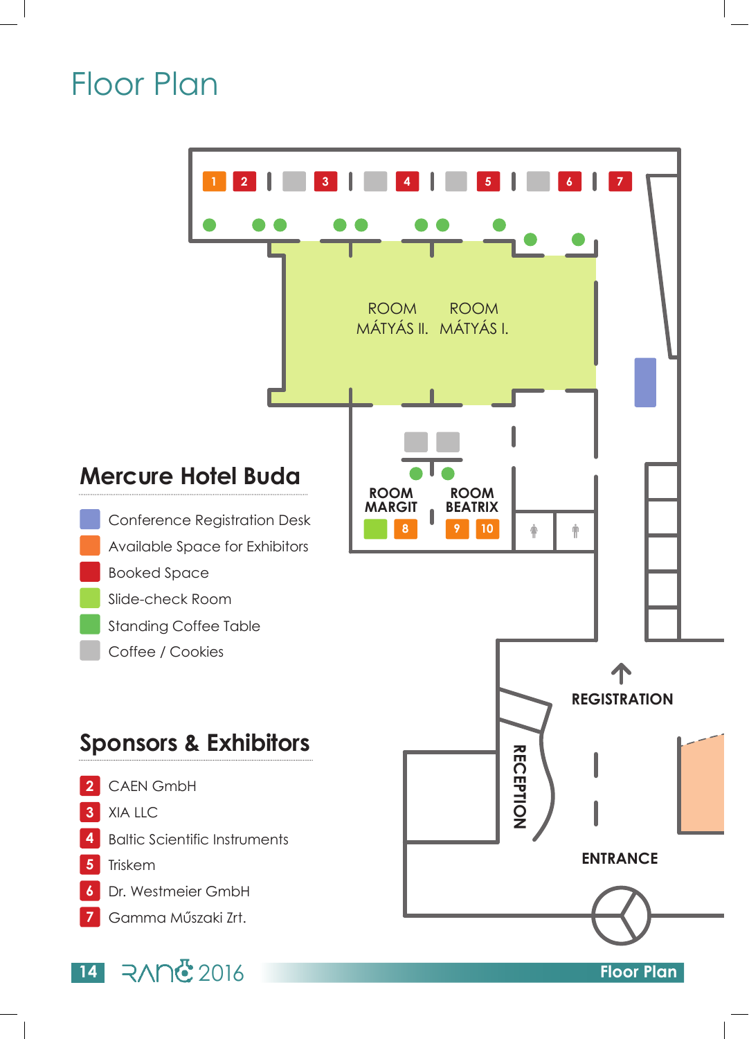# Floor Plan

ROOM MÁTYÁS II. ROOM MÁTYÁS I.

ROOM MARGIT ROOM BEATRIX

REGISTRATION

RECEPTION

ENTRANCE

## Mercure Hotel Buda

- Conference Registration Desk
- Available Space for Exhibitors
- Booked Space
- Slide-check Room
- Standing Coffee Table
- Coffee / Cookies

## Sponsors & Exhibitors

- 2 CAEN GmbH
- 3 XIA LLC
- 4 Baltic Scientific Instruments
- 5 Triskem
- 6 Dr. Westmeier GmbH
- 7 Gamma Műszaki Zrt.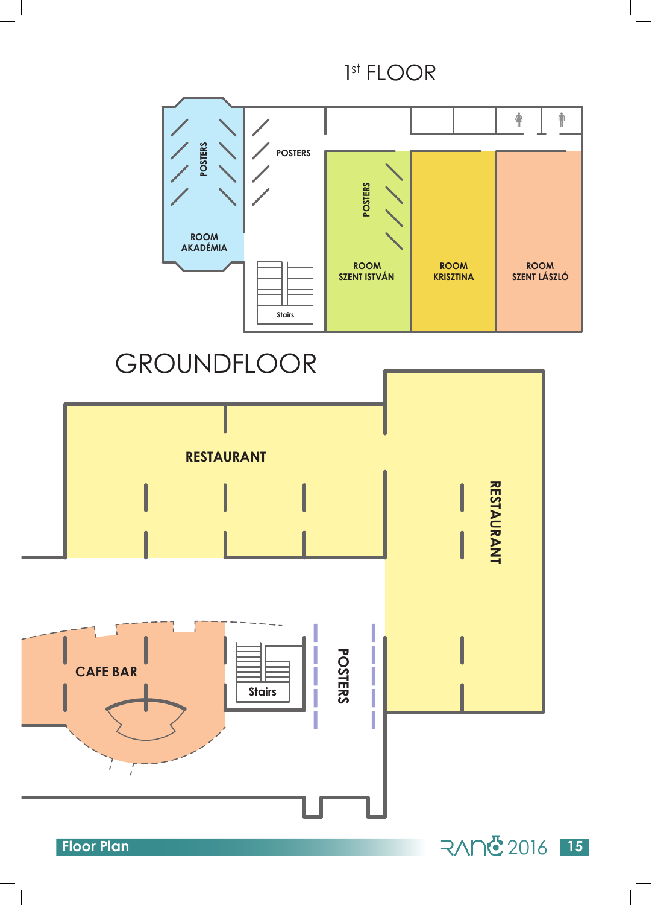# 1st FLOOR

POSTERS

ROOM AKADÉMIA

POSTERS

POSTERS

ROOM SZENT ISTVÁN

ROOM KRISZTINA

ROOM SZENT LÁSZLÓ

Stairs

# GROUNDFLOOR

RESTAURANT

RESTAURANT

CAFE BAR

Stairs

POSTERS

Floor Plan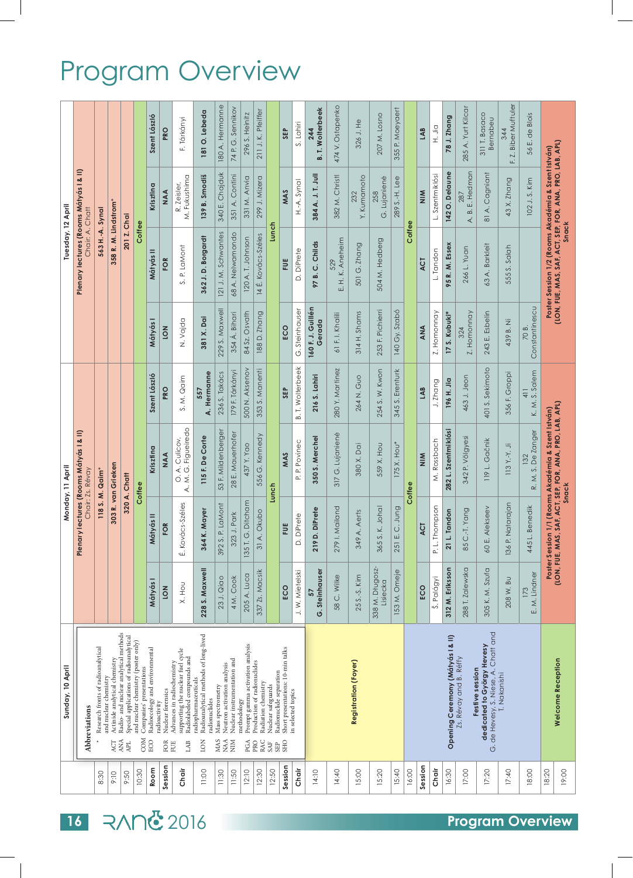# Program Overview

## Abbreviations

- \* Research fronts of radioanalytical and nuclear chemistry
- ACT Actinide analytical chemistry
- ANA Radio- and nuclear analytical methods
- APL Special applications of radioanalytical and nuclear chemistry (poster only)
- COM Companies' presentations
- ECO Radioecology and environmental radioactivity
- FOR Nuclear forensics
- FUE Advances in radiochemistry supporting the nuclear fuel cycle
- LAB Radiolabelled compounds and radiopharmaceuticals
- ION Radioanalytical methods of long-lived radionuclides
- MAS Mass spectrometry
- NAA Neutron activation analysis
- NIM Nuclear instrumentation and methodology
- PGA Prompt gamma activation analysis
- PRO Production of radionuclides
- RAC Radiation chemistry
- SAF Nuclear safeguards
- SEP Radionuclide separation
- SHO Short presentations: 10-min talks in selected topics

## Sunday, 10 April

| Time | Event |
|---|---|
| 14:10–16:00 | Registration (Foyer) |
| 16:30 | Opening Ceremony (Mátyás I & II) – Zs. Révay and B. Réffy |
| 17:20 | Festive session dedicated to György Hevesy – G. de Hevesy, S. Niese, A. Chatt and T. Nakanishi |
| 19:00 | Welcome Reception |

## Monday, 11 April

**Plenary lectures (Rooms Mátyás I & II)** – Chair: Zs. Révay

| Time | Lecture |
|---|---|
| 8:30 | 118 S. M. Qaim* |
| 9:10 | 303 R. van Grieken |
| 9:50 | 320 A. Chatt |
| 10:30 | Coffee |

| Time | Mátyás I | Mátyás II | Krisztina | Szent László |
|---|---|---|---|---|
| Session | ION | FOR | NAA | PRO |
| Chair | X. Hou | É. Kovács-Széles | O. A. Culicov, A. M. G. Figueiredo | S. M. Qaim |
| 11:00 | **228 S. Maxwell** | **364 K. Mayer** | **115 F. De Corte** | **557 A. Hermanne** |
| 11:30 | 23 J. Qiao | 392 S. P. LaMont | 53 F. Mildenberger | 236 S. Takács |
| 11:50 | 4 M. Cook | 323 J. Park | 28 E. Mauerhofer | 179 F. Tárkányi |
| 12:10 | 205 A. Luca | 135 T. G. Ditcham | 437 Y. Yao | 500 N. Aksenov |
| 12:30 | 337 Zs. Macsik | 31 A. Okubo | 556 G. Kennedy | 353 S. Manenti |
| 12:50 | Lunch | | | |
| Session | ECO | FUE | MAS | SEP |
| Chair | J. W. Mietelski | D. DiPrete | P. P. Povinec | B. T. Wolterbeek |
| 14:10 | **57 G. Steinhauser** | **219 D. DiPrete** | **350 S. Merchel** | **216 S. Lahiri** |
| 14:40 | 58 C. Wilke | 279 I. Mailand | 317 G. Lujanienė | 280 Y. Martinez |
| 15:00 | 25 S.-S. Kim | 349 A. Aerts | 380 X. Dai | 264 N. Guo |
| 15:20 | 338 M. Długosz-Lisiecka | 365 S. K. Johal | 559 X. Hou | 254 S. W. Kwon |
| 15:40 | 153 M. Omeje | 251 E. C. Jung | 175 X. Hou* | 345 S. Erenturk |
| 16:00 | Coffee | | | |
| Session | ECO | ACT | NIM | LAB |
| Chair | Š. Palágyi | P. L. Thompson | M. Rossbach | J. Zhang |
| 16:30 | **312 M. Eriksson** | **21 L. Tandon** | **282 L. Szentmiklósi** | **196 H. Jia** |
| 17:00 | 288 T. Zalewska | 85 C.-T. Yang | 342 P. Völgyesi | 463 J. Jeon |
| 17:20 | 305 K. M. Szufa | 60 E. Alekseev | 119 L. Gačnik | 401 S. Sekimoto |
| 17:40 | 208 W. Bu | 136 P. Natarajan | 113 Y.-Y. Ji | 356 F. Groppi |
| 18:00 | 173 E. M. Lindner | 445 L. Benedik | 132 R. M. S. De Zanger | 411 K. M. S. Salem |

**18:20–19:00** Poster Session 1/1 (Rooms Akadémia & Szent István) (ION, FUE, MAS, SAF, ACT, SEP, FOR, ANA, PRO, LAB, APL) – Snack

## Tuesday, 12 April

**Plenary lectures (Rooms Mátyás I & II)** – Chair: A. Chatt

| Time | Lecture |
|---|---|
| 8:30 | 563 H.-A. Synal |
| 9:10 | 358 R. M. Lindstrom* |
| 9:50 | 201 Z. Chai |
| 10:30 | Coffee |

| Time | Mátyás I | Mátyás II | Krisztina | Szent László |
|---|---|---|---|---|
| Session | ION | FOR | NAA | PRO |
| Chair | N. Vajda | S. P. LaMont | R. Zeisler, M. Fukushima | F. Tárkányi |
| 11:00 | **381 X. Dai** | **362 J. D. Borgardt** | **139 B. Smodiš** | **181 O. Lebeda** |
| 11:30 | 229 S. Maxwell | 121 J. M. Schwantes | 340 E. Chajduk | 180 A. Hermanne |
| 11:50 | 354 Á. Bihari | 68 A. Nelwamondo | 351 A. Contini | 74 P. G. Sennikov |
| 12:10 | 84 Sz. Osváth | 120 A. T. Johnson | 331 M. Anvia | 296 S. Heinitz |
| 12:30 | 188 D. Zhang | 14 É. Kovács-Széles | 299 J. Mizera | 211 J. K. Pfeiffer |
| 12:50 | Lunch | | | |
| Session | ECO | FUE | MAS | SEP |
| Chair | G. Steinhauser | D. DiPrete | H.-A. Synal | S. Lahiri |
| 14:10 | **160 F. J. Guillén Gerada** | **97 B. C. Childs** | **384 A. J. T. Jull** | **244 B. T. Wolterbeek** |
| 14:40 | 61 F. I. Khalili | 529 E. H. K. Aneheim | 382 M. Christl | 474 V. Ostapenko |
| 15:00 | 314 H. Shams | 501 G. Zhang | 232 Y. Kumamoto | 326 J. He |
| 15:20 | 253 F. Pichierri | 504 M. Hedberg | 258 G. Lujanienė | 207 M. Losno |
| 15:40 | 140 Gy. Szabó | | 289 S.-H. Lee | 355 P. Moeyaert |
| 16:00 | Coffee | | | |
| Session | ANA | ACT | NIM | LAB |
| Chair | Z. Homonnay | L. Tandon | L. Szentmiklósi | H. Jia |
| 16:30 | **17 S. Kubuki*** | **95 R. M. Essex** | **142 O. Delaune** | **78 J. Zhang** |
| 17:00 | 324 Z. Homonnay | 266 L. Yuan | 287 A. B. E. Hedman | 285 A. Yurt Kilcar |
| 17:20 | 243 E. Esbelin | 63 A. Barkleit | 81 A. Cagniant | 311 T. Basaco Bernabeu |
| 17:40 | 439 B. Ni | 555 S. Salah | 43 X. Zhang | 344 F. Z. Biber Muftuler |
| 18:00 | 70 B. Constantinescu | | 102 J. S. Kim | 56 E. de Blois |

**18:20–19:00** Poster Session 1/2 (Rooms Akadémia & Szent István) (ION, FUE, MAS, SAF, ACT, SEP, FOR, ANA, PRO, LAB, APL) – Snack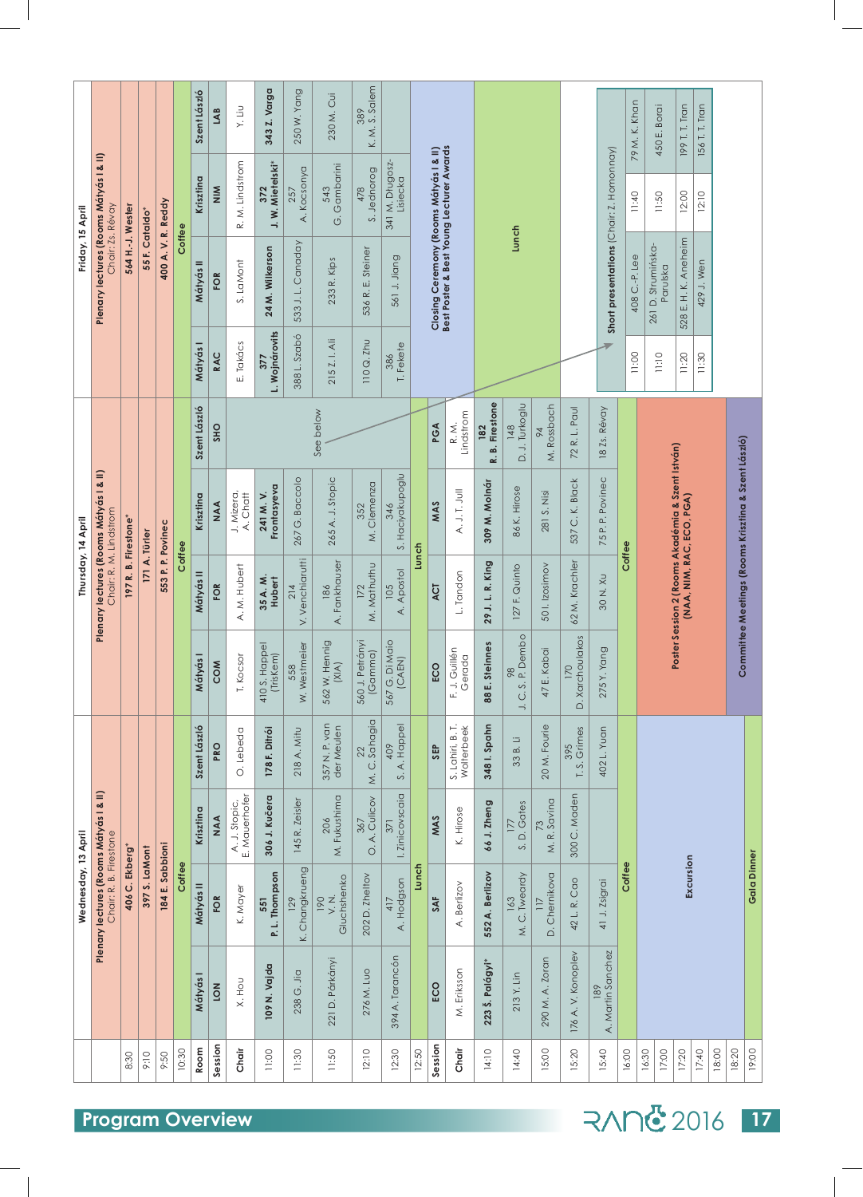# Program Overview

## Wednesday, 13 April

| Time | | | | |
|---|---|---|---|---|
| | Plenary lectures (Rooms Mátyás I & II) Chair: R. B. Firestone | | | |
| 8:30 | 406 C. Ekberg* | | | |
| 9:10 | 397 S. LaMont | | | |
| 9:50 | 184 E. Sabbioni | | | |
| 10:30 | Coffee | | | |
| Room | Mátyás I | Mátyás II | Krisztina | Szent László |
| Session | LON | FOR | NAA | PRO |
| Chair | X. Hou | K. Mayer | A. J. Stopic, E. Mauerhofer | O. Lebeda |
| 11:00 | **109 N. Vajda** | **551 P. L. Thompson** | **306 J. Kučera** | **178 F. Ditrói** |
| 11:30 | 238 G. Jia | 129 K. Changkrueng | 145 R. Zeisler | 218 A. Mitu |
| 11:50 | 221 D. Párkányi | 190 V. N. Gluchshenko | 206 M. Fukushima | 357 N. P. van der Meulen |
| 12:10 | 276 M. Luo | 202 D. Zheltov | 367 O. A. Culicov | 22 M. C. Sahagia |
| 12:30 | 394 A. Tarancón | 417 A. Hodgson | 371 I. Zinicovscaia | 409 S. A. Happel |
| 12:50 | Lunch | | | |
| Session | ECO | SAF | MAS | SEP |
| Chair | M. Eriksson | A. Berlizov | K. Hirose | S. Lahiri, B. T. Wolterbeek |
| 14:10 | **223 Š. Palágyi*** | **552 A. Berlizov** | **66 J. Zheng** | **348 I. Spahn** |
| 14:40 | 213 Y. Lin | 163 M. C. Tweardy | 177 S. D. Gates | 33 B. Li |
| 15:00 | 290 M. A. Zoran | 117 D. Chernikova | 73 M. R. Savina | 20 M. Fourie |
| 15:20 | 176 A. V. Konoplev | 42 L. R. Cao | 300 C. Maden | 395 T. S. Grimes |
| 15:40 | 189 A. Martin Sanchez | 41 J. Zsigrai | | 402 L. Yuan |
| 16:00 | Coffee | | | |
| 16:30–18:20 | Excursion | | | |
| 19:00 | Gala Dinner | | | |

## Thursday, 14 April

| Time | | | | |
|---|---|---|---|---|
| | Plenary lectures (Rooms Mátyás I & II) Chair: R. M. Lindstrom | | | |
| 8:30 | 197 R. B. Firestone* | | | |
| 9:10 | 171 A. Türler | | | |
| 9:50 | 553 P. P. Povinec | | | |
| 10:30 | Coffee | | | |
| Room | Mátyás I | Mátyás II | Krisztina | Szent László |
| Session | COM | FOR | NAA | SHO |
| Chair | T. Kocsor | A. M. Hubert | J. Mizera, A. Chatt | See below |
| 11:00 | 410 S. Happel (TrisKem) | **35 A. M. Hubert** | **241 M. V. Frontasyeva** | |
| 11:30 | 558 W. Westmeier | 214 V. Venchiarutti | 267 G. Baccolo | |
| 11:50 | 562 W. Hennig (XIA) | 186 A. Fankhauser | 265 A. J. Stopic | |
| 12:10 | 560 J. Petrányi (Gamma) | 172 M. Mathuthu | 352 M. Clemenza | |
| 12:30 | 567 G. Di Maio (CAEN) | 105 A. Apostol | 346 S. Haciyakupoglu | |
| 12:50 | Lunch | | | |
| Session | ECO | ACT | MAS | PGA |
| Chair | F. J. Guillén Gerada | L. Tandon | A. J. T. Jull | R. M. Lindstrom |
| 14:10 | **88 E. Steinnes** | **29 J. L. R. King** | **309 M. Molnár** | **182 R. B. Firestone** |
| 14:40 | 98 J. C. S. P. Dembo | 127 F. Quinto | 86 K. Hirose | 148 D. J. Turkoglu |
| 15:00 | 47 E. Kabai | 50 I. Izosimov | 281 S. Nisi | 94 M. Rossbach |
| 15:20 | 170 D. Xarchoulakos | 62 M. Krachler | 537 C. K. Black | 72 R. L. Paul |
| 15:40 | 275 Y. Yang | 30 N. Xu | 75 P. P. Povinec | 18 Zs. Révay |
| 16:00 | Coffee | | | |
| 16:30–17:40 | Poster Session 2 (Rooms Akadémia & Szent István) (NAA, NIM, RAC, ECO, PGA) | | | |
| 18:00–19:00 | Committee Meetings (Rooms Krisztina & Szent László) | | | |

## Friday, 15 April

| Time | | | | |
|---|---|---|---|---|
| | Plenary lectures (Rooms Mátyás I & II) Chair: Zs. Révay | | | |
| 8:30 | 564 H.-J. Wester | | | |
| 9:10 | 55 F. Cataldo* | | | |
| 9:50 | 400 A. V. R. Reddy | | | |
| 10:30 | Coffee | | | |
| Room | Mátyás I | Mátyás II | Krisztina | Szent László |
| Session | RAC | FOR | NIM | LAB |
| Chair | E. Takács | S. LaMont | R. M. Lindstrom | Y. Liu |
| 11:00 | **377 L. Wojnárovits** | **24 M. Wilkerson** | **372 J. W. Mietelski*** | **343 Z. Varga** |
| 11:30 | 388 L. Szabó | 533 J. L. Canaday | 257 A. Kocsonya | 250 W. Yang |
| 11:50 | 215 Z. I. Ali | 233 R. Kips | 543 G. Gambarini | 230 M. Cui |
| 12:10 | 110 Q. Zhu | 536 R. E. Steiner | 478 S. Jednorog | 389 K. M. S. Salem |
| 12:30 | 386 T. Fekete | 561 J. Jiang | 341 M. Dlugosz-Lisiecka | |
| 12:50 | Closing Ceremony (Rooms Mátyás I & II) Best Poster & Best Young Lecturer Awards | | | |
| 14:10 | Lunch | | | |

### Short presentations (Chair: Z. Homonnay)

| Time | | Time | |
|---|---|---|---|
| 11:00 | 408 C.-P. Lee | 11:40 | 79 M. K. Khan |
| 11:10 | 261 D. Strumińska-Parulska | 11:50 | 450 E. Borai |
| 11:20 | 528 E. H. K. Aneheim | 12:00 | 199 T. T. Tran |
| 11:30 | 429 J. Wen | 12:10 | 156 T. T. Tran |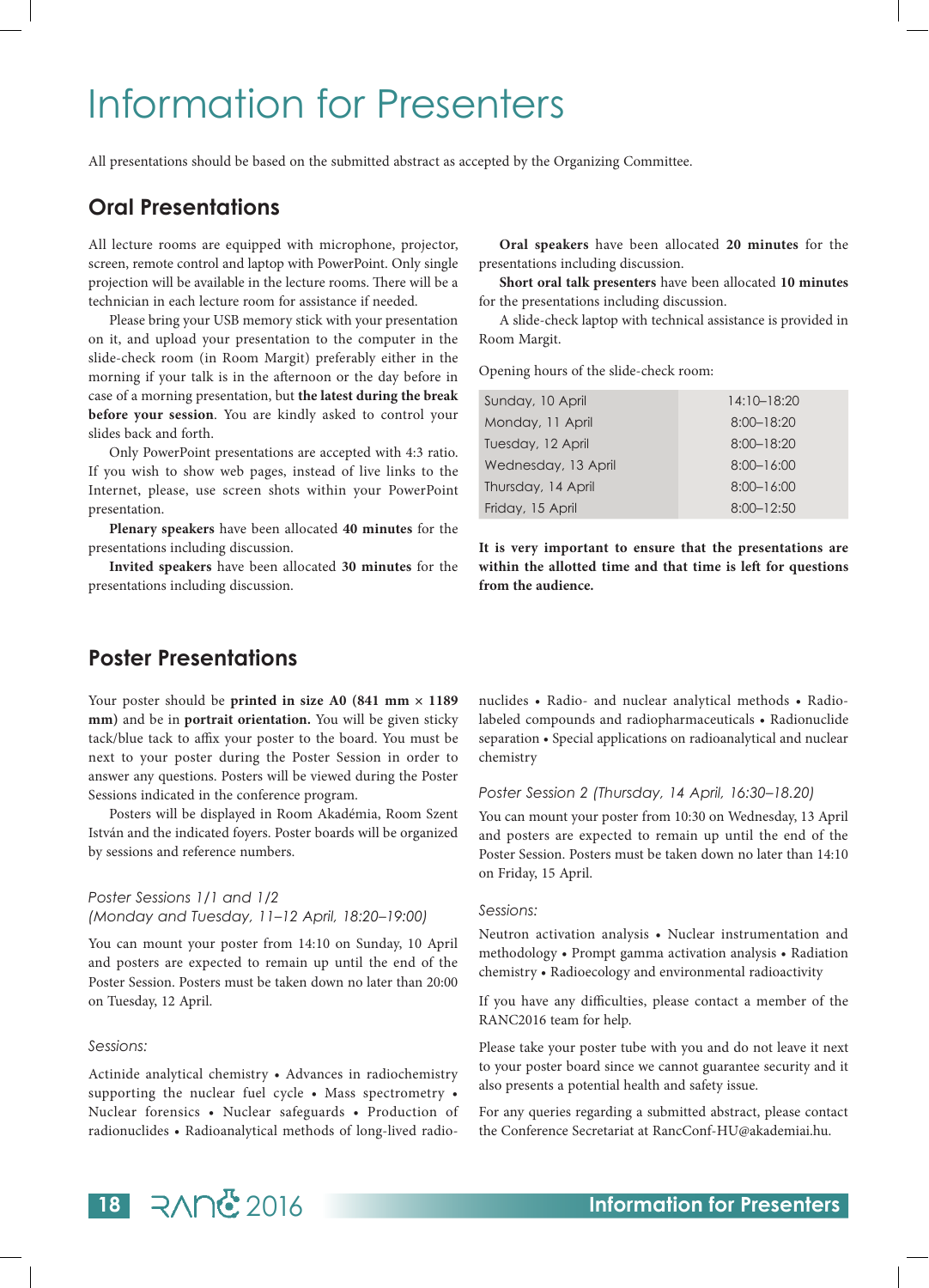# Information for Presenters

All presentations should be based on the submitted abstract as accepted by the Organizing Committee.

## Oral Presentations

All lecture rooms are equipped with microphone, projector, screen, remote control and laptop with PowerPoint. Only single projection will be available in the lecture rooms. There will be a technician in each lecture room for assistance if needed.

Please bring your USB memory stick with your presentation on it, and upload your presentation to the computer in the slide-check room (in Room Margit) preferably either in the morning if your talk is in the afternoon or the day before in case of a morning presentation, but **the latest during the break before your session**. You are kindly asked to control your slides back and forth.

Only PowerPoint presentations are accepted with 4:3 ratio. If you wish to show web pages, instead of live links to the Internet, please, use screen shots within your PowerPoint presentation.

**Plenary speakers** have been allocated **40 minutes** for the presentations including discussion.

**Invited speakers** have been allocated **30 minutes** for the presentations including discussion.

**Oral speakers** have been allocated **20 minutes** for the presentations including discussion.

**Short oral talk presenters** have been allocated **10 minutes** for the presentations including discussion.

A slide-check laptop with technical assistance is provided in Room Margit.

Opening hours of the slide-check room:

| Day | Hours |
|---|---|
| Sunday, 10 April | 14:10–18:20 |
| Monday, 11 April | 8:00–18:20 |
| Tuesday, 12 April | 8:00–18:20 |
| Wednesday, 13 April | 8:00–16:00 |
| Thursday, 14 April | 8:00–16:00 |
| Friday, 15 April | 8:00–12:50 |

**It is very important to ensure that the presentations are within the allotted time and that time is left for questions from the audience.**

## Poster Presentations

Your poster should be **printed in size A0 (841 mm × 1189 mm)** and be in **portrait orientation.** You will be given sticky tack/blue tack to affix your poster to the board. You must be next to your poster during the Poster Session in order to answer any questions. Posters will be viewed during the Poster Sessions indicated in the conference program.

Posters will be displayed in Room Akadémia, Room Szent István and the indicated foyers. Poster boards will be organized by sessions and reference numbers.

*Poster Sessions 1/1 and 1/2*
*(Monday and Tuesday, 11–12 April, 18:20–19:00)*

You can mount your poster from 14:10 on Sunday, 10 April and posters are expected to remain up until the end of the Poster Session. Posters must be taken down no later than 20:00 on Tuesday, 12 April.

*Sessions:*

Actinide analytical chemistry • Advances in radiochemistry supporting the nuclear fuel cycle • Mass spectrometry • Nuclear forensics • Nuclear safeguards • Production of radionuclides • Radioanalytical methods of long-lived radionuclides • Radio- and nuclear analytical methods • Radiolabeled compounds and radiopharmaceuticals • Radionuclide separation • Special applications on radioanalytical and nuclear chemistry

*Poster Session 2 (Thursday, 14 April, 16:30–18.20)*

You can mount your poster from 10:30 on Wednesday, 13 April and posters are expected to remain up until the end of the Poster Session. Posters must be taken down no later than 14:10 on Friday, 15 April.

*Sessions:*

Neutron activation analysis • Nuclear instrumentation and methodology • Prompt gamma activation analysis • Radiation chemistry • Radioecology and environmental radioactivity

If you have any difficulties, please contact a member of the RANC2016 team for help.

Please take your poster tube with you and do not leave it next to your poster board since we cannot guarantee security and it also presents a potential health and safety issue.

For any queries regarding a submitted abstract, please contact the Conference Secretariat at RancConf-HU@akademiai.hu.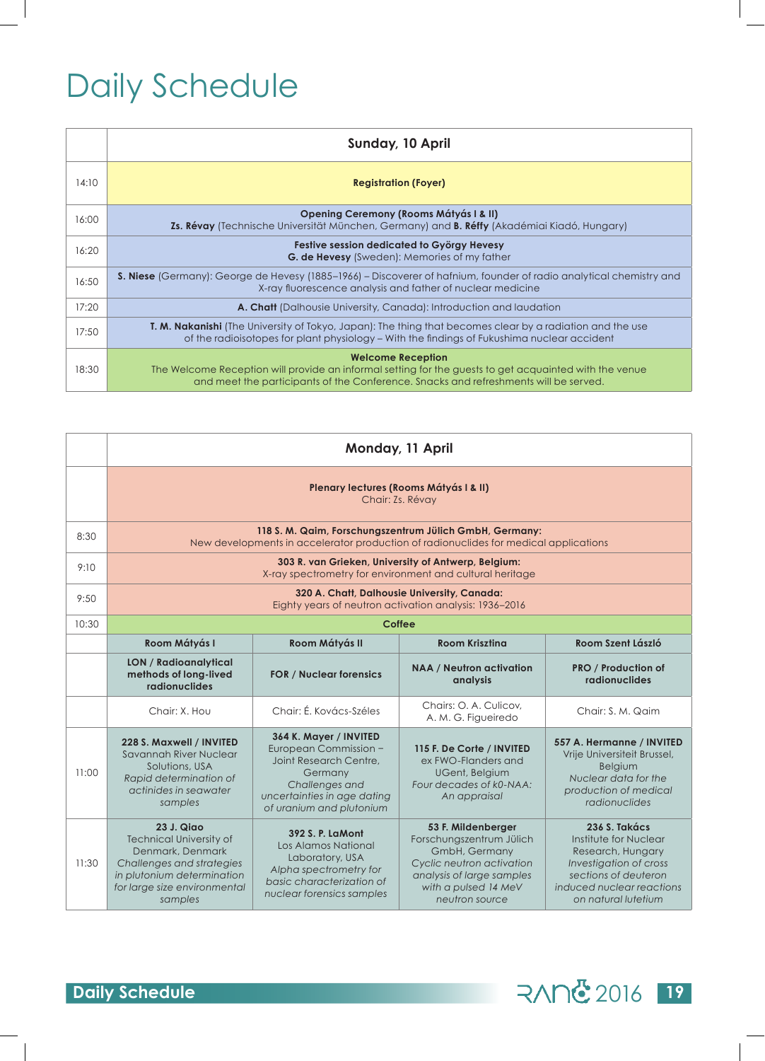# Daily Schedule

| | Sunday, 10 April |
|---|---|
| 14:10 | **Registration (Foyer)** |
| 16:00 | **Opening Ceremony (Rooms Mátyás I & II)** **Zs. Révay** (Technische Universität München, Germany) and **B. Réffy** (Akadémiai Kiadó, Hungary) |
| 16:20 | **Festive session dedicated to György Hevesy** **G. de Hevesy** (Sweden): Memories of my father |
| 16:50 | **S. Niese** (Germany): George de Hevesy (1885–1966) – Discoverer of hafnium, founder of radio analytical chemistry and X-ray fluorescence analysis and father of nuclear medicine |
| 17:20 | **A. Chatt** (Dalhousie University, Canada): Introduction and laudation |
| 17:50 | **T. M. Nakanishi** (The University of Tokyo, Japan): The thing that becomes clear by a radiation and the use of the radioisotopes for plant physiology – With the findings of Fukushima nuclear accident |
| 18:30 | **Welcome Reception** The Welcome Reception will provide an informal setting for the guests to get acquainted with the venue and meet the participants of the Conference. Snacks and refreshments will be served. |

| | Monday, 11 April | | | |
|---|---|---|---|---|
| | **Plenary lectures (Rooms Mátyás I & II)** Chair: Zs. Révay | | | |
| 8:30 | **118 S. M. Qaim, Forschungszentrum Jülich GmbH, Germany:** New developments in accelerator production of radionuclides for medical applications | | | |
| 9:10 | **303 R. van Grieken, University of Antwerp, Belgium:** X-ray spectrometry for environment and cultural heritage | | | |
| 9:50 | **320 A. Chatt, Dalhousie University, Canada:** Eighty years of neutron activation analysis: 1936–2016 | | | |
| 10:30 | **Coffee** | | | |
| | **Room Mátyás I** | **Room Mátyás II** | **Room Krisztina** | **Room Szent László** |
| | **LON / Radioanalytical methods of long-lived radionuclides** | **FOR / Nuclear forensics** | **NAA / Neutron activation analysis** | **PRO / Production of radionuclides** |
| | Chair: X. Hou | Chair: É. Kovács-Széles | Chairs: O. A. Culicov, A. M. G. Figueiredo | Chair: S. M. Qaim |
| 11:00 | **228 S. Maxwell / INVITED** Savannah River Nuclear Solutions, USA *Rapid determination of actinides in seawater samples* | **364 K. Mayer / INVITED** European Commission – Joint Research Centre, Germany *Challenges and uncertainties in age dating of uranium and plutonium* | **115 F. De Corte / INVITED** ex FWO-Flanders and UGent, Belgium *Four decades of k0-NAA: An appraisal* | **557 A. Hermanne / INVITED** Vrije Universiteit Brussel, Belgium *Nuclear data for the production of medical radionuclides* |
| 11:30 | **23 J. Qiao** Technical University of Denmark, Denmark *Challenges and strategies in plutonium determination for large size environmental samples* | **392 S. P. LaMont** Los Alamos National Laboratory, USA *Alpha spectrometry for basic characterization of nuclear forensics samples* | **53 F. Mildenberger** Forschungszentrum Jülich GmbH, Germany *Cyclic neutron activation analysis of large samples with a pulsed 14 MeV neutron source* | **236 S. Takács** Institute for Nuclear Research, Hungary *Investigation of cross sections of deuteron induced nuclear reactions on natural lutetium* |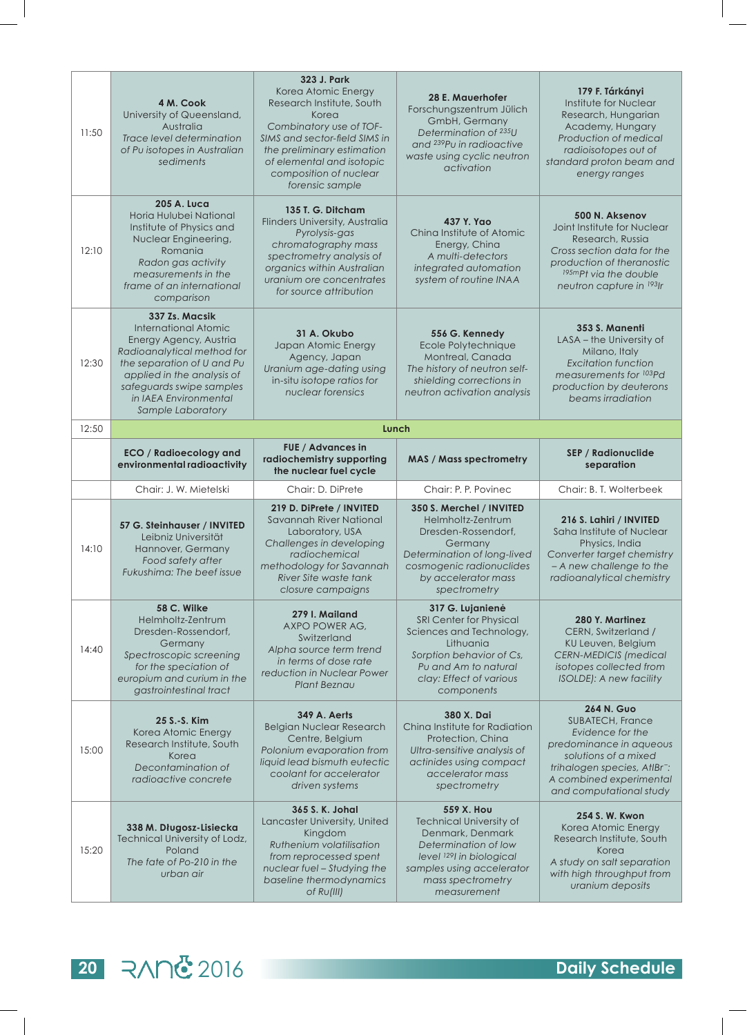| | | | | |
|---|---|---|---|---|
| 11:50 | **4 M. Cook** University of Queensland, Australia *Trace level determination of Pu isotopes in Australian sediments* | **323 J. Park** Korea Atomic Energy Research Institute, South Korea *Combinatory use of TOF-SIMS and sector-field SIMS in the preliminary estimation of elemental and isotopic composition of nuclear forensic sample* | **28 E. Mauerhofer** Forschungszentrum Jülich GmbH, Germany *Determination of $^{235}$U and $^{239}$Pu in radioactive waste using cyclic neutron activation* | **179 F. Tárkányi** Institute for Nuclear Research, Hungarian Academy, Hungary *Production of medical radioisotopes out of standard proton beam and energy ranges* |
| 12:10 | **205 A. Luca** Horia Hulubei National Institute of Physics and Nuclear Engineering, Romania *Radon gas activity measurements in the frame of an international comparison* | **135 T. G. Ditcham** Flinders University, Australia *Pyrolysis-gas chromatography mass spectrometry analysis of organics within Australian uranium ore concentrates for source attribution* | **437 Y. Yao** China Institute of Atomic Energy, China *A multi-detectors integrated automation system of routine INAA* | **500 N. Aksenov** Joint Institute for Nuclear Research, Russia *Cross section data for the production of theranostic $^{195m}$Pt via the double neutron capture in $^{193}$Ir* |
| 12:30 | **337 Zs. Macsik** International Atomic Energy Agency, Austria *Radioanalytical method for the separation of U and Pu applied in the analysis of safeguards swipe samples in IAEA Environmental Sample Laboratory* | **31 A. Okubo** Japan Atomic Energy Agency, Japan *Uranium age-dating using in-situ isotope ratios for nuclear forensics* | **556 G. Kennedy** Ecole Polytechnique Montreal, Canada *The history of neutron self-shielding corrections in neutron activation analysis* | **353 S. Manenti** LASA – the University of Milano, Italy *Excitation function measurements for $^{103}$Pd production by deuterons beams irradiation* |
| 12:50 | **Lunch** | | | |
| | **ECO / Radioecology and environmental radioactivity** | **FUE / Advances in radiochemistry supporting the nuclear fuel cycle** | **MAS / Mass spectrometry** | **SEP / Radionuclide separation** |
| | Chair: J. W. Mietelski | Chair: D. DiPrete | Chair: P. P. Povinec | Chair: B. T. Wolterbeek |
| 14:10 | **57 G. Steinhauser / INVITED** Leibniz Universität Hannover, Germany *Food safety after Fukushima: The beef issue* | **219 D. DiPrete / INVITED** Savannah River National Laboratory, USA *Challenges in developing radiochemical methodology for Savannah River Site waste tank closure campaigns* | **350 S. Merchel / INVITED** Helmholtz-Zentrum Dresden-Rossendorf, Germany *Determination of long-lived cosmogenic radionuclides by accelerator mass spectrometry* | **216 S. Lahiri / INVITED** Saha Institute of Nuclear Physics, India *Converter target chemistry – A new challenge to the radioanalytical chemistry* |
| 14:40 | **58 C. Wilke** Helmholtz-Zentrum Dresden-Rossendorf, Germany *Spectroscopic screening for the speciation of europium and curium in the gastrointestinal tract* | **279 I. Mailand** AXPO POWER AG, Switzerland *Alpha source term trend in terms of dose rate reduction in Nuclear Power Plant Beznau* | **317 G. Lujanienė** SRI Center for Physical Sciences and Technology, Lithuania *Sorption behavior of Cs, Pu and Am to natural clay: Effect of various components* | **280 Y. Martinez** CERN, Switzerland / KU Leuven, Belgium *CERN-MEDICIS (medical isotopes collected from ISOLDE): A new facility* |
| 15:00 | **25 S.-S. Kim** Korea Atomic Energy Research Institute, South Korea *Decontamination of radioactive concrete* | **349 A. Aerts** Belgian Nuclear Research Centre, Belgium *Polonium evaporation from liquid lead bismuth eutectic coolant for accelerator driven systems* | **380 X. Dai** China Institute for Radiation Protection, China *Ultra-sensitive analysis of actinides using compact accelerator mass spectrometry* | **264 N. Guo** SUBATECH, France *Evidence for the predominance in aqueous solutions of a mixed trihalogen species, AtIBr⁻: A combined experimental and computational study* |
| 15:20 | **338 M. Długosz-Lisiecka** Technical University of Lodz, Poland *The fate of Po-210 in the urban air* | **365 S. K. Johal** Lancaster University, United Kingdom *Ruthenium volatilisation from reprocessed spent nuclear fuel – Studying the baseline thermodynamics of Ru(III)* | **559 X. Hou** Technical University of Denmark, Denmark *Determination of low level $^{129}$I in biological samples using accelerator mass spectrometry measurement* | **254 S. W. Kwon** Korea Atomic Energy Research Institute, South Korea *A study on salt separation with high throughput from uranium deposits* |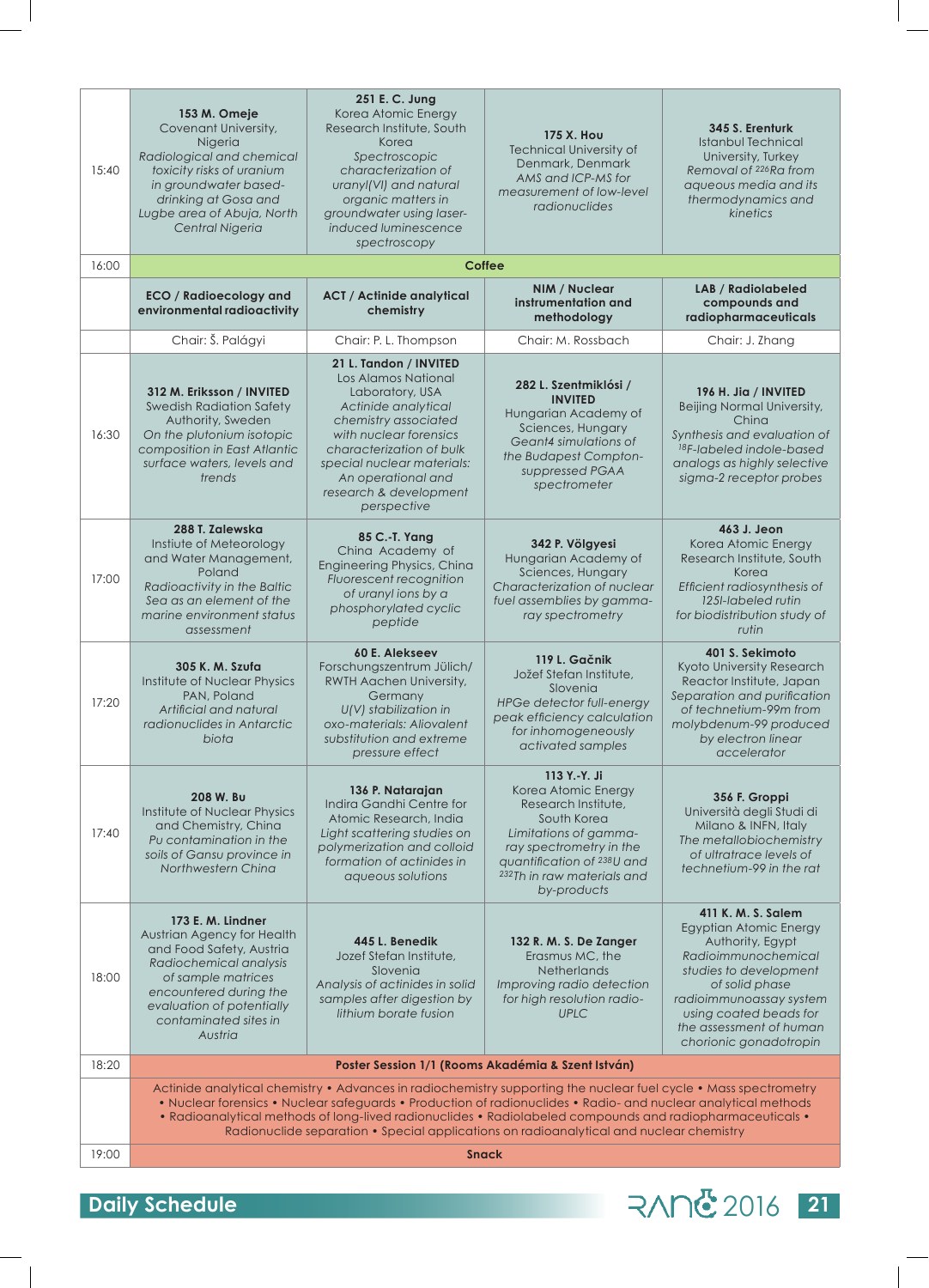| | | | | |
|---|---|---|---|---|
| 15:40 | **153 M. Omeje** Covenant University, Nigeria *Radiological and chemical toxicity risks of uranium in groundwater based-drinking at Gosa and Lugbe area of Abuja, North Central Nigeria* | **251 E. C. Jung** Korea Atomic Energy Research Institute, South Korea *Spectroscopic characterization of uranyl(VI) and natural organic matters in groundwater using laser-induced luminescence spectroscopy* | **175 X. Hou** Technical University of Denmark, Denmark *AMS and ICP-MS for measurement of low-level radionuclides* | **345 S. Erenturk** Istanbul Technical University, Turkey *Removal of $^{226}Ra$ from aqueous media and its thermodynamics and kinetics* |
| 16:00 | **Coffee** | | | |
| | **ECO / Radioecology and environmental radioactivity** | **ACT / Actinide analytical chemistry** | **NIM / Nuclear instrumentation and methodology** | **LAB / Radiolabeled compounds and radiopharmaceuticals** |
| | Chair: Š. Palágyi | Chair: P. L. Thompson | Chair: M. Rossbach | Chair: J. Zhang |
| 16:30 | **312 M. Eriksson / INVITED** Swedish Radiation Safety Authority, Sweden *On the plutonium isotopic composition in East Atlantic surface waters, levels and trends* | **21 L. Tandon / INVITED** Los Alamos National Laboratory, USA *Actinide analytical chemistry associated with nuclear forensics characterization of bulk special nuclear materials: An operational and research & development perspective* | **282 L. Szentmiklósi / INVITED** Hungarian Academy of Sciences, Hungary *Geant4 simulations of the Budapest Compton-suppressed PGAA spectrometer* | **196 H. Jia / INVITED** Beijing Normal University, China *Synthesis and evaluation of $^{18}F$-labeled indole-based analogs as highly selective sigma-2 receptor probes* |
| 17:00 | **288 T. Zalewska** Instiute of Meteorology and Water Management, Poland *Radioactivity in the Baltic Sea as an element of the marine environment status assessment* | **85 C.-T. Yang** China Academy of Engineering Physics, China *Fluorescent recognition of uranyl ions by a phosphorylated cyclic peptide* | **342 P. Völgyesi** Hungarian Academy of Sciences, Hungary *Characterization of nuclear fuel assemblies by gamma-ray spectrometry* | **463 J. Jeon** Korea Atomic Energy Research Institute, South Korea *Efficient radiosynthesis of 125I-labeled rutin for biodistribution study of rutin* |
| 17:20 | **305 K. M. Szufa** Institute of Nuclear Physics PAN, Poland *Artificial and natural radionuclides in Antarctic biota* | **60 E. Alekseev** Forschungszentrum Jülich/ RWTH Aachen University, Germany *U(V) stabilization in oxo-materials: Aliovalent substitution and extreme pressure effect* | **119 L. Gačnik** Jožef Stefan Institute, Slovenia *HPGe detector full-energy peak efficiency calculation for inhomogeneously activated samples* | **401 S. Sekimoto** Kyoto University Research Reactor Institute, Japan *Separation and purification of technetium-99m from molybdenum-99 produced by electron linear accelerator* |
| 17:40 | **208 W. Bu** Institute of Nuclear Physics and Chemistry, China *Pu contamination in the soils of Gansu province in Northwestern China* | **136 P. Natarajan** Indira Gandhi Centre for Atomic Research, India *Light scattering studies on polymerization and colloid formation of actinides in aqueous solutions* | **113 Y.-Y. Ji** Korea Atomic Energy Research Institute, South Korea *Limitations of gamma-ray spectrometry in the quantification of $^{238}U$ and $^{232}Th$ in raw materials and by-products* | **356 F. Groppi** Università degli Studi di Milano & INFN, Italy *The metallobiochemistry of ultratrace levels of technetium-99 in the rat* |
| 18:00 | **173 E. M. Lindner** Austrian Agency for Health and Food Safety, Austria *Radiochemical analysis of sample matrices encountered during the evaluation of potentially contaminated sites in Austria* | **445 L. Benedik** Jozef Stefan Institute, Slovenia *Analysis of actinides in solid samples after digestion by lithium borate fusion* | **132 R. M. S. De Zanger** Erasmus MC, the Netherlands *Improving radio detection for high resolution radio-UPLC* | **411 K. M. S. Salem** Egyptian Atomic Energy Authority, Egypt *Radioimmunochemical studies to development of solid phase radioimmunoassay system using coated beads for the assessment of human chorionic gonadotropin* |
| 18:20 | **Poster Session 1/1 (Rooms Akadémia & Szent István)** | | | |
| | Actinide analytical chemistry • Advances in radiochemistry supporting the nuclear fuel cycle • Mass spectrometry • Nuclear forensics • Nuclear safeguards • Production of radionuclides • Radio- and nuclear analytical methods • Radioanalytical methods of long-lived radionuclides • Radiolabeled compounds and radiopharmaceuticals • Radionuclide separation • Special applications on radioanalytical and nuclear chemistry | | | |
| 19:00 | **Snack** | | | |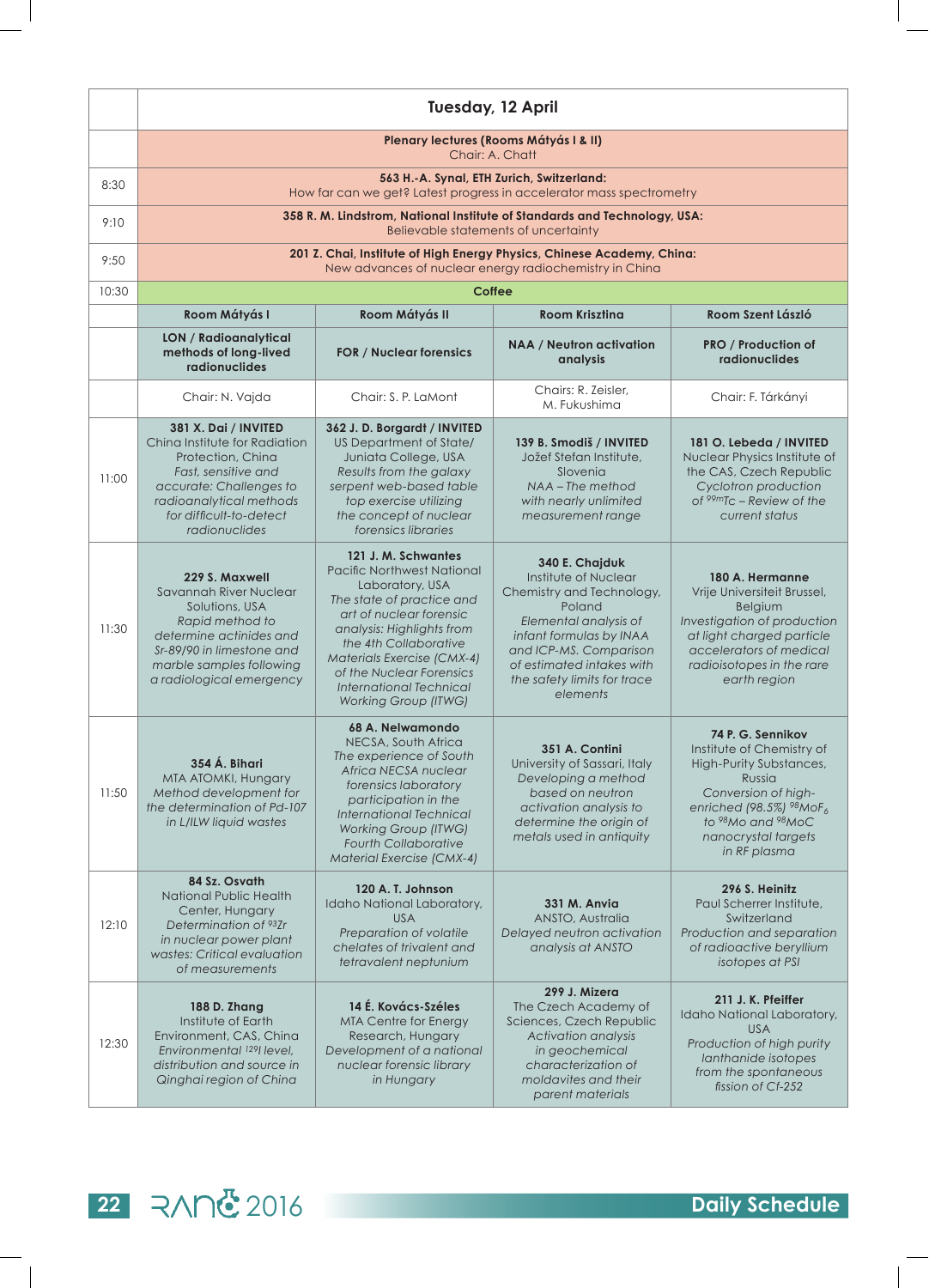# Tuesday, 12 April

| | Tuesday, 12 April | | | |
|---|---|---|---|---|
| | **Plenary lectures (Rooms Mátyás I & II)** Chair: A. Chatt | | | |
| 8:30 | **563 H.-A. Synal, ETH Zurich, Switzerland:** How far can we get? Latest progress in accelerator mass spectrometry | | | |
| 9:10 | **358 R. M. Lindstrom, National Institute of Standards and Technology, USA:** Believable statements of uncertainty | | | |
| 9:50 | **201 Z. Chai, Institute of High Energy Physics, Chinese Academy, China:** New advances of nuclear energy radiochemistry in China | | | |
| 10:30 | **Coffee** | | | |
| | **Room Mátyás I** | **Room Mátyás II** | **Room Krisztina** | **Room Szent László** |
| | **LON / Radioanalytical methods of long-lived radionuclides** | **FOR / Nuclear forensics** | **NAA / Neutron activation analysis** | **PRO / Production of radionuclides** |
| | Chair: N. Vajda | Chair: S. P. LaMont | Chairs: R. Zeisler, M. Fukushima | Chair: F. Tárkányi |
| 11:00 | **381 X. Dai / INVITED** China Institute for Radiation Protection, China *Fast, sensitive and accurate: Challenges to radioanalytical methods for difficult-to-detect radionuclides* | **362 J. D. Borgardt / INVITED** US Department of State/ Juniata College, USA *Results from the galaxy serpent web-based table top exercise utilizing the concept of nuclear forensics libraries* | **139 B. Smodiš / INVITED** Jožef Stefan Institute, Slovenia *NAA – The method with nearly unlimited measurement range* | **181 O. Lebeda / INVITED** Nuclear Physics Institute of the CAS, Czech Republic *Cyclotron production of $^{99m}Tc$ – Review of the current status* |
| 11:30 | **229 S. Maxwell** Savannah River Nuclear Solutions, USA *Rapid method to determine actinides and Sr-89/90 in limestone and marble samples following a radiological emergency* | **121 J. M. Schwantes** Pacific Northwest National Laboratory, USA *The state of practice and art of nuclear forensic analysis: Highlights from the 4th Collaborative Materials Exercise (CMX-4) of the Nuclear Forensics International Technical Working Group (ITWG)* | **340 E. Chajduk** Institute of Nuclear Chemistry and Technology, Poland *Elemental analysis of infant formulas by INAA and ICP-MS. Comparison of estimated intakes with the safety limits for trace elements* | **180 A. Hermanne** Vrije Universiteit Brussel, Belgium *Investigation of production at light charged particle accelerators of medical radioisotopes in the rare earth region* |
| 11:50 | **354 Á. Bihari** MTA ATOMKI, Hungary *Method development for the determination of Pd-107 in L/ILW liquid wastes* | **68 A. Nelwamondo** NECSA, South Africa *The experience of South Africa NECSA nuclear forensics laboratory participation in the International Technical Working Group (ITWG) Fourth Collaborative Material Exercise (CMX-4)* | **351 A. Contini** University of Sassari, Italy *Developing a method based on neutron activation analysis to determine the origin of metals used in antiquity* | **74 P. G. Sennikov** Institute of Chemistry of High-Purity Substances, Russia *Conversion of high-enriched (98.5%) $^{98}MoF_6$ to $^{98}Mo$ and $^{98}MoC$ nanocrystal targets in RF plasma* |
| 12:10 | **84 Sz. Osvath** National Public Health Center, Hungary *Determination of $^{93}Zr$ in nuclear power plant wastes: Critical evaluation of measurements* | **120 A. T. Johnson** Idaho National Laboratory, USA *Preparation of volatile chelates of trivalent and tetravalent neptunium* | **331 M. Anvia** ANSTO, Australia *Delayed neutron activation analysis at ANSTO* | **296 S. Heinitz** Paul Scherrer Institute, Switzerland *Production and separation of radioactive beryllium isotopes at PSI* |
| 12:30 | **188 D. Zhang** Institute of Earth Environment, CAS, China *Environmental $^{129}I$ level, distribution and source in Qinghai region of China* | **14 É. Kovács-Széles** MTA Centre for Energy Research, Hungary *Development of a national nuclear forensic library in Hungary* | **299 J. Mizera** The Czech Academy of Sciences, Czech Republic *Activation analysis in geochemical characterization of moldavites and their parent materials* | **211 J. K. Pfeiffer** Idaho National Laboratory, USA *Production of high purity lanthanide isotopes from the spontaneous fission of Cf-252* |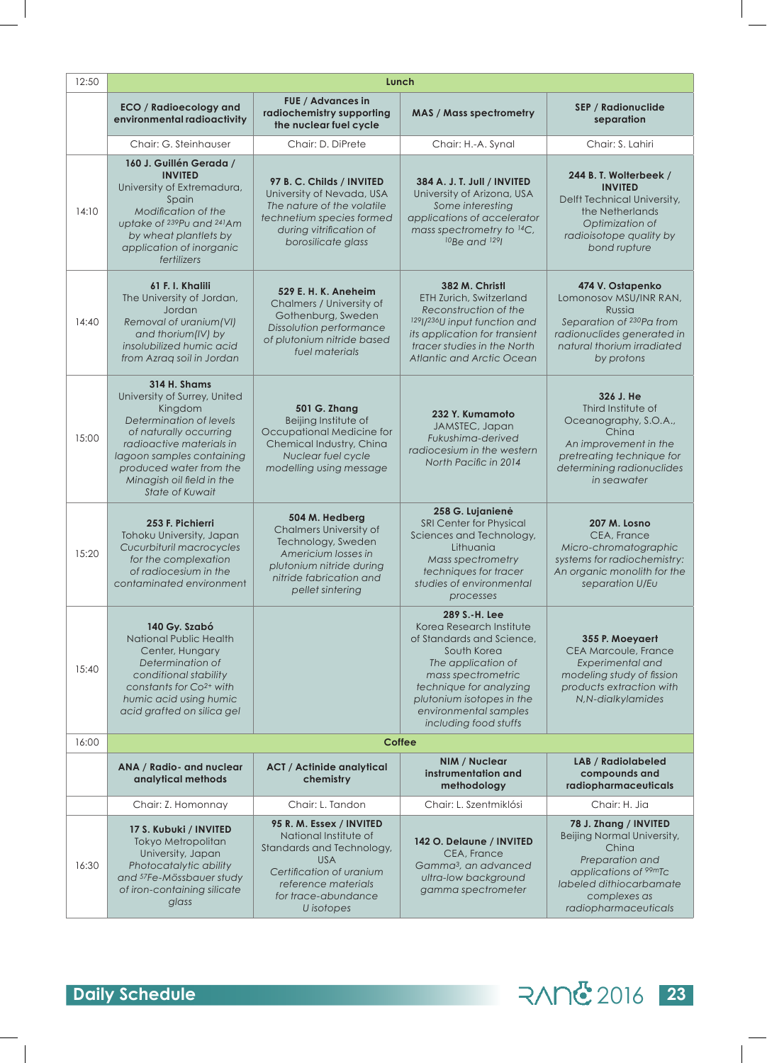| 12:50 | Lunch | | | |
|---|---|---|---|---|
| | **ECO / Radioecology and environmental radioactivity** | **FUE / Advances in radiochemistry supporting the nuclear fuel cycle** | **MAS / Mass spectrometry** | **SEP / Radionuclide separation** |
| | Chair: G. Steinhauser | Chair: D. DiPrete | Chair: H.-A. Synal | Chair: S. Lahiri |
| 14:10 | **160 J. Guillén Gerada / INVITED** University of Extremadura, Spain *Modification of the uptake of $^{239}$Pu and $^{241}$Am by wheat plantlets by application of inorganic fertilizers* | **97 B. C. Childs / INVITED** University of Nevada, USA *The nature of the volatile technetium species formed during vitrification of borosilicate glass* | **384 A. J. T. Jull / INVITED** University of Arizona, USA *Some interesting applications of accelerator mass spectrometry to $^{14}$C, $^{10}$Be and $^{129}$I* | **244 B. T. Wolterbeek / INVITED** Delft Technical University, the Netherlands *Optimization of radioisotope quality by bond rupture* |
| 14:40 | **61 F. I. Khalili** The University of Jordan, Jordan *Removal of uranium(VI) and thorium(IV) by insolubilized humic acid from Azraq soil in Jordan* | **529 E. H. K. Aneheim** Chalmers / University of Gothenburg, Sweden *Dissolution performance of plutonium nitride based fuel materials* | **382 M. Christl** ETH Zurich, Switzerland *Reconstruction of the $^{129}$I/$^{236}$U input function and its application for transient tracer studies in the North Atlantic and Arctic Ocean* | **474 V. Ostapenko** Lomonosov MSU/INR RAN, Russia *Separation of $^{230}$Pa from radionuclides generated in natural thorium irradiated by protons* |
| 15:00 | **314 H. Shams** University of Surrey, United Kingdom *Determination of levels of naturally occurring radioactive materials in lagoon samples containing produced water from the Minagish oil field in the State of Kuwait* | **501 G. Zhang** Beijing Institute of Occupational Medicine for Chemical Industry, China *Nuclear fuel cycle modelling using message* | **232 Y. Kumamoto** JAMSTEC, Japan *Fukushima-derived radiocesium in the western North Pacific in 2014* | **326 J. He** Third Institute of Oceanography, S.O.A., China *An improvement in the pretreating technique for determining radionuclides in seawater* |
| 15:20 | **253 F. Pichierri** Tohoku University, Japan *Cucurbituril macrocycles for the complexation of radiocesium in the contaminated environment* | **504 M. Hedberg** Chalmers University of Technology, Sweden *Americium losses in plutonium nitride during nitride fabrication and pellet sintering* | **258 G. Lujanienė** SRI Center for Physical Sciences and Technology, Lithuania *Mass spectrometry techniques for tracer studies of environmental processes* | **207 M. Losno** CEA, France *Micro-chromatographic systems for radiochemistry: An organic monolith for the separation U/Eu* |
| 15:40 | **140 Gy. Szabó** National Public Health Center, Hungary *Determination of conditional stability constants for $Co^{2+}$ with humic acid using humic acid grafted on silica gel* | | **289 S.-H. Lee** Korea Research Institute of Standards and Science, South Korea *The application of mass spectrometric technique for analyzing plutonium isotopes in the environmental samples including food stuffs* | **355 P. Moeyaert** CEA Marcoule, France *Experimental and modeling study of fission products extraction with N,N-dialkylamides* |
| 16:00 | Coffee | | | |
| | **ANA / Radio- and nuclear analytical methods** | **ACT / Actinide analytical chemistry** | **NIM / Nuclear instrumentation and methodology** | **LAB / Radiolabeled compounds and radiopharmaceuticals** |
| | Chair: Z. Homonnay | Chair: L. Tandon | Chair: L. Szentmiklósi | Chair: H. Jia |
| 16:30 | **17 S. Kubuki / INVITED** Tokyo Metropolitan University, Japan *Photocatalytic ability and $^{57}$Fe-Mössbauer study of iron-containing silicate glass* | **95 R. M. Essex / INVITED** National Institute of Standards and Technology, USA *Certification of uranium reference materials for trace-abundance U isotopes* | **142 O. Delaune / INVITED** CEA, France *Gamma$^3$, an advanced ultra-low background gamma spectrometer* | **78 J. Zhang / INVITED** Beijing Normal University, China *Preparation and applications of $^{99m}$Tc labeled dithiocarbamate complexes as radiopharmaceuticals* |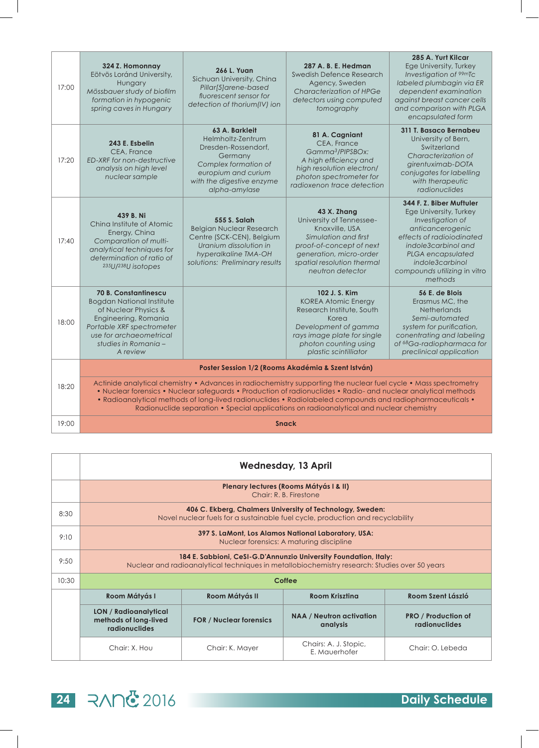| | | | | |
|---|---|---|---|---|
| 17:00 | **324 Z. Homonnay** Eötvös Loránd University, Hungary *Mössbauer study of biofilm formation in hypogenic spring caves in Hungary* | **266 L. Yuan** Sichuan University, China *Pillar[5]arene-based fluorescent sensor for detection of thorium(IV) ion* | **287 A. B. E. Hedman** Swedish Defence Research Agency, Sweden *Characterization of HPGe detectors using computed tomography* | **285 A. Yurt Kilcar** Ege University, Turkey *Investigation of $^{99m}Tc$ labeled plumbagin via ER dependent examination against breast cancer cells and comparison with PLGA encapsulated form* |
| 17:20 | **243 E. Esbelin** CEA, France *ED-XRF for non-destructive analysis on high level nuclear sample* | **63 A. Barkleit** Helmholtz-Zentrum Dresden-Rossendorf, Germany *Complex formation of europium and curium with the digestive enzyme alpha-amylase* | **81 A. Cagniant** CEA, France *Gamma³/PIPSBOx: A high efficiency and high resolution electron/ photon spectrometer for radioxenon trace detection* | **311 T. Basaco Bernabeu** University of Bern, Switzerland *Characterization of girentuximab-DOTA conjugates for labelling with therapeutic radionuclides* |
| 17:40 | **439 B. Ni** China Institute of Atomic Energy, China *Comparation of multi-analytical techniques for determination of ratio of $^{235}U/^{238}U$ isotopes* | **555 S. Salah** Belgian Nuclear Research Centre (SCK-CEN), Belgium *Uranium dissolution in hyperalkaline TMA-OH solutions: Preliminary results* | **43 X. Zhang** University of Tennessee-Knoxville, USA *Simulation and first proof-of-concept of next generation, micro-order spatial resolution thermal neutron detector* | **344 F. Z. Biber Muftuler** Ege University, Turkey *Investigation of anticancerogenic effects of radioiodinated indole3carbinol and PLGA encapsulated indole3carbinol compounds utilizing in vitro methods* |
| 18:00 | **70 B. Constantinescu** Bogdan National Institute of Nuclear Physics & Engineering, Romania *Portable XRF spectrometer use for archaeometrical studies in Romania – A review* | | **102 J. S. Kim** KOREA Atomic Energy Research Institute, South Korea *Development of gamma rays image plate for single photon counting using plastic scintilliator* | **56 E. de Blois** Erasmus MC, the Netherlands *Semi-automated system for purification, conentrating and labeling of $^{68}Ga$-radiopharmaca for preclinical application* |
| 18:20 | **Poster Session 1/2 (Rooms Akadémia & Szent István)** Actinide analytical chemistry • Advances in radiochemistry supporting the nuclear fuel cycle • Mass spectrometry • Nuclear forensics • Nuclear safeguards • Production of radionuclides • Radio- and nuclear analytical methods • Radioanalytical methods of long-lived radionuclides • Radiolabeled compounds and radiopharmaceuticals • Radionuclide separation • Special applications on radioanalytical and nuclear chemistry | | | |
| 19:00 | **Snack** | | | |

| | | | | |
|---|---|---|---|---|
| | **Wednesday, 13 April** | | | |
| | **Plenary lectures (Rooms Mátyás I & II)** Chair: R. B. Firestone | | | |
| 8:30 | **406 C. Ekberg, Chalmers University of Technology, Sweden:** Novel nuclear fuels for a sustainable fuel cycle, production and recyclability | | | |
| 9:10 | **397 S. LaMont, Los Alamos National Laboratory, USA:** Nuclear forensics: A maturing discipline | | | |
| 9:50 | **184 E. Sabbioni, CeSI-G.D'Annunzio University Foundation, Italy:** Nuclear and radioanalytical techniques in metallobiochemistry research: Studies over 50 years | | | |
| 10:30 | **Coffee** | | | |
| | **Room Mátyás I** | **Room Mátyás II** | **Room Krisztina** | **Room Szent László** |
| | **LON / Radioanalytical methods of long-lived radionuclides** | **FOR / Nuclear forensics** | **NAA / Neutron activation analysis** | **PRO / Production of radionuclides** |
| | Chair: X. Hou | Chair: K. Mayer | Chairs: A. J. Stopic, E. Mauerhofer | Chair: O. Lebeda |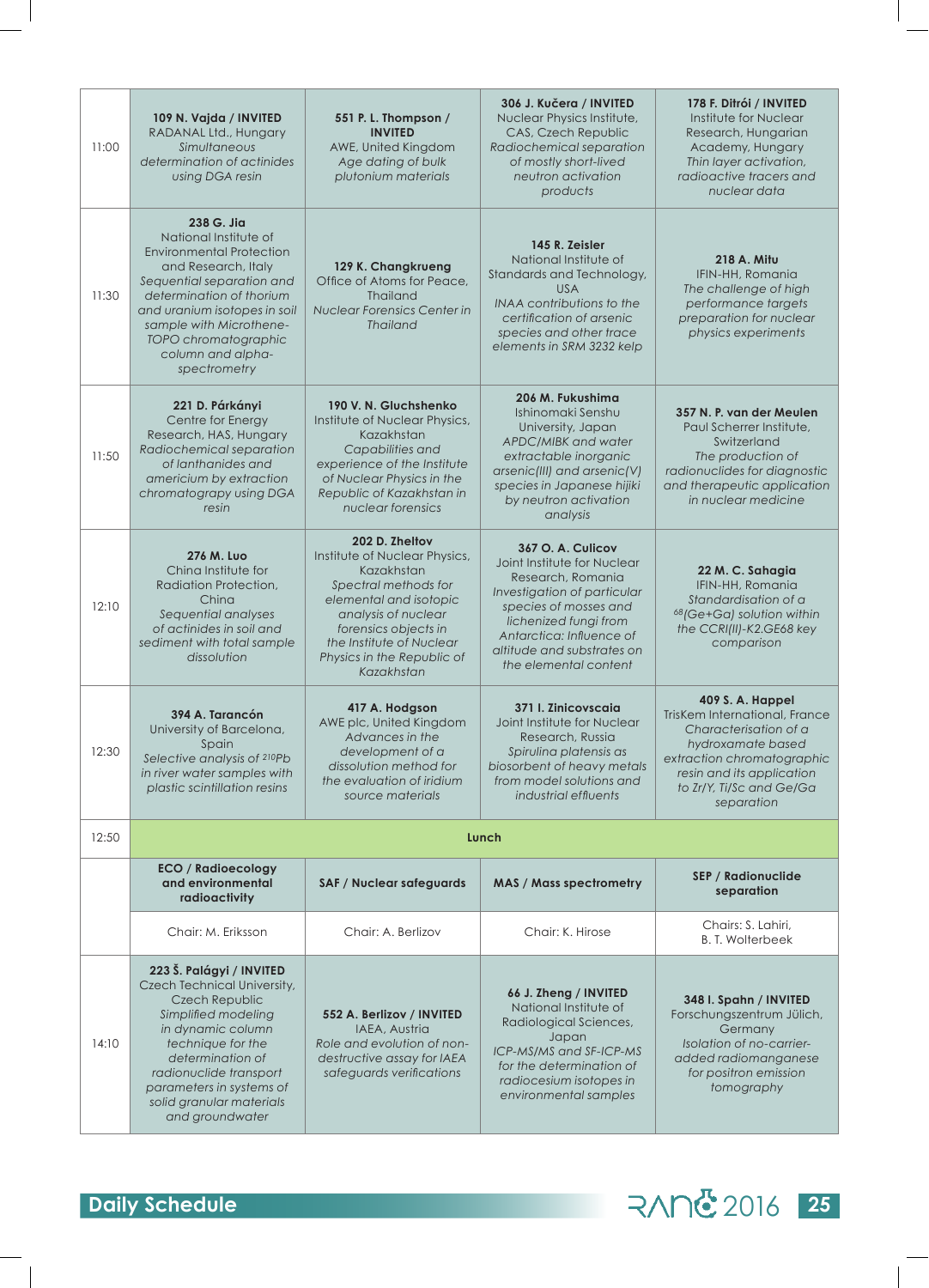| | | | | |
|---|---|---|---|---|
| 11:00 | **109 N. Vajda / INVITED** RADANAL Ltd., Hungary *Simultaneous determination of actinides using DGA resin* | **551 P. L. Thompson / INVITED** AWE, United Kingdom *Age dating of bulk plutonium materials* | **306 J. Kučera / INVITED** Nuclear Physics Institute, CAS, Czech Republic *Radiochemical separation of mostly short-lived neutron activation products* | **178 F. Ditrói / INVITED** Institute for Nuclear Research, Hungarian Academy, Hungary *Thin layer activation, radioactive tracers and nuclear data* |
| 11:30 | **238 G. Jia** National Institute of Environmental Protection and Research, Italy *Sequential separation and determination of thorium and uranium isotopes in soil sample with Microthene-TOPO chromatographic column and alpha-spectrometry* | **129 K. Changkrueng** Office of Atoms for Peace, Thailand *Nuclear Forensics Center in Thailand* | **145 R. Zeisler** National Institute of Standards and Technology, USA *INAA contributions to the certification of arsenic species and other trace elements in SRM 3232 kelp* | **218 A. Mitu** IFIN-HH, Romania *The challenge of high performance targets preparation for nuclear physics experiments* |
| 11:50 | **221 D. Párkányi** Centre for Energy Research, HAS, Hungary *Radiochemical separation of lanthanides and americium by extraction chromatogrpahy using DGA resin* | **190 V. N. Gluchshenko** Institute of Nuclear Physics, Kazakhstan *Capabilities and experience of the Institute of Nuclear Physics in the Republic of Kazakhstan in nuclear forensics* | **206 M. Fukushima** Ishinomaki Senshu University, Japan *APDC/MIBK and water extractable inorganic arsenic(III) and arsenic(V) species in Japanese hijiki by neutron activation analysis* | **357 N. P. van der Meulen** Paul Scherrer Institute, Switzerland *The production of radionuclides for diagnostic and therapeutic application in nuclear medicine* |
| 12:10 | **276 M. Luo** China Institute for Radiation Protection, China *Sequential analyses of actinides in soil and sediment with total sample dissolution* | **202 D. Zheltov** Institute of Nuclear Physics, Kazakhstan *Spectral methods for elemental and isotopic analysis of nuclear forensics objects in the Institute of Nuclear Physics in the Republic of Kazakhstan* | **367 O. A. Culicov** Joint Institute for Nuclear Research, Romania *Investigation of particular species of mosses and lichenized fungi from Antarctica: Influence of altitude and substrates on the elemental content* | **22 M. C. Sahagia** IFIN-HH, Romania *Standardisation of a $^{68}$(Ge+Ga) solution within the CCRI(II)-K2.GE68 key comparison* |
| 12:30 | **394 A. Tarancón** University of Barcelona, Spain *Selective analysis of $^{210}$Pb in river water samples with plastic scintillation resins* | **417 A. Hodgson** AWE plc, United Kingdom *Advances in the development of a dissolution method for the evaluation of iridium source materials* | **371 I. Zinicovscaia** Joint Institute for Nuclear Research, Russia *Spirulina platensis as biosorbent of heavy metals from model solutions and industrial effluents* | **409 S. A. Happel** TrisKem International, France *Characterisation of a hydroxamate based extraction chromatographic resin and its application to Zr/Y, Ti/Sc and Ge/Ga separation* |
| 12:50 | **Lunch** | | | |
| | **ECO / Radioecology and environmental radioactivity** | **SAF / Nuclear safeguards** | **MAS / Mass spectrometry** | **SEP / Radionuclide separation** |
| | Chair: M. Eriksson | Chair: A. Berlizov | Chair: K. Hirose | Chairs: S. Lahiri, B. T. Wolterbeek |
| 14:10 | **223 Š. Palágyi / INVITED** Czech Technical University, Czech Republic *Simplified modeling in dynamic column technique for the determination of radionuclide transport parameters in systems of solid granular materials and groundwater* | **552 A. Berlizov / INVITED** IAEA, Austria *Role and evolution of non-destructive assay for IAEA safeguards verifications* | **66 J. Zheng / INVITED** National Institute of Radiological Sciences, Japan *ICP-MS/MS and SF-ICP-MS for the determination of radiocesium isotopes in environmental samples* | **348 I. Spahn / INVITED** Forschungszentrum Jülich, Germany *Isolation of no-carrier-added radiomanganese for positron emission tomography* |

Daily Schedule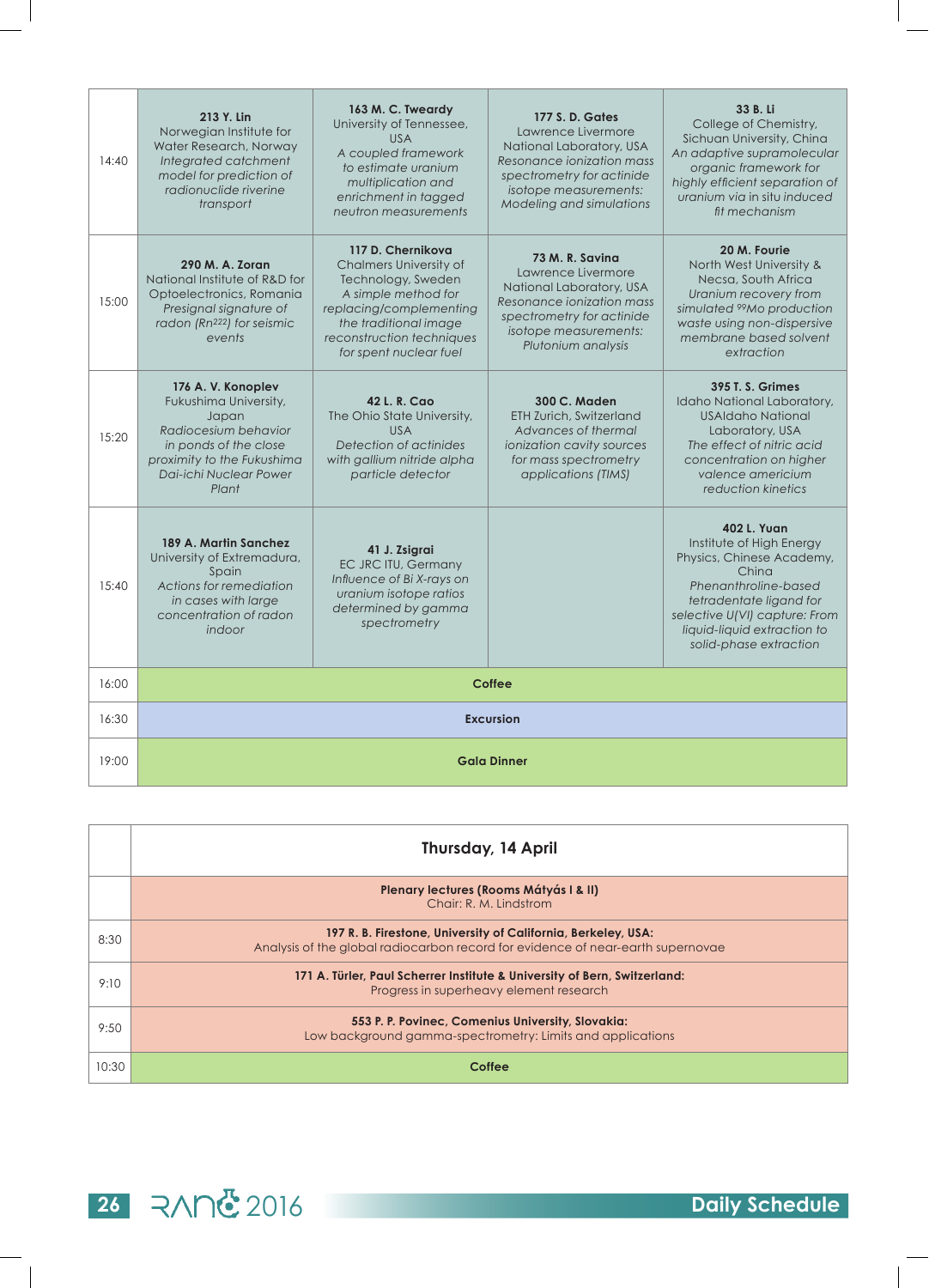| | | | | |
|---|---|---|---|---|
| 14:40 | **213 Y. Lin**<br>Norwegian Institute for Water Research, Norway<br>*Integrated catchment model for prediction of radionuclide riverine transport* | **163 M. C. Tweardy**<br>University of Tennessee, USA<br>*A coupled framework to estimate uranium multiplication and enrichment in tagged neutron measurements* | **177 S. D. Gates**<br>Lawrence Livermore National Laboratory, USA<br>*Resonance ionization mass spectrometry for actinide isotope measurements: Modeling and simulations* | **33 B. Li**<br>College of Chemistry, Sichuan University, China<br>*An adaptive supramolecular organic framework for highly efficient separation of uranium via in situ induced fit mechanism* |
| 15:00 | **290 M. A. Zoran**<br>National Institute of R&D for Optoelectronics, Romania<br>*Presignal signature of radon ($Rn^{222}$) for seismic events* | **117 D. Chernikova**<br>Chalmers University of Technology, Sweden<br>*A simple method for replacing/complementing the traditional image reconstruction techniques for spent nuclear fuel* | **73 M. R. Savina**<br>Lawrence Livermore National Laboratory, USA<br>*Resonance ionization mass spectrometry for actinide isotope measurements: Plutonium analysis* | **20 M. Fourie**<br>North West University & Necsa, South Africa<br>*Uranium recovery from simulated $^{99}$Mo production waste using non-dispersive membrane based solvent extraction* |
| 15:20 | **176 A. V. Konoplev**<br>Fukushima University, Japan<br>*Radiocesium behavior in ponds of the close proximity to the Fukushima Dai-ichi Nuclear Power Plant* | **42 L. R. Cao**<br>The Ohio State University, USA<br>*Detection of actinides with gallium nitride alpha particle detector* | **300 C. Maden**<br>ETH Zurich, Switzerland<br>*Advances of thermal ionization cavity sources for mass spectrometry applications (TIMS)* | **395 T. S. Grimes**<br>Idaho National Laboratory, USAIdaho National Laboratory, USA<br>*The effect of nitric acid concentration on higher valence americium reduction kinetics* |
| 15:40 | **189 A. Martin Sanchez**<br>University of Extremadura, Spain<br>*Actions for remediation in cases with large concentration of radon indoor* | **41 J. Zsigrai**<br>EC JRC ITU, Germany<br>*Influence of Bi X-rays on uranium isotope ratios determined by gamma spectrometry* | | **402 L. Yuan**<br>Institute of High Energy Physics, Chinese Academy, China<br>*Phenanthroline-based tetradentate ligand for selective U(VI) capture: From liquid-liquid extraction to solid-phase extraction* |
| 16:00 | **Coffee** | | | |
| 16:30 | **Excursion** | | | |
| 19:00 | **Gala Dinner** | | | |

| | **Thursday, 14 April** |
|---|---|
| | **Plenary lectures (Rooms Mátyás I & II)**<br>Chair: R. M. Lindstrom |
| 8:30 | **197 R. B. Firestone, University of California, Berkeley, USA:**<br>Analysis of the global radiocarbon record for evidence of near-earth supernovae |
| 9:10 | **171 A. Türler, Paul Scherrer Institute & University of Bern, Switzerland:**<br>Progress in superheavy element research |
| 9:50 | **553 P. P. Povinec, Comenius University, Slovakia:**<br>Low background gamma-spectrometry: Limits and applications |
| 10:30 | **Coffee** |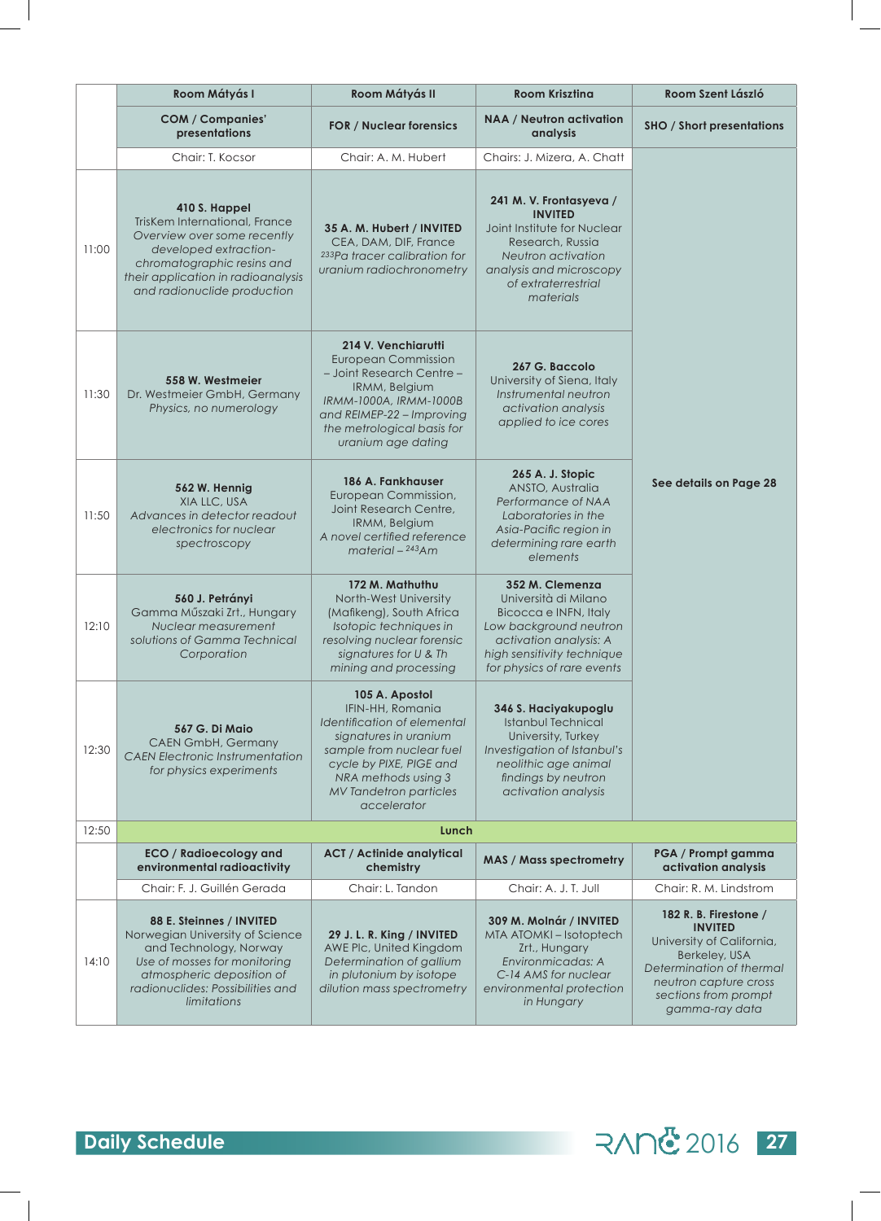| | Room Mátyás I | Room Mátyás II | Room Krisztina | Room Szent László |
|---|---|---|---|---|
| | **COM / Companies' presentations** | **FOR / Nuclear forensics** | **NAA / Neutron activation analysis** | **SHO / Short presentations** |
| | Chair: T. Kocsor | Chair: A. M. Hubert | Chairs: J. Mizera, A. Chatt | **See details on Page 28** |
| 11:00 | **410 S. Happel**<br>TrisKem International, France<br>*Overview over some recently developed extraction-chromatographic resins and their application in radioanalysis and radionuclide production* | **35 A. M. Hubert / INVITED**<br>CEA, DAM, DIF, France<br>*$^{233}$Pa tracer calibration for uranium radiochronometry* | **241 M. V. Frontasyeva / INVITED**<br>Joint Institute for Nuclear Research, Russia<br>*Neutron activation analysis and microscopy of extraterrestrial materials* | |
| 11:30 | **558 W. Westmeier**<br>Dr. Westmeier GmbH, Germany<br>*Physics, no numerology* | **214 V. Venchiarutti**<br>European Commission – Joint Research Centre – IRMM, Belgium<br>*IRMM-1000A, IRMM-1000B and REIMEP-22 – Improving the metrological basis for uranium age dating* | **267 G. Baccolo**<br>University of Siena, Italy<br>*Instrumental neutron activation analysis applied to ice cores* | |
| 11:50 | **562 W. Hennig**<br>XIA LLC, USA<br>*Advances in detector readout electronics for nuclear spectroscopy* | **186 A. Fankhauser**<br>European Commission, Joint Research Centre, IRMM, Belgium<br>*A novel certified reference material – $^{243}$Am* | **265 A. J. Stopic**<br>ANSTO, Australia<br>*Performance of NAA Laboratories in the Asia-Pacific region in determining rare earth elements* | |
| 12:10 | **560 J. Petrányi**<br>Gamma Műszaki Zrt., Hungary<br>*Nuclear measurement solutions of Gamma Technical Corporation* | **172 M. Mathuthu**<br>North-West University (Mafikeng), South Africa<br>*Isotopic techniques in resolving nuclear forensic signatures for U & Th mining and processing* | **352 M. Clemenza**<br>Università di Milano Bicocca e INFN, Italy<br>*Low background neutron activation analysis: A high sensitivity technique for physics of rare events* | |
| 12:30 | **567 G. Di Maio**<br>CAEN GmbH, Germany<br>*CAEN Electronic Instrumentation for physics experiments* | **105 A. Apostol**<br>IFIN-HH, Romania<br>*Identification of elemental signatures in uranium sample from nuclear fuel cycle by PIXE, PIGE and NRA methods using 3 MV Tandetron particles accelerator* | **346 S. Haciyakupoglu**<br>Istanbul Technical University, Turkey<br>*Investigation of Istanbul's neolithic age animal findings by neutron activation analysis* | |
| 12:50 | **Lunch** | | | |
| | **ECO / Radioecology and environmental radioactivity** | **ACT / Actinide analytical chemistry** | **MAS / Mass spectrometry** | **PGA / Prompt gamma activation analysis** |
| | Chair: F. J. Guillén Gerada | Chair: L. Tandon | Chair: A. J. T. Jull | Chair: R. M. Lindstrom |
| 14:10 | **88 E. Steinnes / INVITED**<br>Norwegian University of Science and Technology, Norway<br>*Use of mosses for monitoring atmospheric deposition of radionuclides: Possibilities and limitations* | **29 J. L. R. King / INVITED**<br>AWE Plc, United Kingdom<br>*Determination of gallium in plutonium by isotope dilution mass spectrometry* | **309 M. Molnár / INVITED**<br>MTA ATOMKI – Isotoptech Zrt., Hungary<br>*Environmicadas: A C-14 AMS for nuclear environmental protection in Hungary* | **182 R. B. Firestone / INVITED**<br>University of California, Berkeley, USA<br>*Determination of thermal neutron capture cross sections from prompt gamma-ray data* |

Daily Schedule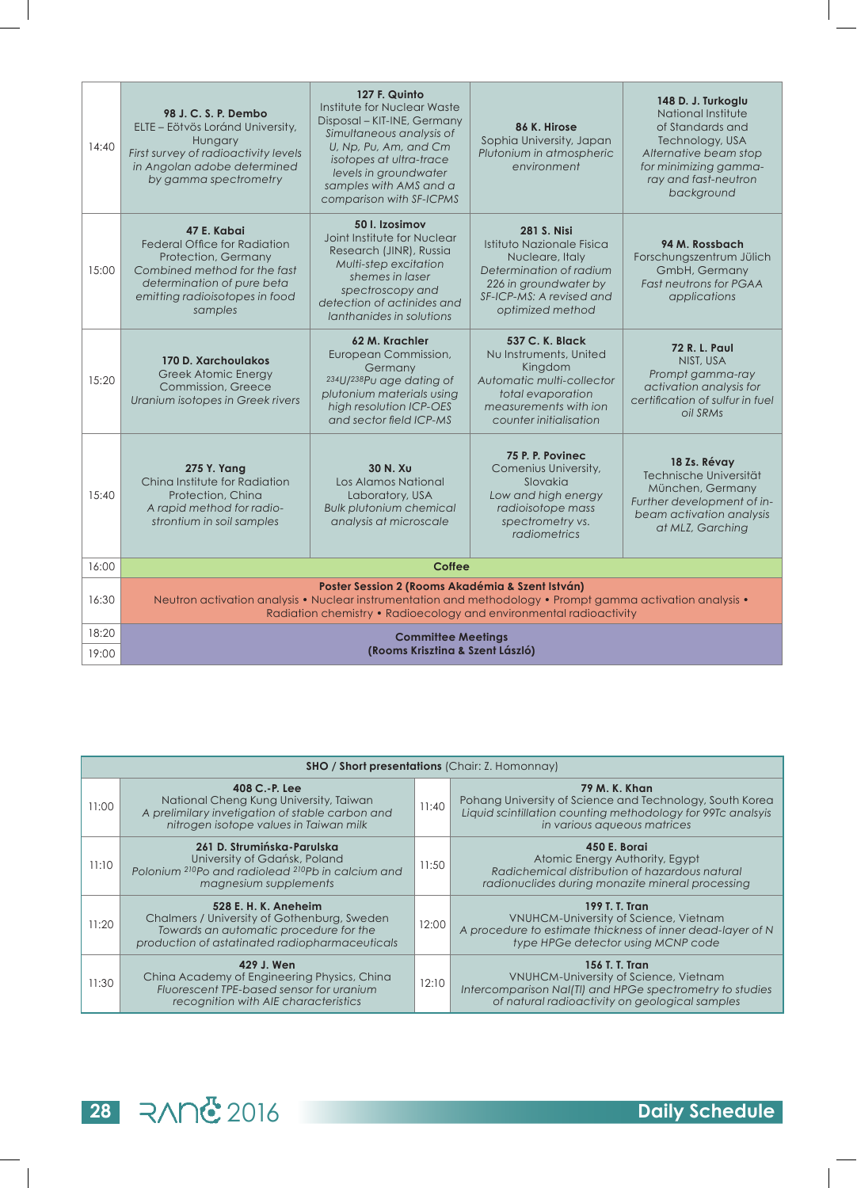| | | | | |
|---|---|---|---|---|
| 14:40 | **98 J. C. S. P. Dembo**<br>ELTE – Eötvös Loránd University, Hungary<br>*First survey of radioactivity levels in Angolan adobe determined by gamma spectrometry* | **127 F. Quinto**<br>Institute for Nuclear Waste Disposal – KIT-INE, Germany<br>*Simultaneous analysis of U, Np, Pu, Am, and Cm isotopes at ultra-trace levels in groundwater samples with AMS and a comparison with SF-ICPMS* | **86 K. Hirose**<br>Sophia University, Japan<br>*Plutonium in atmospheric environment* | **148 D. J. Turkoglu**<br>National Institute of Standards and Technology, USA<br>*Alternative beam stop for minimizing gamma-ray and fast-neutron background* |
| 15:00 | **47 E. Kabai**<br>Federal Office for Radiation Protection, Germany<br>*Combined method for the fast determination of pure beta emitting radioisotopes in food samples* | **50 I. Izosimov**<br>Joint Institute for Nuclear Research (JINR), Russia<br>*Multi-step excitation shemes in laser spectroscopy and detection of actinides and lanthanides in solutions* | **281 S. Nisi**<br>Istituto Nazionale Fisica Nucleare, Italy<br>*Determination of radium 226 in groundwater by SF-ICP-MS: A revised and optimized method* | **94 M. Rossbach**<br>Forschungszentrum Jülich GmbH, Germany<br>*Fast neutrons for PGAA applications* |
| 15:20 | **170 D. Xarchoulakos**<br>Greek Atomic Energy Commission, Greece<br>*Uranium isotopes in Greek rivers* | **62 M. Krachler**<br>European Commission, Germany<br>*$^{234}U/^{238}Pu$ age dating of plutonium materials using high resolution ICP-OES and sector field ICP-MS* | **537 C. K. Black**<br>Nu Instruments, United Kingdom<br>*Automatic multi-collector total evaporation measurements with ion counter initialisation* | **72 R. L. Paul**<br>NIST, USA<br>*Prompt gamma-ray activation analysis for certification of sulfur in fuel oil SRMs* |
| 15:40 | **275 Y. Yang**<br>China Institute for Radiation Protection, China<br>*A rapid method for radio-strontium in soil samples* | **30 N. Xu**<br>Los Alamos National Laboratory, USA<br>*Bulk plutonium chemical analysis at microscale* | **75 P. P. Povinec**<br>Comenius University, Slovakia<br>*Low and high energy radioisotope mass spectrometry vs. radiometrics* | **18 Zs. Révay**<br>Technische Universität München, Germany<br>*Further development of in-beam activation analysis at MLZ, Garching* |
| 16:00 | **Coffee** | | | |
| 16:30 | **Poster Session 2 (Rooms Akadémia & Szent István)**<br>Neutron activation analysis • Nuclear instrumentation and methodology • Prompt gamma activation analysis • Radiation chemistry • Radioecology and environmental radioactivity | | | |
| 18:20 | **Committee Meetings**<br>**(Rooms Krisztina & Szent László)** | | | |
| 19:00 | | | | |

| **SHO / Short presentations** (Chair: Z. Homonnay) | | | |
|---|---|---|---|
| 11:00 | **408 C.-P. Lee**<br>National Cheng Kung University, Taiwan<br>*A prelimirary investigation of stable carbon and nitrogen isotope values in Taiwan milk* | 11:40 | **79 M. K. Khan**<br>Pohang University of Science and Technology, South Korea<br>*Liquid scintillation counting methodology for 99Tc analysis in various aqueous matrices* |
| 11:10 | **261 D. Strumińska-Parulska**<br>University of Gdańsk, Poland<br>*Polonium $^{210}Po$ and radiolead $^{210}Pb$ in calcium and magnesium supplements* | 11:50 | **450 E. Borai**<br>Atomic Energy Authority, Egypt<br>*Radichemical distribution of hazardous natural radionuclides during monazite mineral processing* |
| 11:20 | **528 E. H. K. Aneheim**<br>Chalmers / University of Gothenburg, Sweden<br>*Towards an automatic procedure for the production of astatinated radiopharmaceuticals* | 12:00 | **199 T. T. Tran**<br>VNUHCM-University of Science, Vietnam<br>*A procedure to estimate thickness of inner dead-layer of N type HPGe detector using MCNP code* |
| 11:30 | **429 J. Wen**<br>China Academy of Engineering Physics, China<br>*Fluorescent TPE-based sensor for uranium recognition with AIE characteristics* | 12:10 | **156 T. T. Tran**<br>VNUHCM-University of Science, Vietnam<br>*Intercomparison NaI(Tl) and HPGe spectrometry to studies of natural radioactivity on geological samples* |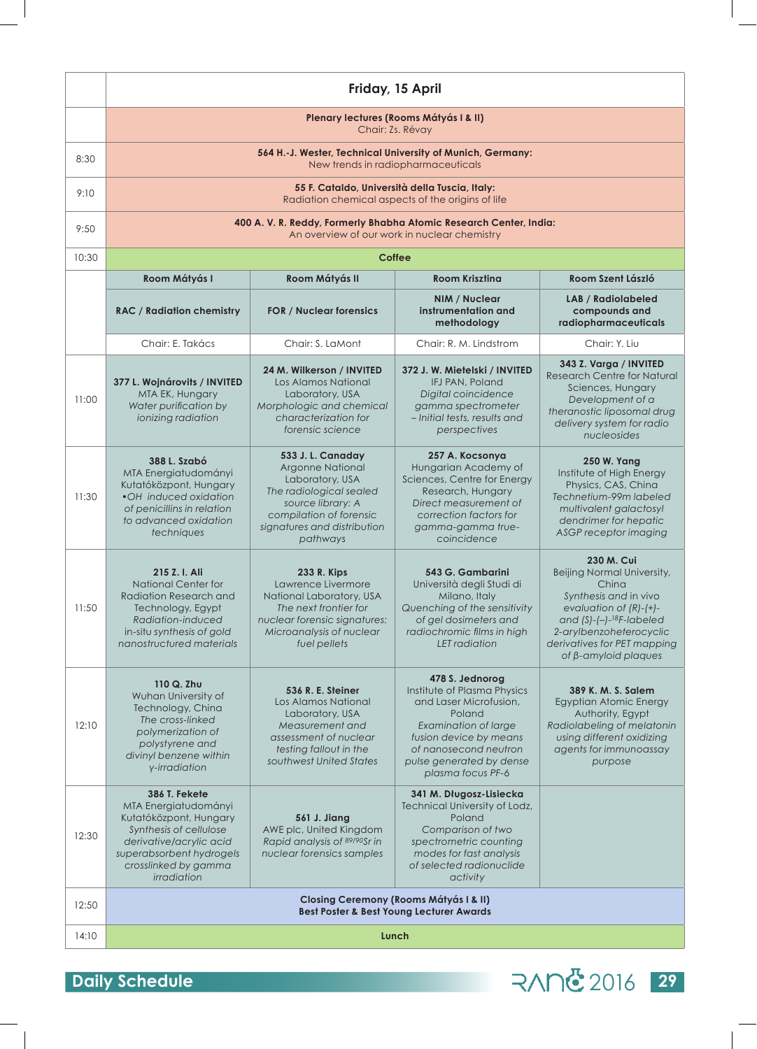## Friday, 15 April

| Time | Room Mátyás I | Room Mátyás II | Room Krisztina | Room Szent László |
|---|---|---|---|---|
| | **Plenary lectures (Rooms Mátyás I & II)** Chair: Zs. Révay | | | |
| 8:30 | **564 H.-J. Wester, Technical University of Munich, Germany:** New trends in radiopharmaceuticals | | | |
| 9:10 | **55 F. Cataldo, Università della Tuscia, Italy:** Radiation chemical aspects of the origins of life | | | |
| 9:50 | **400 A. V. R. Reddy, Formerly Bhabha Atomic Research Center, India:** An overview of our work in nuclear chemistry | | | |
| 10:30 | **Coffee** | | | |
| | **RAC / Radiation chemistry** | **FOR / Nuclear forensics** | **NIM / Nuclear instrumentation and methodology** | **LAB / Radiolabeled compounds and radiopharmaceuticals** |
| | Chair: E. Takács | Chair: S. LaMont | Chair: R. M. Lindstrom | Chair: Y. Liu |
| 11:00 | **377 L. Wojnárovits / INVITED** MTA EK, Hungary *Water purification by ionizing radiation* | **24 M. Wilkerson / INVITED** Los Alamos National Laboratory, USA *Morphologic and chemical characterization for forensic science* | **372 J. W. Mietelski / INVITED** IFJ PAN, Poland *Digital coincidence gamma spectrometer – Initial tests, results and perspectives* | **343 Z. Varga / INVITED** Research Centre for Natural Sciences, Hungary *Development of a theranostic liposomal drug delivery system for radio nucleosides* |
| 11:30 | **388 L. Szabó** MTA Energiatudományi Kutatóközpont, Hungary *•OH induced oxidation of penicillins in relation to advanced oxidation techniques* | **533 J. L. Canaday** Argonne National Laboratory, USA *The radiological sealed source library: A compilation of forensic signatures and distribution pathways* | **257 A. Kocsonya** Hungarian Academy of Sciences, Centre for Energy Research, Hungary *Direct measurement of correction factors for gamma-gamma true-coincidence* | **250 W. Yang** Institute of High Energy Physics, CAS, China *Technetium-99m labeled multivalent galactosyl dendrimer for hepatic ASGP receptor imaging* |
| 11:50 | **215 Z. I. Ali** National Center for Radiation Research and Technology, Egypt *Radiation-induced in-situ synthesis of gold nanostructured materials* | **233 R. Kips** Lawrence Livermore National Laboratory, USA *The new frontier for nuclear forensic signatures: Microanalysis of nuclear fuel pellets* | **543 G. Gambarini** Università degli Studi di Milano, Italy *Quenching of the sensitivity of gel dosimeters and radiochromic films in high LET radiation* | **230 M. Cui** Beijing Normal University, China *Synthesis and in vivo evaluation of (R)-(+)- and (S)-(–)-$^{18}$F-labeled 2-arylbenzoheterocyclic derivatives for PET mapping of β-amyloid plaques* |
| 12:10 | **110 Q. Zhu** Wuhan University of Technology, China *The cross-linked polymerization of polystyrene and divinyl benzene within γ-irradiation* | **536 R. E. Steiner** Los Alamos National Laboratory, USA *Measurement and assessment of nuclear testing fallout in the southwest United States* | **478 S. Jednorog** Institute of Plasma Physics and Laser Microfusion, Poland *Examination of large fusion device by means of nanosecond neutron pulse generated by dense plasma focus PF-6* | **389 K. M. S. Salem** Egyptian Atomic Energy Authority, Egypt *Radiolabeling of melatonin using different oxidizing agents for immunoassay purpose* |
| 12:30 | **386 T. Fekete** MTA Energiatudományi Kutatóközpont, Hungary *Synthesis of cellulose derivative/acrylic acid superabsorbent hydrogels crosslinked by gamma irradiation* | **561 J. Jiang** AWE plc, United Kingdom *Rapid analysis of $^{89/90}$Sr in nuclear forensics samples* | **341 M. Długosz-Lisiecka** Technical University of Lodz, Poland *Comparison of two spectrometric counting modes for fast analysis of selected radionuclide activity* | |
| 12:50 | **Closing Ceremony (Rooms Mátyás I & II)** **Best Poster & Best Young Lecturer Awards** | | | |
| 14:10 | **Lunch** | | | |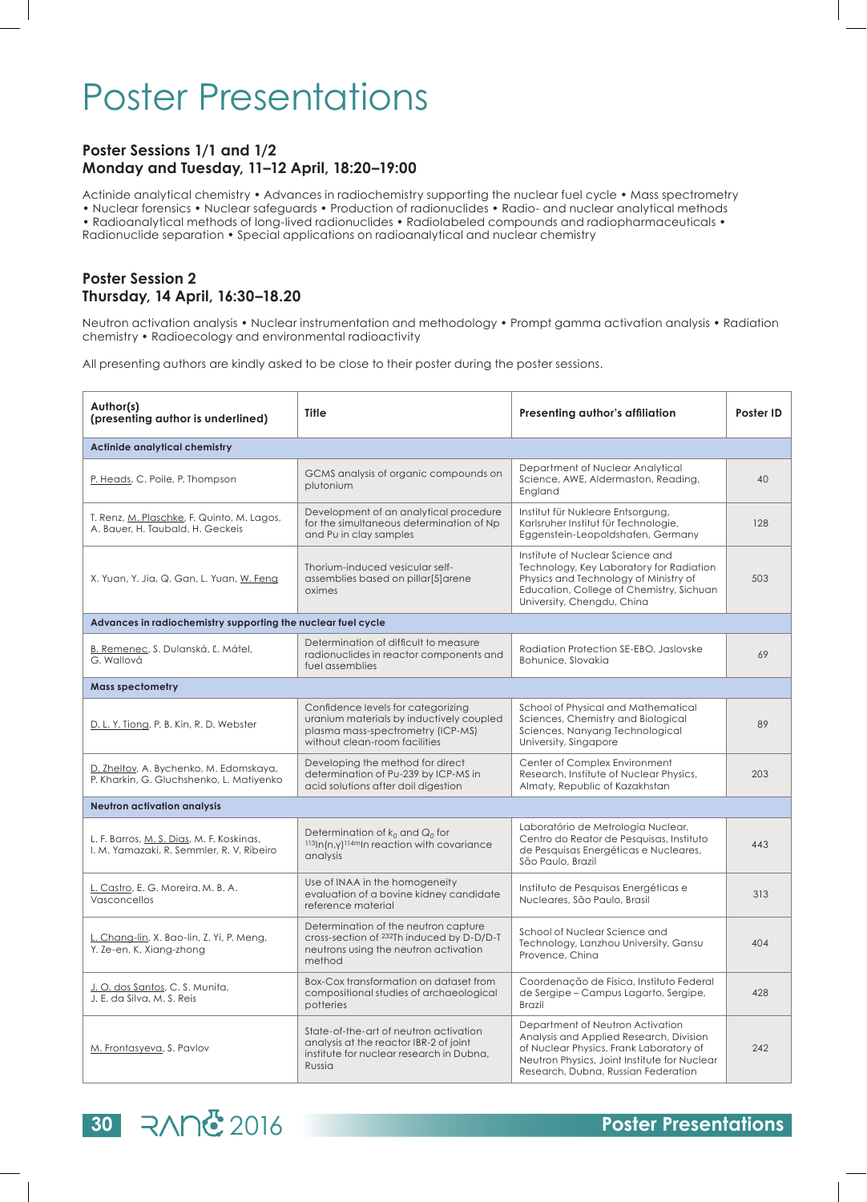# Poster Presentations

### Poster Sessions 1/1 and 1/2
### Monday and Tuesday, 11–12 April, 18:20–19:00

Actinide analytical chemistry • Advances in radiochemistry supporting the nuclear fuel cycle • Mass spectrometry • Nuclear forensics • Nuclear safeguards • Production of radionuclides • Radio- and nuclear analytical methods • Radioanalytical methods of long-lived radionuclides • Radiolabeled compounds and radiopharmaceuticals • Radionuclide separation • Special applications on radioanalytical and nuclear chemistry

### Poster Session 2
### Thursday, 14 April, 16:30–18.20

Neutron activation analysis • Nuclear instrumentation and methodology • Prompt gamma activation analysis • Radiation chemistry • Radioecology and environmental radioactivity

All presenting authors are kindly asked to be close to their poster during the poster sessions.

| Author(s) (presenting author is underlined) | Title | Presenting author's affiliation | Poster ID |
|---|---|---|---|
| **Actinide analytical chemistry** | | | |
| <u>P. Heads</u>, C. Poile, P. Thompson | GCMS analysis of organic compounds on plutonium | Department of Nuclear Analytical Science, AWE, Aldermaston, Reading, England | 40 |
| T. Renz, <u>M. Plaschke</u>, F. Quinto, M. Lagos, A. Bauer, H. Taubald, H. Geckeis | Development of an analytical procedure for the simultaneous determination of Np and Pu in clay samples | Institut für Nukleare Entsorgung, Karlsruher Institut für Technologie, Eggenstein-Leopoldshafen, Germany | 128 |
| X. Yuan, Y. Jia, Q. Gan, L. Yuan, <u>W. Feng</u> | Thorium-induced vesicular self-assemblies based on pillar[5]arene oximes | Institute of Nuclear Science and Technology, Key Laboratory for Radiation Physics and Technology of Ministry of Education, College of Chemistry, Sichuan University, Chengdu, China | 503 |
| **Advances in radiochemistry supporting the nuclear fuel cycle** | | | |
| <u>B. Remenec</u>, S. Dulanská, Ľ. Mátel, G. Wallová | Determination of difficult to measure radionuclides in reactor components and fuel assemblies | Radiation Protection SE-EBO, Jaslovske Bohunice, Slovakia | 69 |
| **Mass spectometry** | | | |
| <u>D. L. Y. Tiong</u>, P. B. Kin, R. D. Webster | Confidence levels for categorizing uranium materials by inductively coupled plasma mass-spectrometry (ICP-MS) without clean-room facilities | School of Physical and Mathematical Sciences, Chemistry and Biological Sciences, Nanyang Technological University, Singapore | 89 |
| <u>D. Zheltov</u>, A. Bychenko, M. Edomskaya, P. Kharkin, G. Gluchshenko, L. Matiyenko | Developing the method for direct determination of Pu-239 by ICP-MS in acid solutions after doil digestion | Center of Complex Environment Research, Institute of Nuclear Physics, Almaty, Republic of Kazakhstan | 203 |
| **Neutron activation analysis** | | | |
| L. F. Barros, <u>M. S. Dias</u>, M. F. Koskinas, I. M. Yamazaki, R. Semmler, R. V. Ribeiro | Determination of $k_0$ and $Q_0$ for $^{113}In(n,\gamma)^{114m}In$ reaction with covariance analysis | Laboratório de Metrologia Nuclear, Centro do Reator de Pesquisas, Instituto de Pesquisas Energéticas e Nucleares, São Paulo, Brazil | 443 |
| <u>L. Castro</u>, E. G. Moreira, M. B. A. Vasconcellos | Use of INAA in the homogeneity evaluation of a bovine kidney candidate reference material | Instituto de Pesquisas Energéticas e Nucleares, São Paulo, Brasil | 313 |
| <u>L. Chang-lin</u>, X. Bao-lin, Z. Yi, P. Meng, Y. Ze-en, K. Xiang-zhong | Determination of the neutron capture cross-section of $^{232}Th$ induced by D-D/D-T neutrons using the neutron activation method | School of Nuclear Science and Technology, Lanzhou University, Gansu Provence, China | 404 |
| <u>J. O. dos Santos</u>, C. S. Munita, J. E. da Silva, M. S. Reis | Box-Cox transformation on dataset from compositional studies of archaeological potteries | Coordenação de Física, Instituto Federal de Sergipe – Campus Lagarto, Sergipe, Brazil | 428 |
| <u>M. Frontasyeva</u>, S. Pavlov | State-of-the-art of neutron activation analysis at the reactor IBR-2 of joint institute for nuclear research in Dubna, Russia | Department of Neutron Activation Analysis and Applied Research, Division of Nuclear Physics, Frank Laboratory of Neutron Physics, Joint Institute for Nuclear Research, Dubna, Russian Federation | 242 |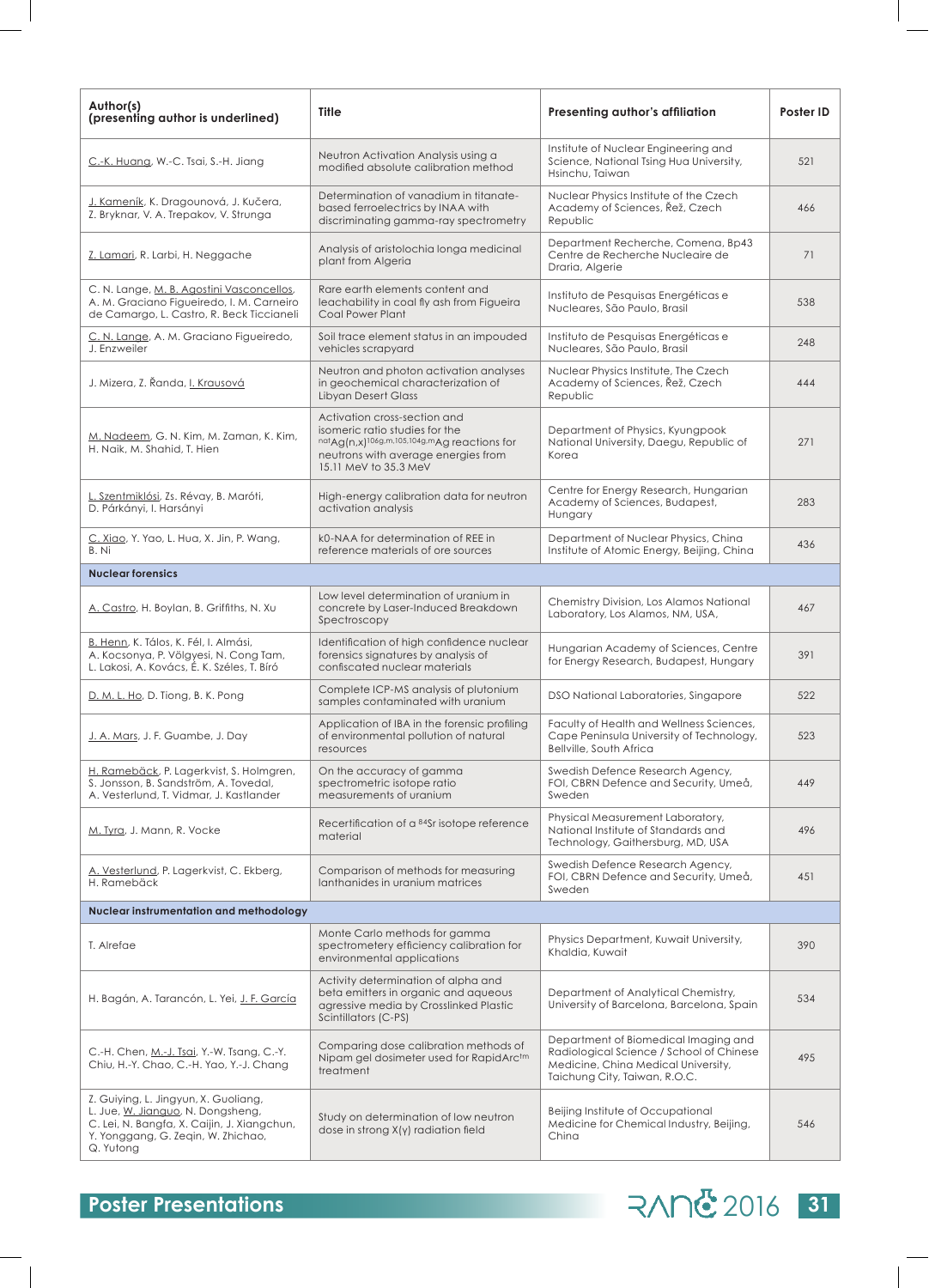| Author(s) (presenting author is underlined) | Title | Presenting author's affiliation | Poster ID |
|---|---|---|---|
| C.-K. Huang, W.-C. Tsai, S.-H. Jiang | Neutron Activation Analysis using a modified absolute calibration method | Institute of Nuclear Engineering and Science, National Tsing Hua University, Hsinchu, Taiwan | 521 |
| J. Kameník, K. Dragounová, J. Kučera, Z. Bryknar, V. A. Trepakov, V. Strunga | Determination of vanadium in titanate-based ferroelectrics by INAA with discriminating gamma-ray spectrometry | Nuclear Physics Institute of the Czech Academy of Sciences, Řež, Czech Republic | 466 |
| Z. Lamari, R. Larbi, H. Neggache | Analysis of aristolochia longa medicinal plant from Algeria | Department Recherche, Comena, Bp43 Centre de Recherche Nucleaire de Draria, Algerie | 71 |
| C. N. Lange, M. B. Agostini Vasconcellos, A. M. Graciano Figueiredo, I. M. Carneiro de Camargo, L. Castro, R. Beck Ticcianeli | Rare earth elements content and leachability in coal fly ash from Figueira Coal Power Plant | Instituto de Pesquisas Energéticas e Nucleares, São Paulo, Brasil | 538 |
| C. N. Lange, A. M. Graciano Figueiredo, J. Enzweiler | Soil trace element status in an impouded vehicles scrapyard | Instituto de Pesquisas Energéticas e Nucleares, São Paulo, Brasil | 248 |
| J. Mizera, Z. Řanda, I. Krausová | Neutron and photon activation analyses in geochemical characterization of Libyan Desert Glass | Nuclear Physics Institute, The Czech Academy of Sciences, Řež, Czech Republic | 444 |
| M. Nadeem, G. N. Kim, M. Zaman, K. Kim, H. Naik, M. Shahid, T. Hien | Activation cross-section and isomeric ratio studies for the $^{nat}Ag(n,x)^{106g,m,105,104g,m}Ag$ reactions for neutrons with average energies from 15.11 MeV to 35.3 MeV | Department of Physics, Kyungpook National University, Daegu, Republic of Korea | 271 |
| L. Szentmiklósi, Zs. Révay, B. Maróti, D. Párkányi, I. Harsányi | High-energy calibration data for neutron activation analysis | Centre for Energy Research, Hungarian Academy of Sciences, Budapest, Hungary | 283 |
| C. Xiao, Y. Yao, L. Hua, X. Jin, P. Wang, B. Ni | k0-NAA for determination of REE in reference materials of ore sources | Department of Nuclear Physics, China Institute of Atomic Energy, Beijing, China | 436 |
| **Nuclear forensics** | | | |
| A. Castro, H. Boylan, B. Griffiths, N. Xu | Low level determination of uranium in concrete by Laser-Induced Breakdown Spectroscopy | Chemistry Division, Los Alamos National Laboratory, Los Alamos, NM, USA, | 467 |
| B. Henn, K. Tálos, K. Fél, I. Almási, A. Kocsonya, P. Völgyesi, N. Cong Tam, L. Lakosi, A. Kovács, É. K. Széles, T. Bíró | Identification of high confidence nuclear forensics signatures by analysis of confiscated nuclear materials | Hungarian Academy of Sciences, Centre for Energy Research, Budapest, Hungary | 391 |
| D. M. L. Ho, D. Tiong, B. K. Pong | Complete ICP-MS analysis of plutonium samples contaminated with uranium | DSO National Laboratories, Singapore | 522 |
| J. A. Mars, J. F. Guambe, J. Day | Application of IBA in the forensic profiling of environmental pollution of natural resources | Faculty of Health and Wellness Sciences, Cape Peninsula University of Technology, Bellville, South Africa | 523 |
| H. Ramebäck, P. Lagerkvist, S. Holmgren, S. Jonsson, B. Sandström, A. Tovedal, A. Vesterlund, T. Vidmar, J. Kastlander | On the accuracy of gamma spectrometric isotope ratio measurements of uranium | Swedish Defence Research Agency, FOI, CBRN Defence and Security, Umeå, Sweden | 449 |
| M. Tyra, J. Mann, R. Vocke | Recertification of a $^{84}Sr$ isotope reference material | Physical Measurement Laboratory, National Institute of Standards and Technology, Gaithersburg, MD, USA | 496 |
| A. Vesterlund, P. Lagerkvist, C. Ekberg, H. Ramebäck | Comparison of methods for measuring lanthanides in uranium matrices | Swedish Defence Research Agency, FOI, CBRN Defence and Security, Umeå, Sweden | 451 |
| **Nuclear instrumentation and methodology** | | | |
| T. Alrefae | Monte Carlo methods for gamma spectrometry efficiency calibration for environmental applications | Physics Department, Kuwait University, Khaldia, Kuwait | 390 |
| H. Bagán, A. Tarancón, L. Yei, J. F. García | Activity determination of alpha and beta emitters in organic and aqueous agressive media by Crosslinked Plastic Scintillators (C-PS) | Department of Analytical Chemistry, University of Barcelona, Barcelona, Spain | 534 |
| C.-H. Chen, M.-J. Tsai, Y.-W. Tsang, C.-Y. Chiu, H.-Y. Chao, C.-H. Yao, Y.-J. Chang | Comparing dose calibration methods of Nipam gel dosimeter used for RapidArc$^{tm}$ treatment | Department of Biomedical Imaging and Radiological Science / School of Chinese Medicine, China Medical University, Taichung City, Taiwan, R.O.C. | 495 |
| Z. Guiying, L. Jingyun, X. Guoliang, L. Jue, W. Jianguo, N. Dongsheng, C. Lei, N. Bangfa, X. Caijin, J. Xiangchun, Y. Yonggang, G. Zeqin, W. Zhichao, Q. Yutong | Study on determination of low neutron dose in strong X(γ) radiation field | Beijing Institute of Occupational Medicine for Chemical Industry, Beijing, China | 546 |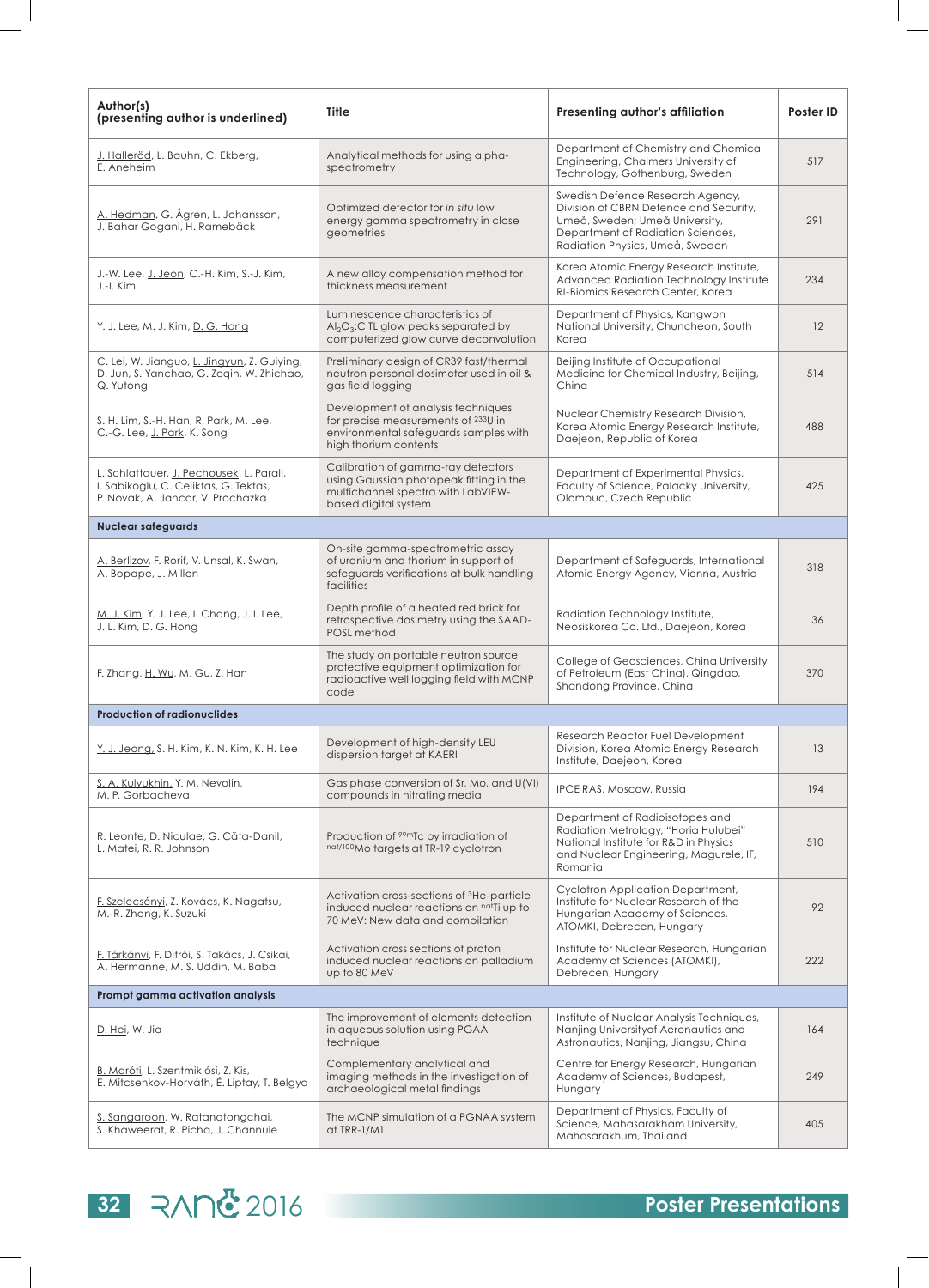| Author(s) (presenting author is underlined) | Title | Presenting author's affiliation | Poster ID |
|---|---|---|---|
| J. Halleröd, L. Bauhn, C. Ekberg, E. Aneheim | Analytical methods for using alpha-spectrometry | Department of Chemistry and Chemical Engineering, Chalmers University of Technology, Gothenburg, Sweden | 517 |
| A. Hedman, G. Ågren, L. Johansson, J. Bahar Gogani, H. Ramebäck | Optimized detector for *in situ* low energy gamma spectrometry in close geometries | Swedish Defence Research Agency, Division of CBRN Defence and Security, Umeå, Sweden; Umeå University, Department of Radiation Sciences, Radiation Physics, Umeå, Sweden | 291 |
| J.-W. Lee, J. Jeon, C.-H. Kim, S.-J. Kim, J.-I. Kim | A new alloy compensation method for thickness measurement | Korea Atomic Energy Research Institute, Advanced Radiation Technology Institute RI-Biomics Research Center, Korea | 234 |
| Y. J. Lee, M. J. Kim, D. G. Hong | Luminescence characteristics of $Al_2O_3$:C TL glow peaks separated by computerized glow curve deconvolution | Department of Physics, Kangwon National University, Chuncheon, South Korea | 12 |
| C. Lei, W. Jianguo, L. Jingyun, Z. Guiying, D. Jun, S. Yanchao, G. Zeqin, W. Zhichao, Q. Yutong | Preliminary design of CR39 fast/thermal neutron personal dosimeter used in oil & gas field logging | Beijing Institute of Occupational Medicine for Chemical Industry, Beijing, China | 514 |
| S. H. Lim, S.-H. Han, R. Park, M. Lee, C.-G. Lee, J. Park, K. Song | Development of analysis techniques for precise measurements of $^{233}$U in environmental safeguards samples with high thorium contents | Nuclear Chemistry Research Division, Korea Atomic Energy Research Institute, Daejeon, Republic of Korea | 488 |
| L. Schlattauer, J. Pechousek, L. Parali, I. Sabikoglu, C. Celiktas, G. Tektas, P. Novak, A. Jancar, V. Prochazka | Calibration of gamma-ray detectors using Gaussian photopeak fitting in the multichannel spectra with LabVIEW-based digital system | Department of Experimental Physics, Faculty of Science, Palacky University, Olomouc, Czech Republic | 425 |
| **Nuclear safeguards** | | | |
| A. Berlizov, F. Rorif, V. Unsal, K. Swan, A. Bopape, J. Millon | On-site gamma-spectrometric assay of uranium and thorium in support of safeguards verifications at bulk handling facilities | Department of Safeguards, International Atomic Energy Agency, Vienna, Austria | 318 |
| M. J. Kim, Y. J. Lee, I. Chang, J. I. Lee, J. L. Kim, D. G. Hong | Depth profile of a heated red brick for retrospective dosimetry using the SAAD-POSL method | Radiation Technology Institute, Neosiskorea Co. Ltd., Daejeon, Korea | 36 |
| F. Zhang, H. Wu, M. Gu, Z. Han | The study on portable neutron source protective equipment optimization for radioactive well logging field with MCNP code | College of Geosciences, China University of Petroleum (East China), Qingdao, Shandong Province, China | 370 |
| **Production of radionuclides** | | | |
| Y. J. Jeong, S. H. Kim, K. N. Kim, K. H. Lee | Development of high-density LEU dispersion target at KAERI | Research Reactor Fuel Development Division, Korea Atomic Energy Research Institute, Daejeon, Korea | 13 |
| S. A. Kulyukhin, Y. M. Nevolin, M. P. Gorbacheva | Gas phase conversion of Sr, Mo, and U(VI) compounds in nitrating media | IPCE RAS, Moscow, Russia | 194 |
| R. Leonte, D. Niculae, G. Căta-Danil, L. Matei, R. R. Johnson | Production of $^{99m}$Tc by irradiation of $^{nat/100}$Mo targets at TR-19 cyclotron | Department of Radioisotopes and Radiation Metrology, "Horia Hulubei" National Institute for R&D in Physics and Nuclear Engineering, Magurele, IF, Romania | 510 |
| F. Szelecsényi, Z. Kovács, K. Nagatsu, M.-R. Zhang, K. Suzuki | Activation cross-sections of $^3$He-particle induced nuclear reactions on $^{nat}$Ti up to 70 MeV: New data and compilation | Cyclotron Application Department, Institute for Nuclear Research of the Hungarian Academy of Sciences, ATOMKI, Debrecen, Hungary | 92 |
| F. Tárkányi, F. Ditrói, S. Takács, J. Csikai, A. Hermanne, M. S. Uddin, M. Baba | Activation cross sections of proton induced nuclear reactions on palladium up to 80 MeV | Institute for Nuclear Research, Hungarian Academy of Sciences (ATOMKI), Debrecen, Hungary | 222 |
| **Prompt gamma activation analysis** | | | |
| D. Hei, W. Jia | The improvement of elements detection in aqueous solution using PGAA technique | Institute of Nuclear Analysis Techniques, Nanjing Universityof Aeronautics and Astronautics, Nanjing, Jiangsu, China | 164 |
| B. Maróti, L. Szentmiklósi, Z. Kis, E. Mitcsenkov-Horváth, É. Liptay, T. Belgya | Complementary analytical and imaging methods in the investigation of archaeological metal findings | Centre for Energy Research, Hungarian Academy of Sciences, Budapest, Hungary | 249 |
| S. Sangaroon, W. Ratanatongchai, S. Khaweerat, R. Picha, J. Channuie | The MCNP simulation of a PGNAA system at TRR-1/M1 | Department of Physics, Faculty of Science, Mahasarakham University, Mahasarakhum, Thailand | 405 |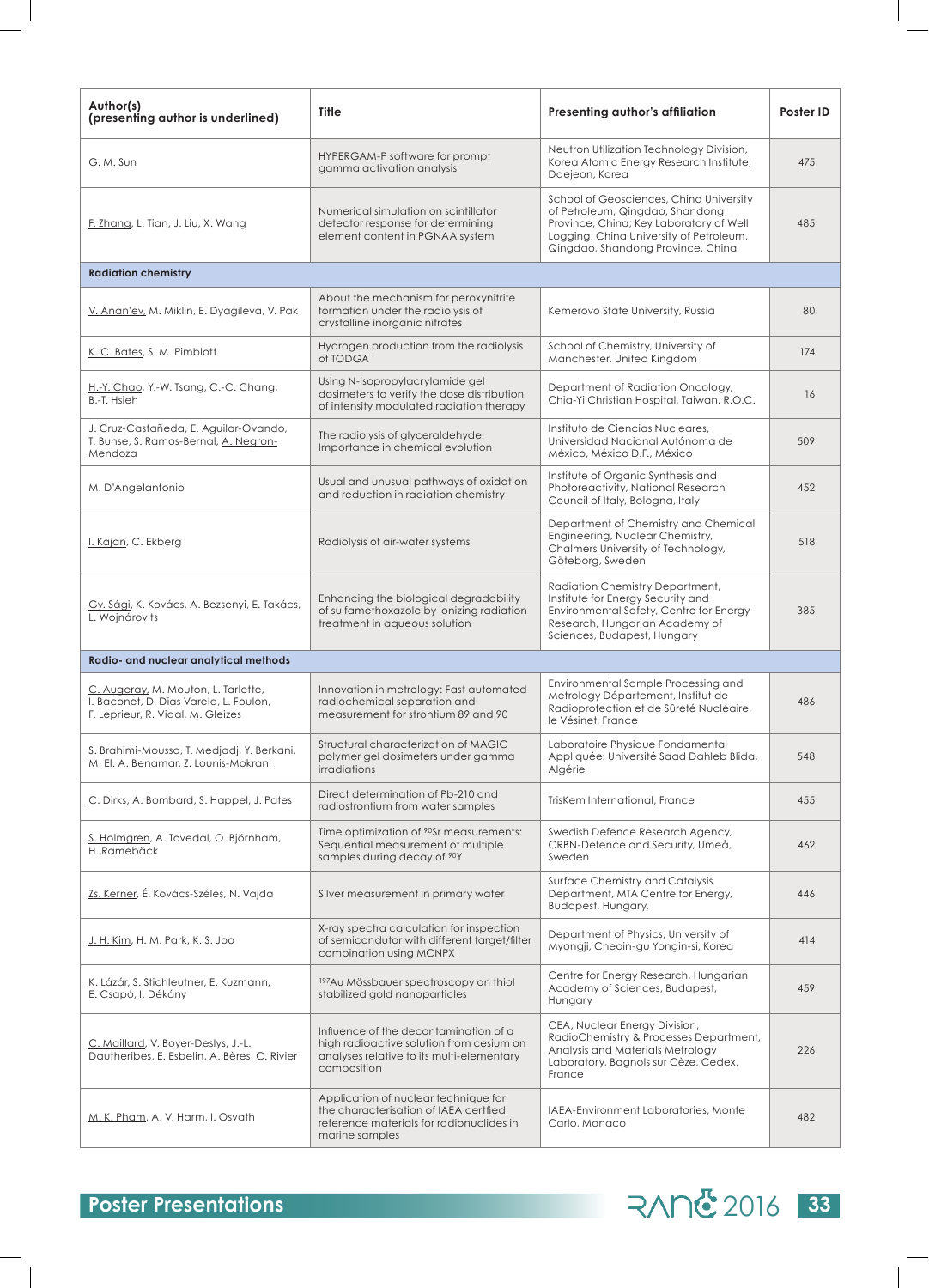| Author(s) (presenting author is underlined) | Title | Presenting author's affiliation | Poster ID |
|---|---|---|---|
| G. M. Sun | HYPERGAM-P software for prompt gamma activation analysis | Neutron Utilization Technology Division, Korea Atomic Energy Research Institute, Daejeon, Korea | 475 |
| F. Zhang, L. Tian, J. Liu, X. Wang | Numerical simulation on scintillator detector response for determining element content in PGNAA system | School of Geosciences, China University of Petroleum, Qingdao, Shandong Province, China; Key Laboratory of Well Logging, China University of Petroleum, Qingdao, Shandong Province, China | 485 |
| **Radiation chemistry** | | | |
| V. Anan'ev, M. Miklin, E. Dyagileva, V. Pak | About the mechanism for peroxynitrite formation under the radiolysis of crystalline inorganic nitrates | Kemerovo State University, Russia | 80 |
| K. C. Bates, S. M. Pimblott | Hydrogen production from the radiolysis of TODGA | School of Chemistry, University of Manchester, United Kingdom | 174 |
| H.-Y. Chao, Y.-W. Tsang, C.-C. Chang, B.-T. Hsieh | Using N-isopropylacrylamide gel dosimeters to verify the dose distribution of intensity modulated radiation therapy | Department of Radiation Oncology, Chia-Yi Christian Hospital, Taiwan, R.O.C. | 16 |
| J. Cruz-Castañeda, E. Aguilar-Ovando, T. Buhse, S. Ramos-Bernal, A. Negron-Mendoza | The radiolysis of glyceraldehyde: Importance in chemical evolution | Instituto de Ciencias Nucleares, Universidad Nacional Autónoma de México, México D.F., México | 509 |
| M. D'Angelantonio | Usual and unusual pathways of oxidation and reduction in radiation chemistry | Institute of Organic Synthesis and Photoreactivity, National Research Council of Italy, Bologna, Italy | 452 |
| I. Kajan, C. Ekberg | Radiolysis of air-water systems | Department of Chemistry and Chemical Engineering, Nuclear Chemistry, Chalmers University of Technology, Göteborg, Sweden | 518 |
| Gy. Sági, K. Kovács, A. Bezsenyi, E. Takács, L. Wojnárovits | Enhancing the biological degradability of sulfamethoxazole by ionizing radiation treatment in aqueous solution | Radiation Chemistry Department, Institute for Energy Security and Environmental Safety, Centre for Energy Research, Hungarian Academy of Sciences, Budapest, Hungary | 385 |
| **Radio- and nuclear analytical methods** | | | |
| C. Augeray, M. Mouton, L. Tarlette, I. Baconet, D. Dias Varela, L. Foulon, F. Leprieur, R. Vidal, M. Gleizes | Innovation in metrology: Fast automated radiochemical separation and measurement for strontium 89 and 90 | Environmental Sample Processing and Metrology Département, Institut de Radioprotection et de Sûreté Nucléaire, le Vésinet, France | 486 |
| S. Brahimi-Moussa, T. Medjadj, Y. Berkani, M. El. A. Benamar, Z. Lounis-Mokrani | Structural characterization of MAGIC polymer gel dosimeters under gamma irradiations | Laboratoire Physique Fondamental Appliquée: Université Saad Dahleb Blida, Algérie | 548 |
| C. Dirks, A. Bombard, S. Happel, J. Pates | Direct determination of Pb-210 and radiostrontium from water samples | TrisKem International, France | 455 |
| S. Holmgren, A. Tovedal, O. Björnham, H. Ramebäck | Time optimization of $^{90}$Sr measurements: Sequential measurement of multiple samples during decay of $^{90}$Y | Swedish Defence Research Agency, CRBN-Defence and Security, Umeå, Sweden | 462 |
| Zs. Kerner, É. Kovács-Széles, N. Vajda | Silver measurement in primary water | Surface Chemistry and Catalysis Department, MTA Centre for Energy, Budapest, Hungary, | 446 |
| J. H. Kim, H. M. Park, K. S. Joo | X-ray spectra calculation for inspection of semiconductor with different target/filter combination using MCNPX | Department of Physics, University of Myongji, Cheoin-gu Yongin-si, Korea | 414 |
| K. Lázár, S. Stichleutner, E. Kuzmann, E. Csapó, I. Dékány | $^{197}$Au Mössbauer spectroscopy on thiol stabilized gold nanoparticles | Centre for Energy Research, Hungarian Academy of Sciences, Budapest, Hungary | 459 |
| C. Maillard, V. Boyer-Deslys, J.-L. Dautheribes, E. Esbelin, A. Bères, C. Rivier | Influence of the decontamination of a high radioactive solution from cesium on analyses relative to its multi-elementary composition | CEA, Nuclear Energy Division, RadioChemistry & Processes Department, Analysis and Materials Metrology Laboratory, Bagnols sur Cèze, Cedex, France | 226 |
| M. K. Pham, A. V. Harm, I. Osvath | Application of nuclear technique for the characterisation of IAEA certfied reference materials for radionuclides in marine samples | IAEA-Environment Laboratories, Monte Carlo, Monaco | 482 |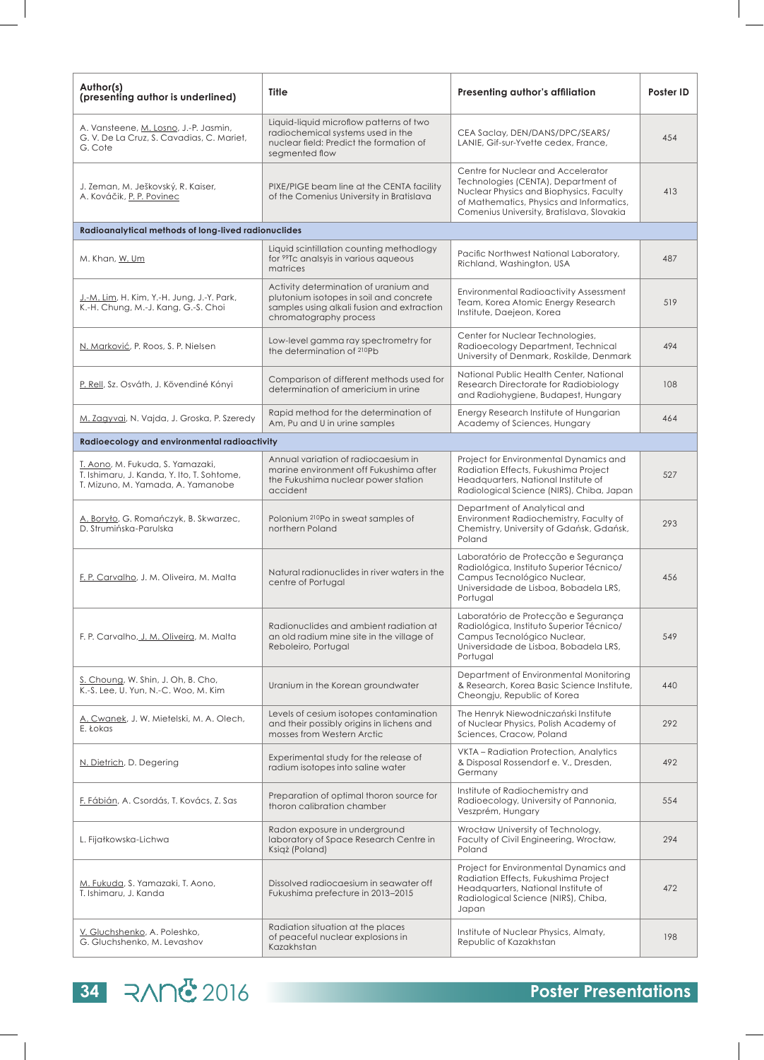| Author(s) (presenting author is underlined) | Title | Presenting author's affiliation | Poster ID |
|---|---|---|---|
| A. Vansteene, <u>M. Losno</u>, J.-P. Jasmin, G. V. De La Cruz, S. Cavadias, C. Mariet, G. Cote | Liquid-liquid microflow patterns of two radiochemical systems used in the nuclear field: Predict the formation of segmented flow | CEA Saclay, DEN/DANS/DPC/SEARS/LANIE, Gif-sur-Yvette cedex, France, | 454 |
| J. Zeman, M. Ješkovský, R. Kaiser, A. Kováčik, <u>P. P. Povinec</u> | PIXE/PIGE beam line at the CENTA facility of the Comenius University in Bratislava | Centre for Nuclear and Accelerator Technologies (CENTA), Department of Nuclear Physics and Biophysics, Faculty of Mathematics, Physics and Informatics, Comenius University, Bratislava, Slovakia | 413 |
| **Radioanalytical methods of long-lived radionuclides** | | | |
| M. Khan, <u>W. Um</u> | Liquid scintillation counting methodlogy for $^{99}$Tc analsyis in various aqueous matrices | Pacific Northwest National Laboratory, Richland, Washington, USA | 487 |
| <u>J.-M. Lim</u>, H. Kim, Y.-H. Jung, J.-Y. Park, K.-H. Chung, M.-J. Kang, G.-S. Choi | Activity determination of uranium and plutonium isotopes in soil and concrete samples using alkali fusion and extraction chromatography process | Environmental Radioactivity Assessment Team, Korea Atomic Energy Research Institute, Daejeon, Korea | 519 |
| <u>N. Marković</u>, P. Roos, S. P. Nielsen | Low-level gamma ray spectrometry for the determination of $^{210}$Pb | Center for Nuclear Technologies, Radioecology Department, Technical University of Denmark, Roskilde, Denmark | 494 |
| <u>P. Rell</u>, Sz. Osváth, J. Kövendiné Kónyi | Comparison of different methods used for determination of americium in urine | National Public Health Center, National Research Directorate for Radiobiology and Radiohygiene, Budapest, Hungary | 108 |
| <u>M. Zagyvai</u>, N. Vajda, J. Groska, P. Szeredy | Rapid method for the determination of Am, Pu and U in urine samples | Energy Research Institute of Hungarian Academy of Sciences, Hungary | 464 |
| **Radioecology and environmental radioactivity** | | | |
| <u>T. Aono</u>, M. Fukuda, S. Yamazaki, T. Ishimaru, J. Kanda, Y. Ito, T. Sohtome, T. Mizuno, M. Yamada, A. Yamanobe | Annual variation of radiocaesium in marine environment off Fukushima after the Fukushima nuclear power station accident | Project for Environmental Dynamics and Radiation Effects, Fukushima Project Headquarters, National Institute of Radiological Science (NIRS), Chiba, Japan | 527 |
| <u>A. Boryło</u>, G. Romańczyk, B. Skwarzec, D. Strumińska-Parulska | Polonium $^{210}$Po in sweat samples of northern Poland | Department of Analytical and Environment Radiochemistry, Faculty of Chemistry, University of Gdańsk, Gdańsk, Poland | 293 |
| <u>F. P. Carvalho</u>, J. M. Oliveira, M. Malta | Natural radionuclides in river waters in the centre of Portugal | Laboratório de Protecção e Segurança Radiológica, Instituto Superior Técnico/ Campus Tecnológico Nuclear, Universidade de Lisboa, Bobadela LRS, Portugal | 456 |
| F. P. Carvalho, <u>J. M. Oliveira</u>, M. Malta | Radionuclides and ambient radiation at an old radium mine site in the village of Reboleiro, Portugal | Laboratório de Protecção e Segurança Radiológica, Instituto Superior Técnico/ Campus Tecnológico Nuclear, Universidade de Lisboa, Bobadela LRS, Portugal | 549 |
| <u>S. Choung</u>, W. Shin, J. Oh, B. Cho, K.-S. Lee, U. Yun, N.-C. Woo, M. Kim | Uranium in the Korean groundwater | Department of Environmental Monitoring & Research, Korea Basic Science Institute, Cheongju, Republic of Korea | 440 |
| <u>A. Cwanek</u>, J. W. Mietelski, M. A. Olech, E. Łokas | Levels of cesium isotopes contamination and their possibly origins in lichens and mosses from Western Arctic | The Henryk Niewodniczański Institute of Nuclear Physics, Polish Academy of Sciences, Cracow, Poland | 292 |
| <u>N. Dietrich</u>, D. Degering | Experimental study for the release of radium isotopes into saline water | VKTA – Radiation Protection, Analytics & Disposal Rossendorf e. V., Dresden, Germany | 492 |
| <u>F. Fábián</u>, A. Csordás, T. Kovács, Z. Sas | Preparation of optimal thoron source for thoron calibration chamber | Institute of Radiochemistry and Radioecology, University of Pannonia, Veszprém, Hungary | 554 |
| L. Fijałkowska-Lichwa | Radon exposure in underground laboratory of Space Research Centre in Książ (Poland) | Wrocław University of Technology, Faculty of Civil Engineering, Wrocław, Poland | 294 |
| <u>M. Fukuda</u>, S. Yamazaki, T. Aono, T. Ishimaru, J. Kanda | Dissolved radiocaesium in seawater off Fukushima prefecture in 2013–2015 | Project for Environmental Dynamics and Radiation Effects, Fukushima Project Headquarters, National Institute of Radiological Science (NIRS), Chiba, Japan | 472 |
| <u>V. Gluchshenko</u>, A. Poleshko, G. Gluchshenko, M. Levashov | Radiation situation at the places of peaceful nuclear explosions in Kazakhstan | Institute of Nuclear Physics, Almaty, Republic of Kazakhstan | 198 |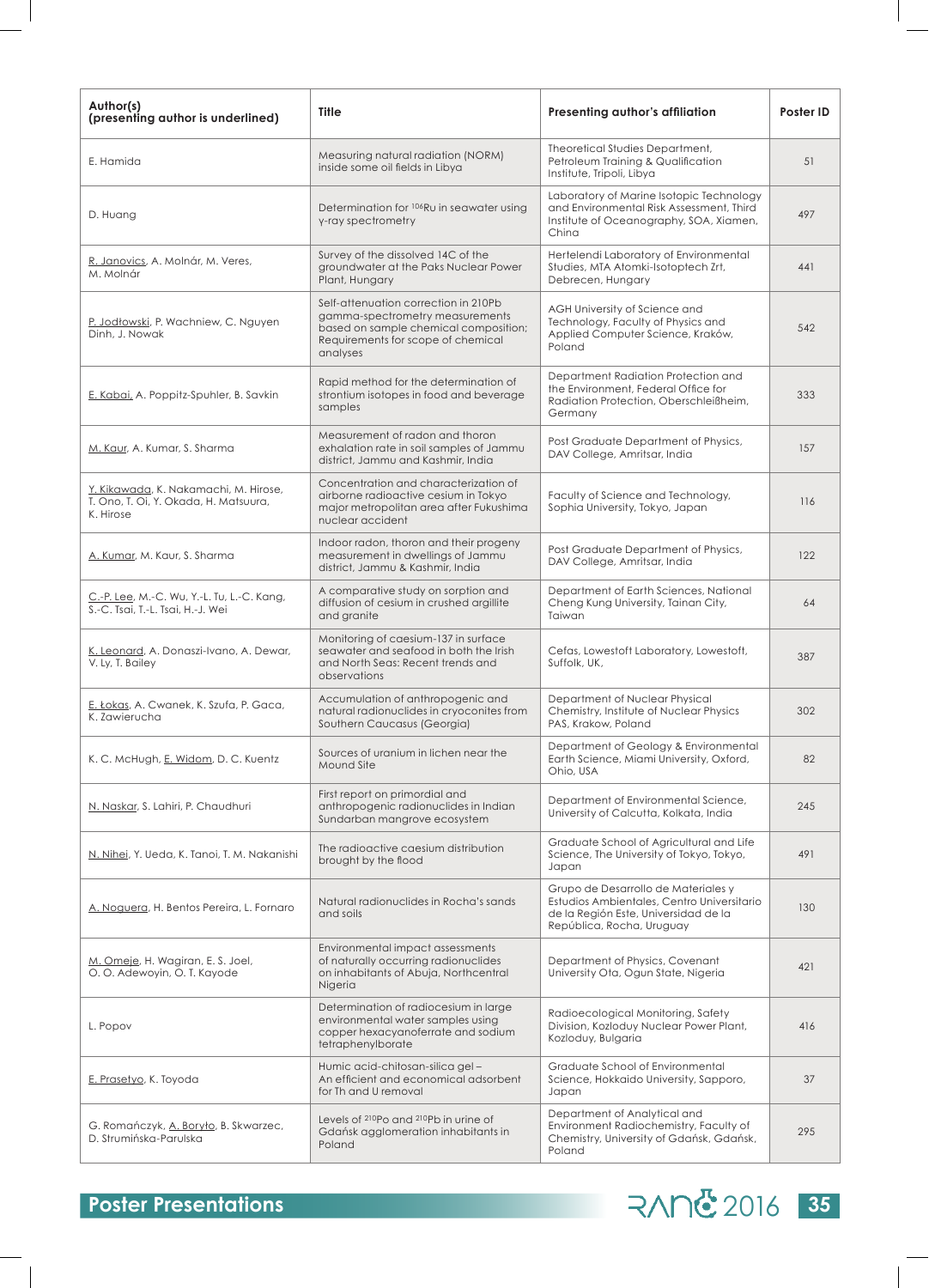| Author(s) (presenting author is underlined) | Title | Presenting author's affiliation | Poster ID |
|---|---|---|---|
| E. Hamida | Measuring natural radiation (NORM) inside some oil fields in Libya | Theoretical Studies Department, Petroleum Training & Qualification Institute, Tripoli, Libya | 51 |
| D. Huang | Determination for $^{106}$Ru in seawater using γ-ray spectrometry | Laboratory of Marine Isotopic Technology and Environmental Risk Assessment, Third Institute of Oceanography, SOA, Xiamen, China | 497 |
| R. Janovics, A. Molnár, M. Veres, M. Molnár | Survey of the dissolved 14C of the groundwater at the Paks Nuclear Power Plant, Hungary | Hertelendi Laboratory of Environmental Studies, MTA Atomki-Isotoptech Zrt, Debrecen, Hungary | 441 |
| P. Jodłowski, P. Wachniew, C. Nguyen Dinh, J. Nowak | Self-attenuation correction in 210Pb gamma-spectrometry measurements based on sample chemical composition; Requirements for scope of chemical analyses | AGH University of Science and Technology, Faculty of Physics and Applied Computer Science, Kraków, Poland | 542 |
| E. Kabai, A. Poppitz-Spuhler, B. Savkin | Rapid method for the determination of strontium isotopes in food and beverage samples | Department Radiation Protection and the Environment, Federal Office for Radiation Protection, Oberschleißheim, Germany | 333 |
| M. Kaur, A. Kumar, S. Sharma | Measurement of radon and thoron exhalation rate in soil samples of Jammu district, Jammu and Kashmir, India | Post Graduate Department of Physics, DAV College, Amritsar, India | 157 |
| Y. Kikawada, K. Nakamachi, M. Hirose, T. Ono, T. Oi, Y. Okada, H. Matsuura, K. Hirose | Concentration and characterization of airborne radioactive cesium in Tokyo major metropolitan area after Fukushima nuclear accident | Faculty of Science and Technology, Sophia University, Tokyo, Japan | 116 |
| A. Kumar, M. Kaur, S. Sharma | Indoor radon, thoron and their progeny measurement in dwellings of Jammu district, Jammu & Kashmir, India | Post Graduate Department of Physics, DAV College, Amritsar, India | 122 |
| C.-P. Lee, M.-C. Wu, Y.-L. Tu, L.-C. Kang, S.-C. Tsai, T.-L. Tsai, H.-J. Wei | A comparative study on sorption and diffusion of cesium in crushed argillite and granite | Department of Earth Sciences, National Cheng Kung University, Tainan City, Taiwan | 64 |
| K. Leonard, A. Donaszi-Ivano, A. Dewar, V. Ly, T. Bailey | Monitoring of caesium-137 in surface seawater and seafood in both the Irish and North Seas: Recent trends and observations | Cefas, Lowestoft Laboratory, Lowestoft, Suffolk, UK, | 387 |
| E. Łokas, A. Cwanek, K. Szufa, P. Gaca, K. Zawierucha | Accumulation of anthropogenic and natural radionuclides in cryoconites from Southern Caucasus (Georgia) | Department of Nuclear Physical Chemistry, Institute of Nuclear Physics PAS, Krakow, Poland | 302 |
| K. C. McHugh, E. Widom, D. C. Kuentz | Sources of uranium in lichen near the Mound Site | Department of Geology & Environmental Earth Science, Miami University, Oxford, Ohio, USA | 82 |
| N. Naskar, S. Lahiri, P. Chaudhuri | First report on primordial and anthropogenic radionuclides in Indian Sundarban mangrove ecosystem | Department of Environmental Science, University of Calcutta, Kolkata, India | 245 |
| N. Nihei, Y. Ueda, K. Tanoi, T. M. Nakanishi | The radioactive caesium distribution brought by the flood | Graduate School of Agricultural and Life Science, The University of Tokyo, Tokyo, Japan | 491 |
| A. Noguera, H. Bentos Pereira, L. Fornaro | Natural radionuclides in Rocha's sands and soils | Grupo de Desarrollo de Materiales y Estudios Ambientales, Centro Universitario de la Región Este, Universidad de la República, Rocha, Uruguay | 130 |
| M. Omeje, H. Wagiran, E. S. Joel, O. O. Adewoyin, O. T. Kayode | Environmental impact assessments of naturally occurring radionuclides on inhabitants of Abuja, Northcentral Nigeria | Department of Physics, Covenant University Ota, Ogun State, Nigeria | 421 |
| L. Popov | Determination of radiocesium in large environmental water samples using copper hexacyanoferrate and sodium tetraphenylborate | Radioecological Monitoring, Safety Division, Kozloduy Nuclear Power Plant, Kozloduy, Bulgaria | 416 |
| E. Prasetyo, K. Toyoda | Humic acid-chitosan-silica gel – An efficient and economical adsorbent for Th and U removal | Graduate School of Environmental Science, Hokkaido University, Sapporo, Japan | 37 |
| G. Romańczyk, A. Boryło, B. Skwarzec, D. Strumińska-Parulska | Levels of $^{210}$Po and $^{210}$Pb in urine of Gdańsk agglomeration inhabitants in Poland | Department of Analytical and Environment Radiochemistry, Faculty of Chemistry, University of Gdańsk, Gdańsk, Poland | 295 |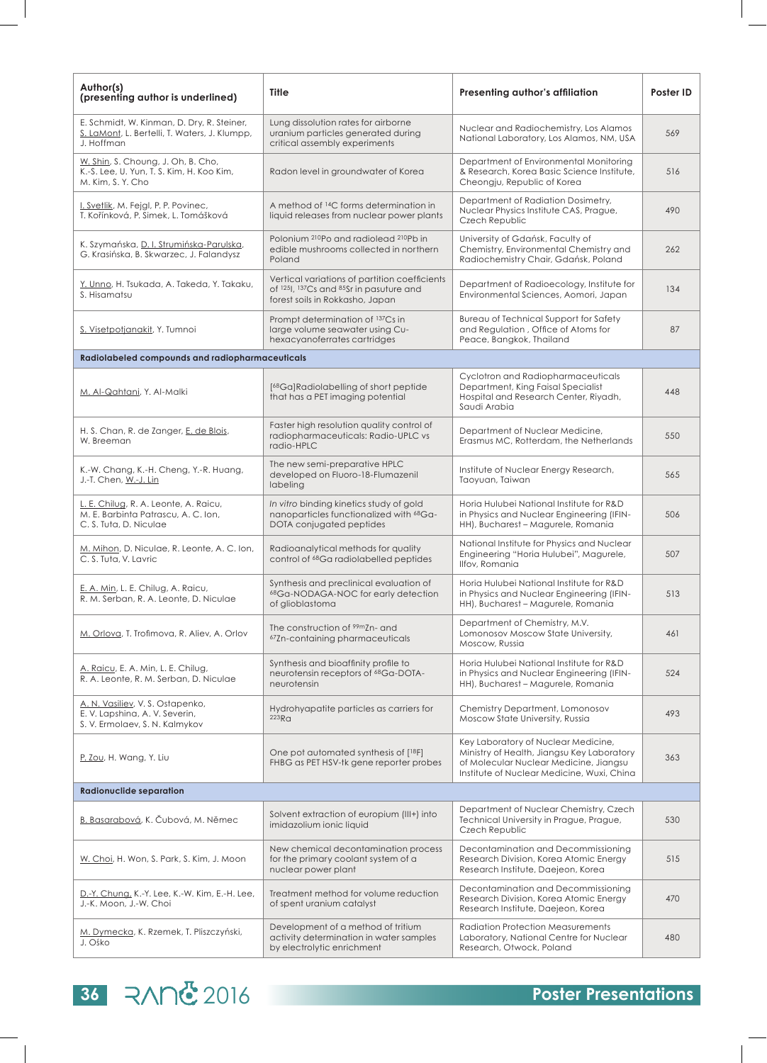| Author(s) (presenting author is underlined) | Title | Presenting author's affiliation | Poster ID |
|---|---|---|---|
| E. Schmidt, W. Kinman, D. Dry, R. Steiner, S. LaMont, L. Bertelli, T. Waters, J. Klumpp, J. Hoffman | Lung dissolution rates for airborne uranium particles generated during critical assembly experiments | Nuclear and Radiochemistry, Los Alamos National Laboratory, Los Alamos, NM, USA | 569 |
| W. Shin, S. Choung, J. Oh, B. Cho, K.-S. Lee, U. Yun, T. S. Kim, H. Koo Kim, M. Kim, S. Y. Cho | Radon level in groundwater of Korea | Department of Environmental Monitoring & Research, Korea Basic Science Institute, Cheongju, Republic of Korea | 516 |
| I. Svetlik, M. Fejgl, P. P. Povinec, T. Kořínková, P. Simek, L. Tomášková | A method of $^{14}C$ forms determination in liquid releases from nuclear power plants | Department of Radiation Dosimetry, Nuclear Physics Institute CAS, Prague, Czech Republic | 490 |
| K. Szymańska, D. I. Strumińska-Parulska, G. Krasińska, B. Skwarzec, J. Falandysz | Polonium $^{210}Po$ and radiolead $^{210}Pb$ in edible mushrooms collected in northern Poland | University of Gdańsk, Faculty of Chemistry, Environmental Chemistry and Radiochemistry Chair, Gdańsk, Poland | 262 |
| Y. Unno, H. Tsukada, A. Takeda, Y. Takaku, S. Hisamatsu | Vertical variations of partition coefficients of $^{125}I$, $^{137}Cs$ and $^{85}Sr$ in pasuture and forest soils in Rokkasho, Japan | Department of Radioecology, Institute for Environmental Sciences, Aomori, Japan | 134 |
| S. Visetpotjanakit, Y. Tumnoi | Prompt determination of $^{137}Cs$ in large volume seawater using Cu-hexacyanoferrates cartridges | Bureau of Technical Support for Safety and Regulation , Office of Atoms for Peace, Bangkok, Thailand | 87 |
| **Radiolabeled compounds and radiopharmaceuticals** | | | |
| M. Al-Qahtani, Y. Al-Malki | [$^{68}Ga$]Radiolabelling of short peptide that has a PET imaging potential | Cyclotron and Radiopharmaceuticals Department, King Faisal Specialist Hospital and Research Center, Riyadh, Saudi Arabia | 448 |
| H. S. Chan, R. de Zanger, E. de Blois, W. Breeman | Faster high resolution quality control of radiopharmaceuticals: Radio-UPLC vs radio-HPLC | Department of Nuclear Medicine, Erasmus MC, Rotterdam, the Netherlands | 550 |
| K.-W. Chang, K.-H. Cheng, Y.-R. Huang, J.-T. Chen, W.-J. Lin | The new semi-preparative HPLC developed on Fluoro-18-Flumazenil labeling | Institute of Nuclear Energy Research, Taoyuan, Taiwan | 565 |
| L. E. Chilug, R. A. Leonte, A. Raicu, M. E. Barbinta Patrascu, A. C. Ion, C. S. Tuta, D. Niculae | *In vitro* binding kinetics study of gold nanoparticles functionalized with $^{68}Ga$-DOTA conjugated peptides | Horia Hulubei National Institute for R&D in Physics and Nuclear Engineering (IFIN-HH), Bucharest – Magurele, Romania | 506 |
| M. Mihon, D. Niculae, R. A. Leonte, A. C. Ion, C. S. Tuta, V. Lavric | Radioanalytical methods for quality control of $^{68}Ga$ radiolabelled peptides | National Institute for Physics and Nuclear Engineering "Horia Hulubei", Magurele, Ilfov, Romania | 507 |
| E. A. Min, L. E. Chilug, A. Raicu, R. M. Serban, R. A. Leonte, D. Niculae | Synthesis and preclinical evaluation of $^{68}Ga$-NODAGA-NOC for early detection of glioblastoma | Horia Hulubei National Institute for R&D in Physics and Nuclear Engineering (IFIN-HH), Bucharest – Magurele, Romania | 513 |
| M. Orlova, T. Trofimova, R. Aliev, A. Orlov | The construction of $^{99m}Zn$- and $^{67}Zn$-containing pharmaceuticals | Department of Chemistry, M.V. Lomonosov Moscow State University, Moscow, Russia | 461 |
| A. Raicu, E. A. Min, L. E. Chilug, R. A. Leonte, R. M. Serban, D. Niculae | Synthesis and bioaffinity profile to neurotensin receptors of $^{68}Ga$-DOTA-neurotensin | Horia Hulubei National Institute for R&D in Physics and Nuclear Engineering (IFIN-HH), Bucharest – Magurele, Romania | 524 |
| A. N. Vasiliev, V. S. Ostapenko, E. V. Lapshina, A. V. Severin, S. V. Ermolaev, S. N. Kalmykov | Hydrohyapatite particles as carriers for $^{223}Ra$ | Chemistry Department, Lomonosov Moscow State University, Russia | 493 |
| P. Zou, H. Wang, Y. Liu | One pot automated synthesis of [$^{18}F$] FHBG as PET HSV-tk gene reporter probes | Key Laboratory of Nuclear Medicine, Ministry of Health, Jiangsu Key Laboratory of Molecular Nuclear Medicine, Jiangsu Institute of Nuclear Medicine, Wuxi, China | 363 |
| **Radionuclide separation** | | | |
| B. Basarabová, K. Čubová, M. Němec | Solvent extraction of europium (III+) into imidazolium ionic liquid | Department of Nuclear Chemistry, Czech Technical University in Prague, Prague, Czech Republic | 530 |
| W. Choi, H. Won, S. Park, S. Kim, J. Moon | New chemical decontamination process for the primary coolant system of a nuclear power plant | Decontamination and Decommissioning Research Division, Korea Atomic Energy Research Institute, Daejeon, Korea | 515 |
| D.-Y. Chung, K.-Y. Lee, K.-W. Kim, E.-H. Lee, J.-K. Moon, J.-W. Choi | Treatment method for volume reduction of spent uranium catalyst | Decontamination and Decommissioning Research Division, Korea Atomic Energy Research Institute, Daejeon, Korea | 470 |
| M. Dymecka, K. Rzemek, T. Pliszczyński, J. Ośko | Development of a method of tritium activity determination in water samples by electrolytic enrichment | Radiation Protection Measurements Laboratory, National Centre for Nuclear Research, Otwock, Poland | 480 |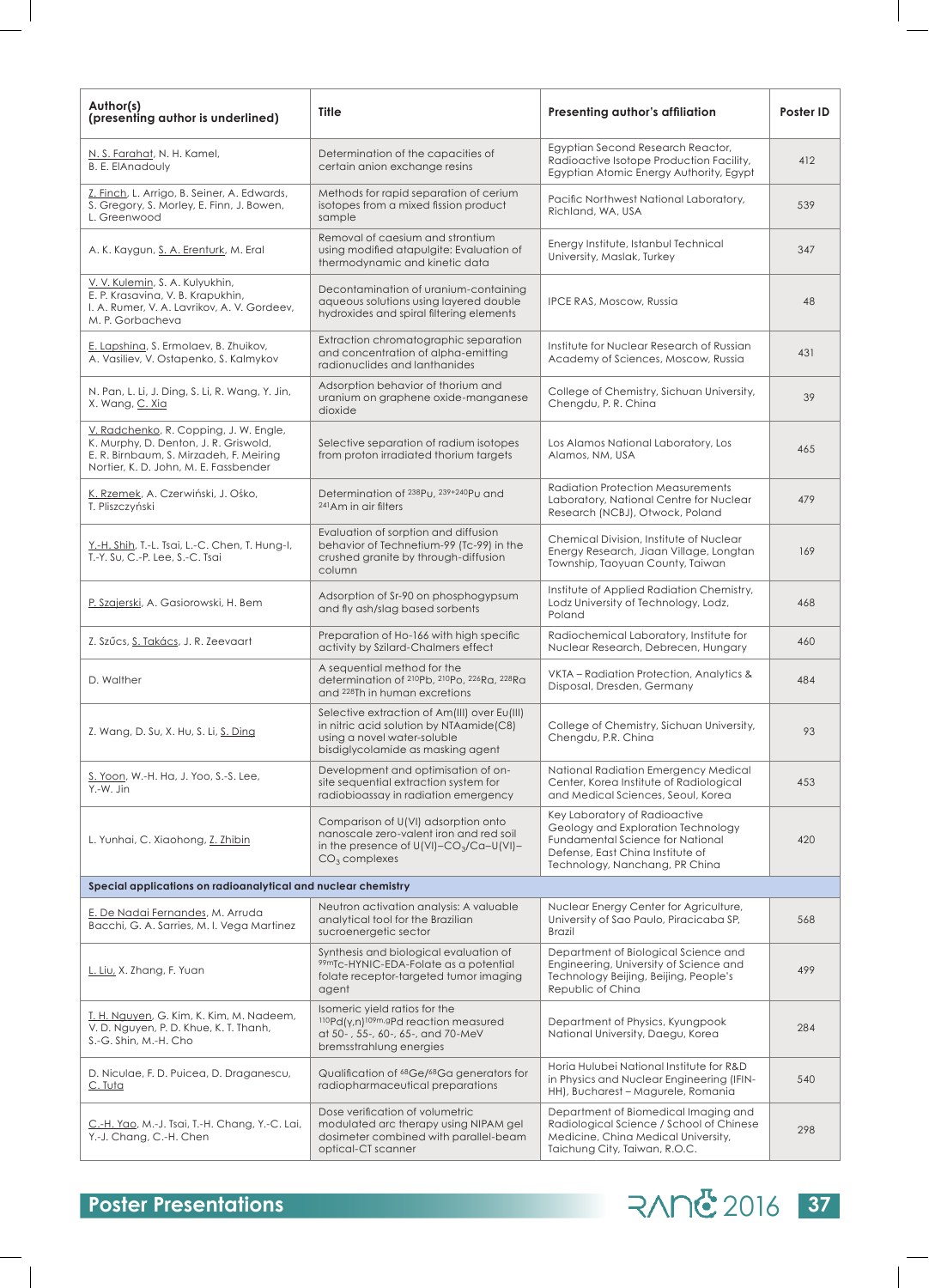| Author(s) (presenting author is underlined) | Title | Presenting author's affiliation | Poster ID |
|---|---|---|---|
| N. S. Farahat, N. H. Kamel, B. E. ElAnadouly | Determination of the capacities of certain anion exchange resins | Egyptian Second Research Reactor, Radioactive Isotope Production Facility, Egyptian Atomic Energy Authority, Egypt | 412 |
| Z. Finch, L. Arrigo, B. Seiner, A. Edwards, S. Gregory, S. Morley, E. Finn, J. Bowen, L. Greenwood | Methods for rapid separation of cerium isotopes from a mixed fission product sample | Pacific Northwest National Laboratory, Richland, WA, USA | 539 |
| A. K. Kaygun, S. A. Erenturk, M. Eral | Removal of caesium and strontium using modified atapulgite: Evaluation of thermodynamic and kinetic data | Energy Institute, Istanbul Technical University, Maslak, Turkey | 347 |
| V. V. Kulemin, S. A. Kulyukhin, E. P. Krasavina, V. B. Krapukhin, I. A. Rumer, V. A. Lavrikov, A. V. Gordeev, M. P. Gorbacheva | Decontamination of uranium-containing aqueous solutions using layered double hydroxides and spiral filtering elements | IPCE RAS, Moscow, Russia | 48 |
| E. Lapshina, S. Ermolaev, B. Zhuikov, A. Vasiliev, V. Ostapenko, S. Kalmykov | Extraction chromatographic separation and concentration of alpha-emitting radionuclides and lanthanides | Institute for Nuclear Research of Russian Academy of Sciences, Moscow, Russia | 431 |
| N. Pan, L. Li, J. Ding, S. Li, R. Wang, Y. Jin, X. Wang, C. Xia | Adsorption behavior of thorium and uranium on graphene oxide-manganese dioxide | College of Chemistry, Sichuan University, Chengdu, P. R. China | 39 |
| V. Radchenko, R. Copping, J. W. Engle, K. Murphy, D. Denton, J. R. Griswold, E. R. Birnbaum, S. Mirzadeh, F. Meiring Nortier, K. D. John, M. E. Fassbender | Selective separation of radium isotopes from proton irradiated thorium targets | Los Alamos National Laboratory, Los Alamos, NM, USA | 465 |
| K. Rzemek, A. Czerwiński, J. Ośko, T. Pliszczyński | Determination of $^{238}Pu$, $^{239+240}Pu$ and $^{241}Am$ in air filters | Radiation Protection Measurements Laboratory, National Centre for Nuclear Research (NCBJ), Otwock, Poland | 479 |
| Y.-H. Shih, T.-L. Tsai, L.-C. Chen, T. Hung-I, T.-Y. Su, C.-P. Lee, S.-C. Tsai | Evaluation of sorption and diffusion behavior of Technetium-99 (Tc-99) in the crushed granite by through-diffusion column | Chemical Division, Institute of Nuclear Energy Research, Jiaan Village, Longtan Township, Taoyuan County, Taiwan | 169 |
| P. Szajerski, A. Gasiorowski, H. Bem | Adsorption of Sr-90 on phosphogypsum and fly ash/slag based sorbents | Institute of Applied Radiation Chemistry, Lodz University of Technology, Lodz, Poland | 468 |
| Z. Szűcs, S. Takács, J. R. Zeevaart | Preparation of Ho-166 with high specific activity by Szilard-Chalmers effect | Radiochemical Laboratory, Institute for Nuclear Research, Debrecen, Hungary | 460 |
| D. Walther | A sequential method for the determination of $^{210}Pb$, $^{210}Po$, $^{226}Ra$, $^{228}Ra$ and $^{228}Th$ in human excretions | VKTA – Radiation Protection, Analytics & Disposal, Dresden, Germany | 484 |
| Z. Wang, D. Su, X. Hu, S. Li, S. Ding | Selective extraction of Am(III) over Eu(III) in nitric acid solution by NTAamide(C8) using a novel water-soluble bisdiglycolamide as masking agent | College of Chemistry, Sichuan University, Chengdu, P.R. China | 93 |
| S. Yoon, W.-H. Ha, J. Yoo, S.-S. Lee, Y.-W. Jin | Development and optimisation of on-site sequential extraction system for radiobioassay in radiation emergency | National Radiation Emergency Medical Center, Korea Institute of Radiological and Medical Sciences, Seoul, Korea | 453 |
| L. Yunhai, C. Xiaohong, Z. Zhibin | Comparison of U(VI) adsorption onto nanoscale zero-valent iron and red soil in the presence of U(VI)–$CO_3$/Ca–U(VI)–$CO_3$ complexes | Key Laboratory of Radioactive Geology and Exploration Technology Fundamental Science for National Defense, East China Institute of Technology, Nanchang, PR China | 420 |
| **Special applications on radioanalytical and nuclear chemistry** | | | |
| E. De Nadai Fernandes, M. Arruda Bacchi, G. A. Sarries, M. I. Vega Martinez | Neutron activation analysis: A valuable analytical tool for the Brazilian sucroenergetic sector | Nuclear Energy Center for Agriculture, University of Sao Paulo, Piracicaba SP, Brazil | 568 |
| L. Liu, X. Zhang, F. Yuan | Synthesis and biological evaluation of $^{99m}Tc$-HYNIC-EDA-Folate as a potential folate receptor-targeted tumor imaging agent | Department of Biological Science and Engineering, University of Science and Technology Beijing, Beijing, People's Republic of China | 499 |
| T. H. Nguyen, G. Kim, K. Kim, M. Nadeem, V. D. Nguyen, P. D. Khue, K. T. Thanh, S.-G. Shin, M.-H. Cho | Isomeric yield ratios for the $^{110}Pd(\gamma,n)^{109m,g}Pd$ reaction measured at 50-, 55-, 60-, 65-, and 70-MeV bremsstrahlung energies | Department of Physics, Kyungpook National University, Daegu, Korea | 284 |
| D. Niculae, F. D. Puicea, D. Draganescu, C. Tuta | Qualification of $^{68}Ge/^{68}Ga$ generators for radiopharmaceutical preparations | Horia Hulubei National Institute for R&D in Physics and Nuclear Engineering (IFIN-HH), Bucharest – Magurele, Romania | 540 |
| C.-H. Yao, M.-J. Tsai, T.-H. Chang, Y.-C. Lai, Y.-J. Chang, C.-H. Chen | Dose verification of volumetric modulated arc therapy using NIPAM gel dosimeter combined with parallel-beam optical-CT scanner | Department of Biomedical Imaging and Radiological Science / School of Chinese Medicine, China Medical University, Taichung City, Taiwan, R.O.C. | 298 |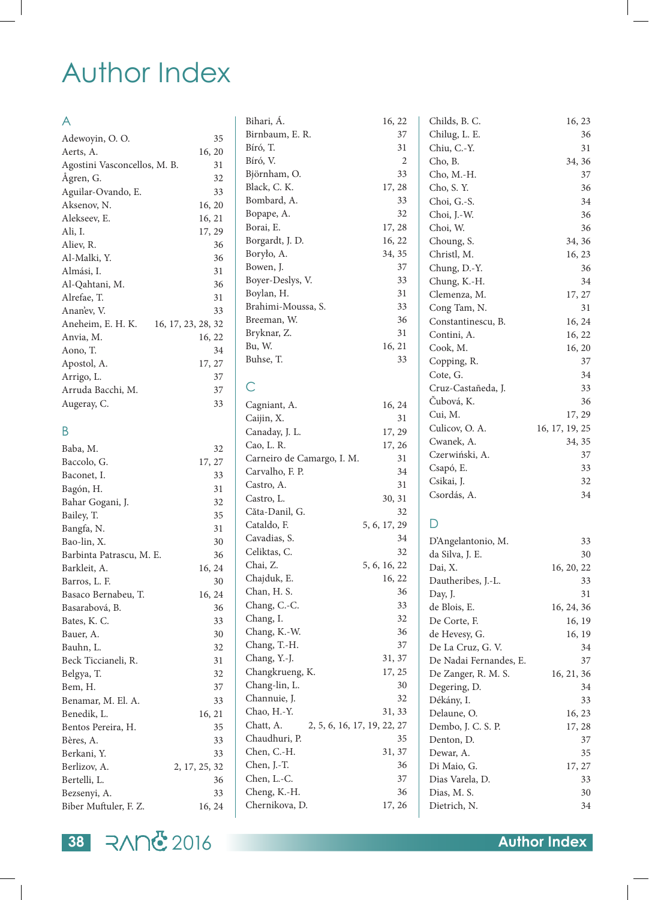# Author Index

## A

Adewoyin, O. O. 35
Aerts, A. 16, 20
Agostini Vasconcellos, M. B. 31
Ågren, G. 32
Aguilar-Ovando, E. 33
Aksenov, N. 16, 20
Alekseev, E. 16, 21
Ali, I. 17, 29
Aliev, R. 36
Al-Malki, Y. 36
Almási, I. 31
Al-Qahtani, M. 36
Alrefae, T. 31
Anan'ev, V. 33
Aneheim, E. H. K. 16, 17, 23, 28, 32
Anvia, M. 16, 22
Aono, T. 34
Apostol, A. 17, 27
Arrigo, L. 37
Arruda Bacchi, M. 37
Augeray, C. 33

## B

Baba, M. 32
Baccolo, G. 17, 27
Baconet, I. 33
Bagón, H. 31
Bahar Gogani, J. 32
Bailey, T. 35
Bangfa, N. 31
Bao-lin, X. 30
Barbinta Patrascu, M. E. 36
Barkleit, A. 16, 24
Barros, L. F. 30
Basaco Bernabeu, T. 16, 24
Basarabová, B. 36
Bates, K. C. 33
Bauer, A. 30
Bauhn, L. 32
Beck Ticcianeli, R. 31
Belgya, T. 32
Bem, H. 37
Benamar, M. El. A. 33
Benedik, L. 16, 21
Bentos Pereira, H. 35
Bères, A. 33
Berkani, Y. 33
Berlizov, A. 2, 17, 25, 32
Bertelli, L. 36
Bezsenyi, A. 33
Biber Muftuler, F. Z. 16, 24
Bihari, Á. 16, 22
Birnbaum, E. R. 37
Bíró, T. 31
Bíró, V. 2
Björnham, O. 33
Black, C. K. 17, 28
Bombard, A. 33
Bopape, A. 32
Borai, E. 17, 28
Borgardt, J. D. 16, 22
Boryło, A. 34, 35
Bowen, J. 37
Boyer-Deslys, V. 33
Boylan, H. 31
Brahimi-Moussa, S. 33
Breeman, W. 36
Bryknar, Z. 31
Bu, W. 16, 21
Buhse, T. 33

## C

Cagniant, A. 16, 24
Caijin, X. 31
Canaday, J. L. 17, 29
Cao, L. R. 17, 26
Carneiro de Camargo, I. M. 31
Carvalho, F. P. 34
Castro, A. 31
Castro, L. 30, 31
Căta-Danil, G. 32
Cataldo, F. 5, 6, 17, 29
Cavadias, S. 34
Celiktas, C. 32
Chai, Z. 5, 6, 16, 22
Chajduk, E. 16, 22
Chan, H. S. 36
Chang, C.-C. 33
Chang, I. 32
Chang, K.-W. 36
Chang, T.-H. 37
Chang, Y.-J. 31, 37
Changkrueng, K. 17, 25
Chang-lin, L. 30
Channuie, J. 32
Chao, H.-Y. 31, 33
Chatt, A. 2, 5, 6, 16, 17, 19, 22, 27
Chaudhuri, P. 35
Chen, C.-H. 31, 37
Chen, J.-T. 36
Chen, L.-C. 37
Cheng, K.-H. 36
Chernikova, D. 17, 26
Childs, B. C. 16, 23
Chilug, L. E. 36
Chiu, C.-Y. 31
Cho, B. 34, 36
Cho, M.-H. 37
Cho, S. Y. 36
Choi, G.-S. 34
Choi, J.-W. 36
Choi, W. 36
Choung, S. 34, 36
Christl, M. 16, 23
Chung, D.-Y. 36
Chung, K.-H. 34
Clemenza, M. 17, 27
Cong Tam, N. 31
Constantinescu, B. 16, 24
Contini, A. 16, 22
Cook, M. 16, 20
Copping, R. 37
Cote, G. 34
Cruz-Castañeda, J. 33
Čubová, K. 36
Cui, M. 17, 29
Culicov, O. A. 16, 17, 19, 25
Cwanek, A. 34, 35
Czerwiński, A. 37
Csapó, E. 33
Csikai, J. 32
Csordás, A. 34

## D

D'Angelantonio, M. 33
da Silva, J. E. 30
Dai, X. 16, 20, 22
Dautheribes, J.-L. 33
Day, J. 31
de Blois, E. 16, 24, 36
De Corte, F. 16, 19
de Hevesy, G. 16, 19
De La Cruz, G. V. 34
De Nadai Fernandes, E. 37
De Zanger, R. M. S. 16, 21, 36
Degering, D. 34
Dékány, I. 33
Delaune, O. 16, 23
Dembo, J. C. S. P. 17, 28
Denton, D. 37
Dewar, A. 35
Di Maio, G. 17, 27
Dias Varela, D. 33
Dias, M. S. 30
Dietrich, N. 34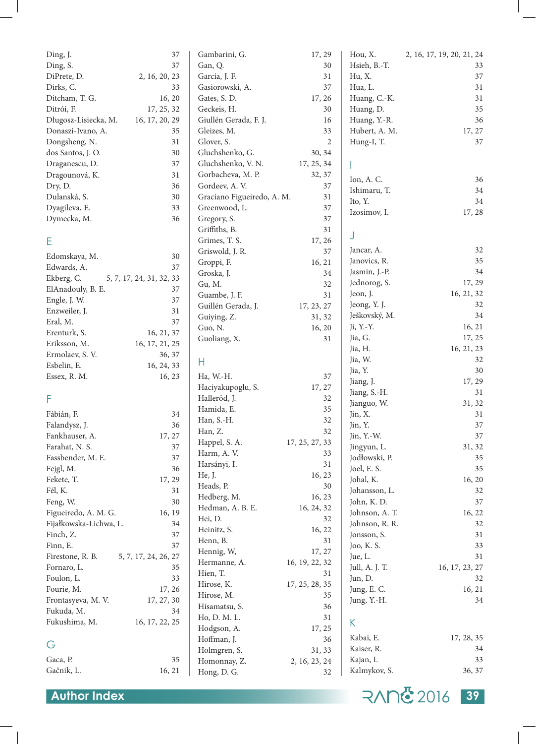Ding, J. 37
Ding, S. 37
DiPrete, D. 2, 16, 20, 23
Dirks, C. 33
Ditcham, T. G. 16, 20
Ditrói, F. 17, 25, 32
Długosz-Lisiecka, M. 16, 17, 20, 29
Donaszi-Ivano, A. 35
Dongsheng, N. 31
dos Santos, J. O. 30
Draganescu, D. 37
Dragounová, K. 31
Dry, D. 36
Dulanská, S. 30
Dyagileva, E. 33
Dymecka, M. 36

## E

Edomskaya, M. 30
Edwards, A. 37
Ekberg, C. 5, 7, 17, 24, 31, 32, 33
ElAnadouly, B. E. 37
Engle, J. W. 37
Enzweiler, J. 31
Eral, M. 37
Erenturk, S. 16, 21, 37
Eriksson, M. 16, 17, 21, 25
Ermolaev, S. V. 36, 37
Esbelin, E. 16, 24, 33
Essex, R. M. 16, 23

## F

Fábián, F. 34
Falandysz, J. 36
Fankhauser, A. 17, 27
Farahat, N. S. 37
Fassbender, M. E. 37
Fejgl, M. 36
Fekete, T. 17, 29
Fél, K. 31
Feng, W. 30
Figueiredo, A. M. G. 16, 19
Fijałkowska-Lichwa, L. 34
Finch, Z. 37
Finn, E. 37
Firestone, R. B. 5, 7, 17, 24, 26, 27
Fornaro, L. 35
Foulon, L. 33
Fourie, M. 17, 26
Frontasyeva, M. V. 17, 27, 30
Fukuda, M. 34
Fukushima, M. 16, 17, 22, 25

## G

Gaca, P. 35
Gačnik, L. 16, 21
Gambarini, G. 17, 29
Gan, Q. 30
García, J. F. 31
Gasiorowski, A. 37
Gates, S. D. 17, 26
Geckeis, H. 30
Giullén Gerada, F. J. 16
Gleizes, M. 33
Glover, S. 2
Gluchshenko, G. 30, 34
Gluchshenko, V. N. 17, 25, 34
Gorbacheva, M. P. 32, 37
Gordeev, A. V. 37
Graciano Figueiredo, A. M. 31
Greenwood, L. 37
Gregory, S. 37
Griffiths, B. 31
Grimes, T. S. 17, 26
Griswold, J. R. 37
Groppi, F. 16, 21
Groska, J. 34
Gu, M. 32
Guambe, J. F. 31
Guillén Gerada, J. 17, 23, 27
Guiying, Z. 31, 32
Guo, N. 16, 20
Guoliang, X. 31

## H

Ha, W.-H. 37
Haciyakupoglu, S. 17, 27
Halleröd, J. 32
Hamida, E. 35
Han, S.-H. 32
Han, Z. 32
Happel, S. A. 17, 25, 27, 33
Harm, A. V. 33
Harsányi, I. 31
He, J. 16, 23
Heads, P. 30
Hedberg, M. 16, 23
Hedman, A. B. E. 16, 24, 32
Hei, D. 32
Heinitz, S. 16, 22
Henn, B. 31
Hennig, W, 17, 27
Hermanne, A. 16, 19, 22, 32
Hien, T. 31
Hirose, K. 17, 25, 28, 35
Hirose, M. 35
Hisamatsu, S. 36
Ho, D. M. L. 31
Hodgson, A. 17, 25
Hoffman, J. 36
Holmgren, S. 31, 33
Homonnay, Z. 2, 16, 23, 24
Hong, D. G. 32
Hou, X. 2, 16, 17, 19, 20, 21, 24
Hsieh, B.-T. 33
Hu, X. 37
Hua, L. 31
Huang, C.-K. 31
Huang, D. 35
Huang, Y.-R. 36
Hubert, A. M. 17, 27
Hung-I, T. 37

## I

Ion, A. C. 36
Ishimaru, T. 34
Ito, Y. 34
Izosimov, I. 17, 28

## J

Jancar, A. 32
Janovics, R. 35
Jasmin, J.-P. 34
Jednorog, S. 17, 29
Jeon, J. 16, 21, 32
Jeong, Y. J. 32
Ješkovský, M. 34
Ji, Y.-Y. 16, 21
Jia, G. 17, 25
Jia, H. 16, 21, 23
Jia, W. 32
Jia, Y. 30
Jiang, J. 17, 29
Jiang, S.-H. 31
Jianguo, W. 31, 32
Jin, X. 31
Jin, Y. 37
Jin, Y.-W. 37
Jingyun, L. 31, 32
Jodłowski, P. 35
Joel, E. S. 35
Johal, K. 16, 20
Johansson, L. 32
John, K. D. 37
Johnson, A. T. 16, 22
Johnson, R. R. 32
Jonsson, S. 31
Joo, K. S. 33
Jue, L. 31
Jull, A. J. T. 16, 17, 23, 27
Jun, D. 32
Jung, E. C. 16, 21
Jung, Y.-H. 34

## K

Kabai, E. 17, 28, 35
Kaiser, R. 34
Kajan, I. 33
Kalmykov, S. 36, 37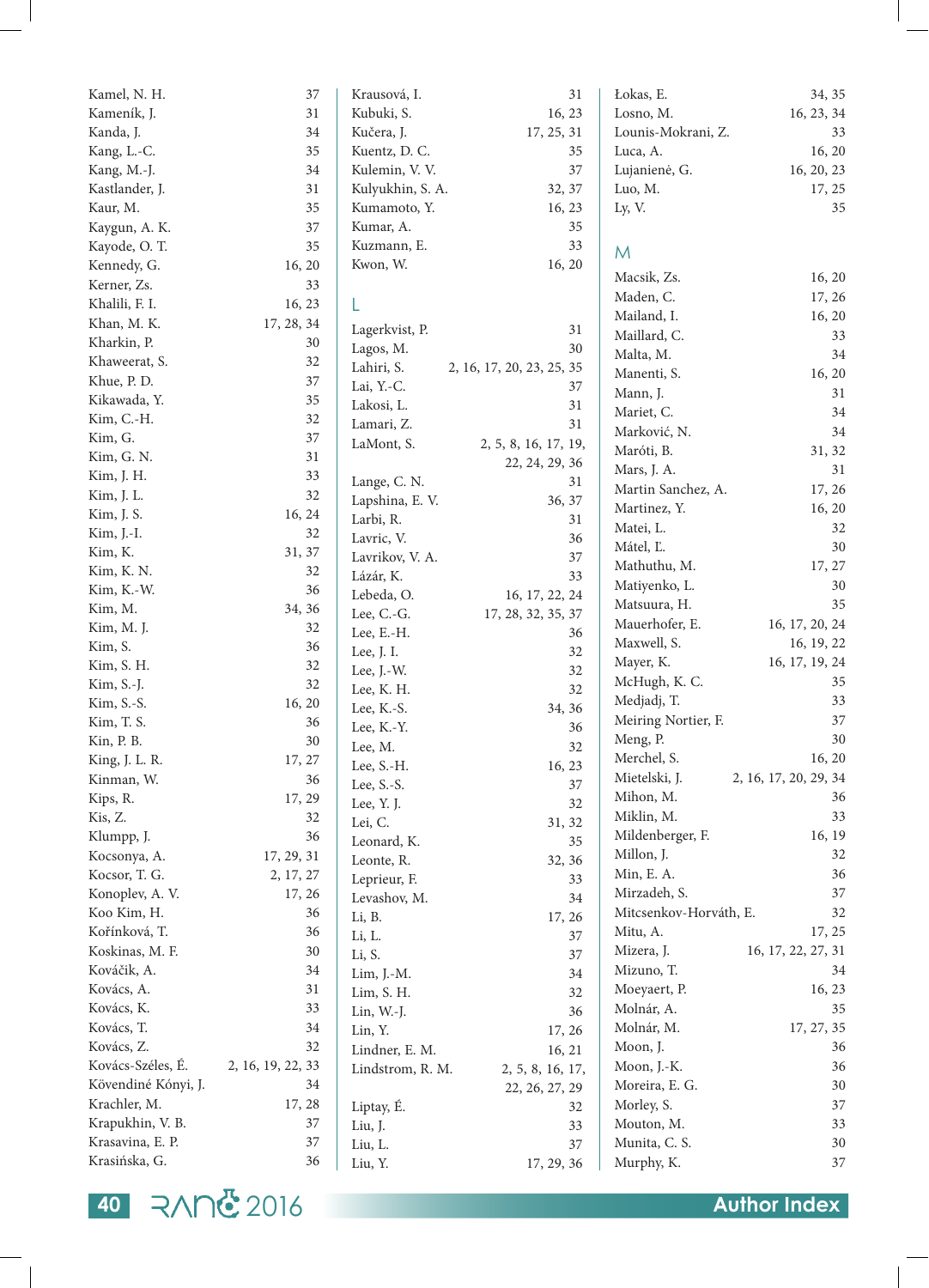Kamel, N. H. 37
Kameník, J. 31
Kanda, J. 34
Kang, L.-C. 35
Kang, M.-J. 34
Kastlander, J. 31
Kaur, M. 35
Kaygun, A. K. 37
Kayode, O. T. 35
Kennedy, G. 16, 20
Kerner, Zs. 33
Khalili, F. I. 16, 23
Khan, M. K. 17, 28, 34
Kharkin, P. 30
Khaweerat, S. 32
Khue, P. D. 37
Kikawada, Y. 35
Kim, C.-H. 32
Kim, G. 37
Kim, G. N. 31
Kim, J. H. 33
Kim, J. L. 32
Kim, J. S. 16, 24
Kim, J.-I. 32
Kim, K. 31, 37
Kim, K. N. 32
Kim, K.-W. 36
Kim, M. 34, 36
Kim, M. J. 32
Kim, S. 36
Kim, S. H. 32
Kim, S.-J. 32
Kim, S.-S. 16, 20
Kim, T. S. 36
Kin, P. B. 30
King, J. L. R. 17, 27
Kinman, W. 36
Kips, R. 17, 29
Kis, Z. 32
Klumpp, J. 36
Kocsonya, A. 17, 29, 31
Kocsor, T. G. 2, 17, 27
Konoplev, A. V. 17, 26
Koo Kim, H. 36
Kořínková, T. 36
Koskinas, M. F. 30
Kováčik, A. 34
Kovács, A. 31
Kovács, K. 33
Kovács, T. 34
Kovács, Z. 32
Kovács-Széles, É. 2, 16, 19, 22, 33
Kövendiné Kónyi, J. 34
Krachler, M. 17, 28
Krapukhin, V. B. 37
Krasavina, E. P. 37
Krasińska, G. 36
Krausová, I. 31
Kubuki, S. 16, 23
Kučera, J. 17, 25, 31
Kuentz, D. C. 35
Kulemin, V. V. 37
Kulyukhin, S. A. 32, 37
Kumamoto, Y. 16, 23
Kumar, A. 35
Kuzmann, E. 33
Kwon, W. 16, 20

## L

Lagerkvist, P. 31
Lagos, M. 30
Lahiri, S. 2, 16, 17, 20, 23, 25, 35
Lai, Y.-C. 37
Lakosi, L. 31
Lamari, Z. 31
LaMont, S. 2, 5, 8, 16, 17, 19, 22, 24, 29, 36
Lange, C. N. 31
Lapshina, E. V. 36, 37
Larbi, R. 31
Lavric, V. 36
Lavrikov, V. A. 37
Lázár, K. 33
Lebeda, O. 16, 17, 22, 24
Lee, C.-G. 17, 28, 32, 35, 37
Lee, E.-H. 36
Lee, J. I. 32
Lee, J.-W. 32
Lee, K. H. 32
Lee, K.-S. 34, 36
Lee, K.-Y. 36
Lee, M. 32
Lee, S.-H. 16, 23
Lee, S.-S. 37
Lee, Y. J. 32
Lei, C. 31, 32
Leonard, K. 35
Leonte, R. 32, 36
Leprieur, F. 33
Levashov, M. 34
Li, B. 17, 26
Li, L. 37
Li, S. 37
Lim, J.-M. 34
Lim, S. H. 32
Lin, W.-J. 36
Lin, Y. 17, 26
Lindner, E. M. 16, 21
Lindstrom, R. M. 2, 5, 8, 16, 17, 22, 26, 27, 29
Liptay, É. 32
Liu, J. 33
Liu, L. 37
Liu, Y. 17, 29, 36
Łokas, E. 34, 35
Losno, M. 16, 23, 34
Lounis-Mokrani, Z. 33
Luca, A. 16, 20
Lujanienė, G. 16, 20, 23
Luo, M. 17, 25
Ly, V. 35

## M

Macsik, Zs. 16, 20
Maden, C. 17, 26
Mailand, I. 16, 20
Maillard, C. 33
Malta, M. 34
Manenti, S. 16, 20
Mann, J. 31
Mariet, C. 34
Marković, N. 34
Maróti, B. 31, 32
Mars, J. A. 31
Martin Sanchez, A. 17, 26
Martinez, Y. 16, 20
Matei, L. 32
Mátel, Ľ. 30
Mathuthu, M. 17, 27
Matiyenko, L. 30
Matsuura, H. 35
Mauerhofer, E. 16, 17, 20, 24
Maxwell, S. 16, 19, 22
Mayer, K. 16, 17, 19, 24
McHugh, K. C. 35
Medjadj, T. 33
Meiring Nortier, F. 37
Meng, P. 30
Merchel, S. 16, 20
Mietelski, J. 2, 16, 17, 20, 29, 34
Mihon, M. 36
Miklin, M. 33
Mildenberger, F. 16, 19
Millon, J. 32
Min, E. A. 36
Mirzadeh, S. 37
Mitcsenkov-Horváth, E. 32
Mitu, A. 17, 25
Mizera, J. 16, 17, 22, 27, 31
Mizuno, T. 34
Moeyaert, P. 16, 23
Molnár, A. 35
Molnár, M. 17, 27, 35
Moon, J. 36
Moon, J.-K. 36
Moreira, E. G. 30
Morley, S. 37
Mouton, M. 33
Munita, C. S. 30
Murphy, K. 37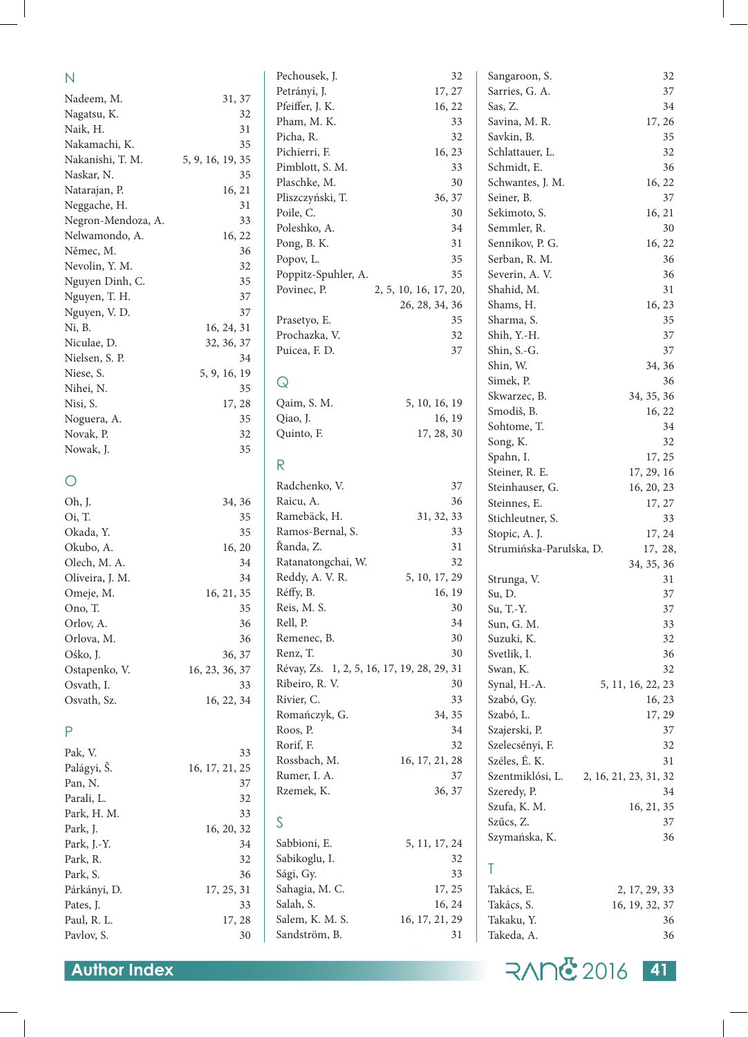## N

Nadeem, M. 31, 37
Nagatsu, K. 32
Naik, H. 31
Nakamachi, K. 35
Nakanishi, T. M. 5, 9, 16, 19, 35
Naskar, N. 35
Natarajan, P. 16, 21
Neggache, H. 31
Negron-Mendoza, A. 33
Nelwamondo, A. 16, 22
Němec, M. 36
Nevolin, Y. M. 32
Nguyen Dinh, C. 35
Nguyen, T. H. 37
Nguyen, V. D. 37
Ni, B. 16, 24, 31
Niculae, D. 32, 36, 37
Nielsen, S. P. 34
Niese, S. 5, 9, 16, 19
Nihei, N. 35
Nisi, S. 17, 28
Noguera, A. 35
Novak, P. 32
Nowak, J. 35

## O

Oh, J. 34, 36
Oi, T. 35
Okada, Y. 35
Okubo, A. 16, 20
Olech, M. A. 34
Oliveira, J. M. 34
Omeje, M. 16, 21, 35
Ono, T. 35
Orlov, A. 36
Orlova, M. 36
Ośko, J. 36, 37
Ostapenko, V. 16, 23, 36, 37
Osvath, I. 33
Osvath, Sz. 16, 22, 34

## P

Pak, V. 33
Palágyi, Š. 16, 17, 21, 25
Pan, N. 37
Parali, L. 32
Park, H. M. 33
Park, J. 16, 20, 32
Park, J.-Y. 34
Park, R. 32
Park, S. 36
Párkányi, D. 17, 25, 31
Pates, J. 33
Paul, R. L. 17, 28
Pavlov, S. 30
Pechousek, J. 32
Petrányi, J. 17, 27
Pfeiffer, J. K. 16, 22
Pham, M. K. 33
Picha, R. 32
Pichierri, F. 16, 23
Pimblott, S. M. 33
Plaschke, M. 30
Pliszczyński, T. 36, 37
Poile, C. 30
Poleshko, A. 34
Pong, B. K. 31
Popov, L. 35
Poppitz-Spuhler, A. 35
Povinec, P. 2, 5, 10, 16, 17, 20, 26, 28, 34, 36
Prasetyo, E. 35
Prochazka, V. 32
Puicea, F. D. 37

## Q

Qaim, S. M. 5, 10, 16, 19
Qiao, J. 16, 19
Quinto, F. 17, 28, 30

## R

Radchenko, V. 37
Raicu, A. 36
Ramebäck, H. 31, 32, 33
Ramos-Bernal, S. 33
Řanda, Z. 31
Ratanatongchai, W. 32
Reddy, A. V. R. 5, 10, 17, 29
Réffy, B. 16, 19
Reis, M. S. 30
Rell, P. 34
Remenec, B. 30
Renz, T. 30
Révay, Zs. 1, 2, 5, 16, 17, 19, 28, 29, 31
Ribeiro, R. V. 30
Rivier, C. 33
Romańczyk, G. 34, 35
Roos, P. 34
Rorif, F. 32
Rossbach, M. 16, 17, 21, 28
Rumer, I. A. 37
Rzemek, K. 36, 37

## S

Sabbioni, E. 5, 11, 17, 24
Sabikoglu, I. 32
Sági, Gy. 33
Sahagia, M. C. 17, 25
Salah, S. 16, 24
Salem, K. M. S. 16, 17, 21, 29
Sandström, B. 31
Sangaroon, S. 32
Sarries, G. A. 37
Sas, Z. 34
Savina, M. R. 17, 26
Savkin, B. 35
Schlattauer, L. 32
Schmidt, E. 36
Schwantes, J. M. 16, 22
Seiner, B. 37
Sekimoto, S. 16, 21
Semmler, R. 30
Sennikov, P. G. 16, 22
Serban, R. M. 36
Severin, A. V. 36
Shahid, M. 31
Shams, H. 16, 23
Sharma, S. 35
Shih, Y.-H. 37
Shin, S.-G. 37
Shin, W. 34, 36
Simek, P. 36
Skwarzec, B. 34, 35, 36
Smodiš, B. 16, 22
Sohtome, T. 34
Song, K. 32
Spahn, I. 17, 25
Steiner, R. E. 17, 29, 16
Steinhauser, G. 16, 20, 23
Steinnes, E. 17, 27
Stichleutner, S. 33
Stopic, A. J. 17, 24
Strumińska-Parulska, D. 17, 28, 34, 35, 36
Strunga, V. 31
Su, D. 37
Su, T.-Y. 37
Sun, G. M. 33
Suzuki, K. 32
Svetlik, I. 36
Swan, K. 32
Synal, H.-A. 5, 11, 16, 22, 23
Szabó, Gy. 16, 23
Szabó, L. 17, 29
Szajerski, P. 37
Szelecsényi, F. 32
Széles, É. K. 31
Szentmiklósi, L. 2, 16, 21, 23, 31, 32
Szeredy, P. 34
Szufa, K. M. 16, 21, 35
Szűcs, Z. 37
Szymańska, K. 36

## T

Takács, E. 2, 17, 29, 33
Takács, S. 16, 19, 32, 37
Takaku, Y. 36
Takeda, A. 36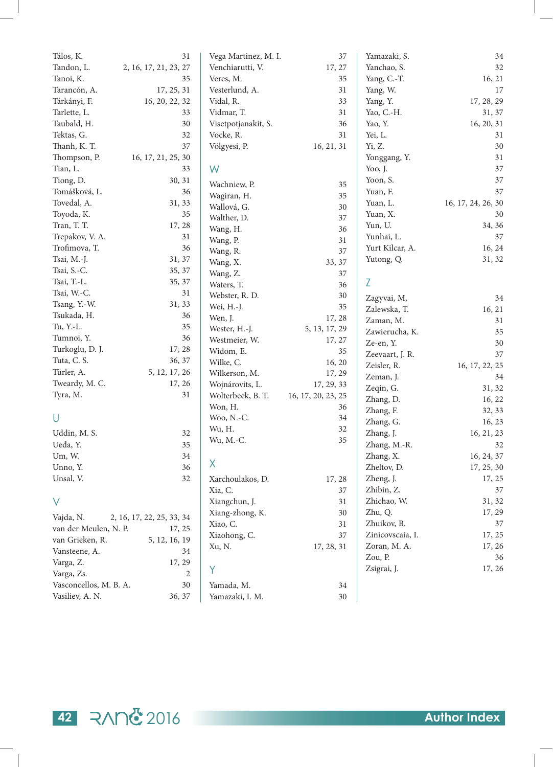Tálos, K. 31
Tandon, L. 2, 16, 17, 21, 23, 27
Tanoi, K. 35
Tarancón, A. 17, 25, 31
Tárkányi, F. 16, 20, 22, 32
Tarlette, L. 33
Taubald, H. 30
Tektas, G. 32
Thanh, K. T. 37
Thompson, P. 16, 17, 21, 25, 30
Tian, L. 33
Tiong, D. 30, 31
Tomášková, L. 36
Tovedal, A. 31, 33
Toyoda, K. 35
Tran, T. T. 17, 28
Trepakov, V. A. 31
Trofimova, T. 36
Tsai, M.-J. 31, 37
Tsai, S.-C. 35, 37
Tsai, T.-L. 35, 37
Tsai, W.-C. 31
Tsang, Y.-W. 31, 33
Tsukada, H. 36
Tu, Y.-L. 35
Tumnoi, Y. 36
Turkoglu, D. J. 17, 28
Tuta, C. S. 36, 37
Türler, A. 5, 12, 17, 26
Tweardy, M. C. 17, 26
Tyra, M. 31

## U

Uddin, M. S. 32
Ueda, Y. 35
Um, W. 34
Unno, Y. 36
Unsal, V. 32

## V

Vajda, N. 2, 16, 17, 22, 25, 33, 34
van der Meulen, N. P. 17, 25
van Grieken, R. 5, 12, 16, 19
Vansteene, A. 34
Varga, Z. 17, 29
Varga, Zs. 2
Vasconcellos, M. B. A. 30
Vasiliev, A. N. 36, 37
Vega Martinez, M. I. 37
Venchiarutti, V. 17, 27
Veres, M. 35
Vesterlund, A. 31
Vidal, R. 33
Vidmar, T. 31
Visetpotjanakit, S. 36
Vocke, R. 31
Völgyesi, P. 16, 21, 31

## W

Wachniew, P. 35
Wagiran, H. 35
Wallová, G. 30
Walther, D. 37
Wang, H. 36
Wang, P. 31
Wang, R. 37
Wang, X. 33, 37
Wang, Z. 37
Waters, T. 36
Webster, R. D. 30
Wei, H.-J. 35
Wen, J. 17, 28
Wester, H.-J. 5, 13, 17, 29
Westmeier, W. 17, 27
Widom, E. 35
Wilke, C. 16, 20
Wilkerson, M. 17, 29
Wojnárovits, L. 17, 29, 33
Wolterbeek, B. T. 16, 17, 20, 23, 25
Won, H. 36
Woo, N.-C. 34
Wu, H. 32
Wu, M.-C. 35

## X

Xarchoulakos, D. 17, 28
Xia, C. 37
Xiangchun, J. 31
Xiang-zhong, K. 30
Xiao, C. 31
Xiaohong, C. 37
Xu, N. 17, 28, 31

## Y

Yamada, M. 34
Yamazaki, I. M. 30
Yamazaki, S. 34
Yanchao, S. 32
Yang, C.-T. 16, 21
Yang, W. 17
Yang, Y. 17, 28, 29
Yao, C.-H. 31, 37
Yao, Y. 16, 20, 31
Yei, L. 31
Yi, Z. 30
Yonggang, Y. 31
Yoo, J. 37
Yoon, S. 37
Yuan, F. 37
Yuan, L. 16, 17, 24, 26, 30
Yuan, X. 30
Yun, U. 34, 36
Yunhai, L. 37
Yurt Kilcar, A. 16, 24
Yutong, Q. 31, 32

## Z

Zagyvai, M, 34
Zalewska, T. 16, 21
Zaman, M. 31
Zawierucha, K. 35
Ze-en, Y. 30
Zeevaart, J. R. 37
Zeisler, R. 16, 17, 22, 25
Zeman, J. 34
Zeqin, G. 31, 32
Zhang, D. 16, 22
Zhang, F. 32, 33
Zhang, G. 16, 23
Zhang, J. 16, 21, 23
Zhang, M.-R. 32
Zhang, X. 16, 24, 37
Zheltov, D. 17, 25, 30
Zheng, J. 17, 25
Zhibin, Z. 37
Zhichao, W. 31, 32
Zhu, Q. 17, 29
Zhuikov, B. 37
Zinicovscaia, I. 17, 25
Zoran, M. A. 17, 26
Zou, P. 36
Zsigrai, J. 17, 26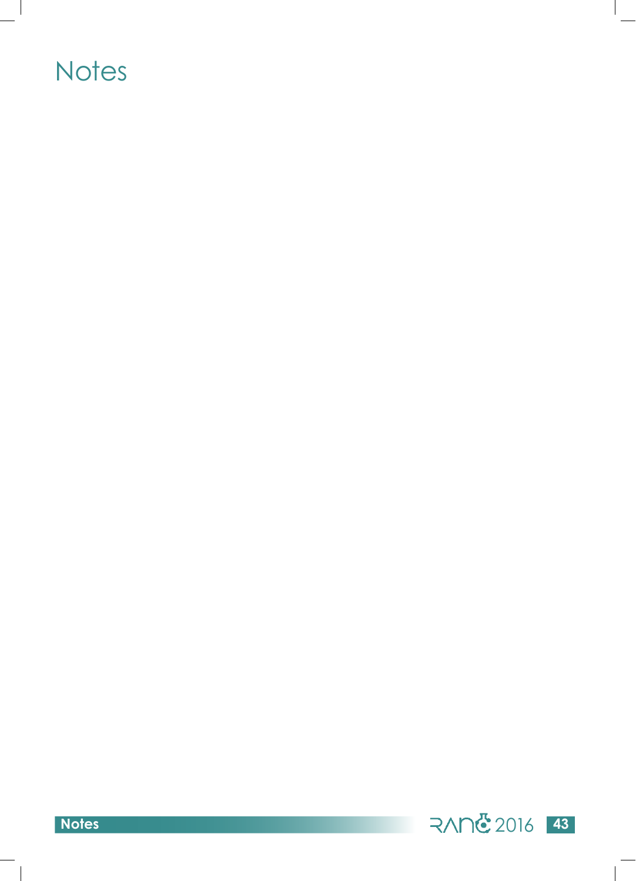# Notes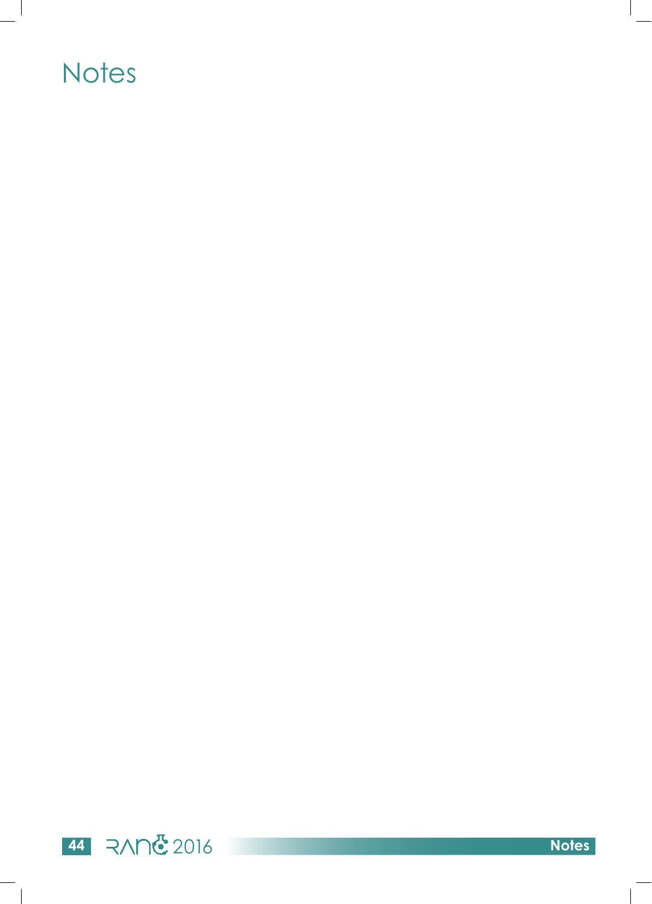# Notes